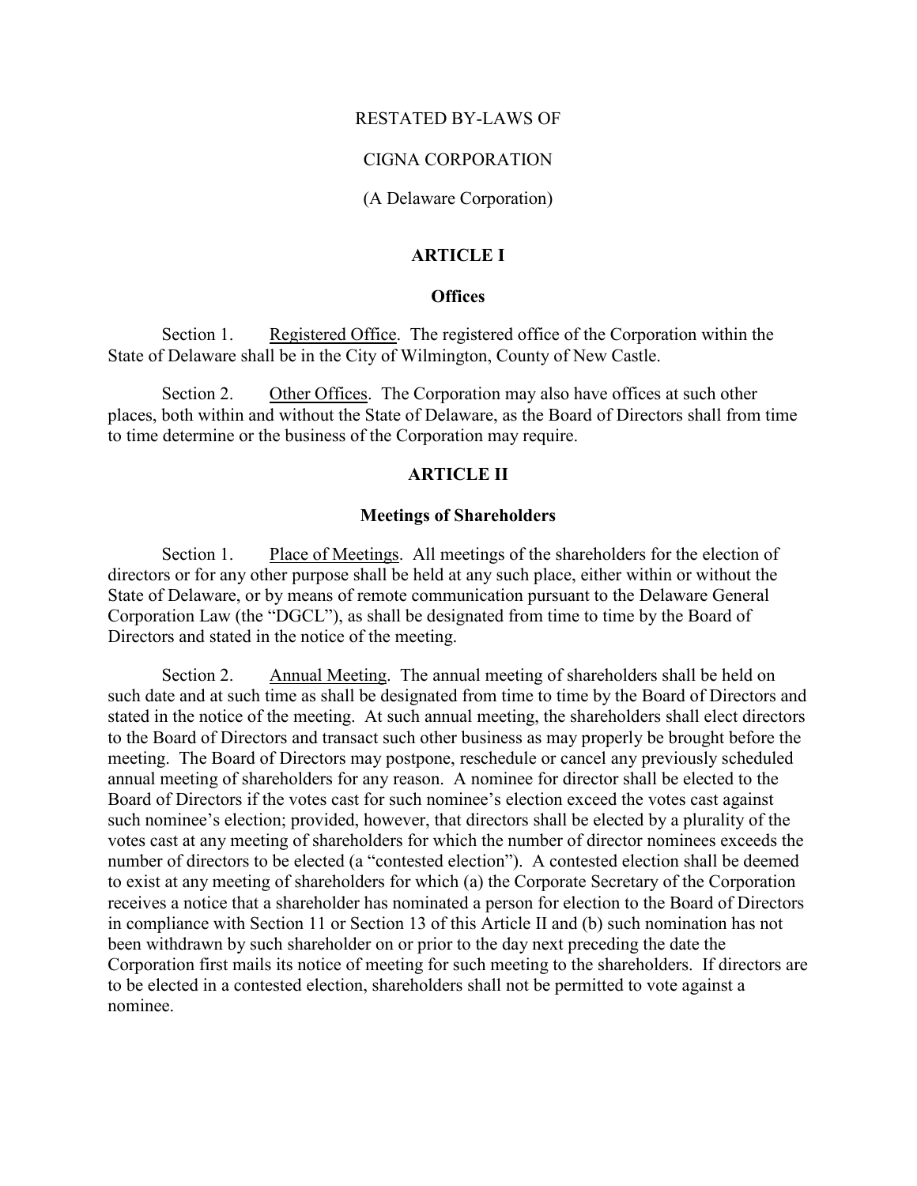# RESTATED BY-LAWS OF

# CIGNA CORPORATION

(A Delaware Corporation)

## ARTICLE I

### Offices

Section 1. Registered Office. The registered office of the Corporation within the State of Delaware shall be in the City of Wilmington, County of New Castle.

Section 2. Other Offices. The Corporation may also have offices at such other places, both within and without the State of Delaware, as the Board of Directors shall from time to time determine or the business of the Corporation may require.

## ARTICLE II

### Meetings of Shareholders

Section 1. Place of Meetings. All meetings of the shareholders for the election of directors or for any other purpose shall be held at any such place, either within or without the State of Delaware, or by means of remote communication pursuant to the Delaware General Corporation Law (the "DGCL"), as shall be designated from time to time by the Board of Directors and stated in the notice of the meeting.

Section 2. Annual Meeting. The annual meeting of shareholders shall be held on such date and at such time as shall be designated from time to time by the Board of Directors and stated in the notice of the meeting. At such annual meeting, the shareholders shall elect directors to the Board of Directors and transact such other business as may properly be brought before the meeting. The Board of Directors may postpone, reschedule or cancel any previously scheduled annual meeting of shareholders for any reason. A nominee for director shall be elected to the Board of Directors if the votes cast for such nominee's election exceed the votes cast against such nominee's election; provided, however, that directors shall be elected by a plurality of the votes cast at any meeting of shareholders for which the number of director nominees exceeds the number of directors to be elected (a "contested election"). A contested election shall be deemed to exist at any meeting of shareholders for which (a) the Corporate Secretary of the Corporation receives a notice that a shareholder has nominated a person for election to the Board of Directors in compliance with Section 11 or Section 13 of this Article II and (b) such nomination has not been withdrawn by such shareholder on or prior to the day next preceding the date the Corporation first mails its notice of meeting for such meeting to the shareholders. If directors are to be elected in a contested election, shareholders shall not be permitted to vote against a nominee.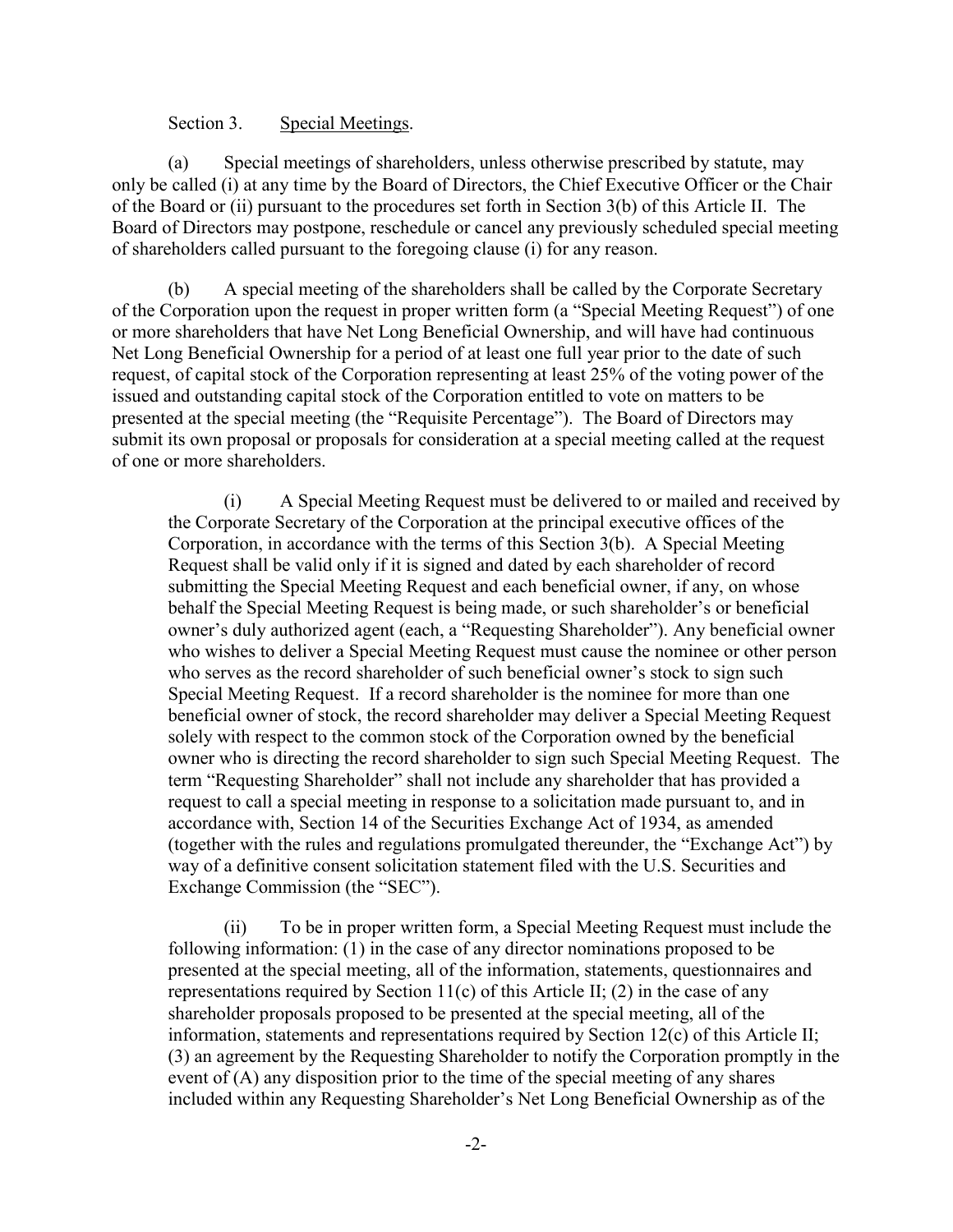Section 3. Special Meetings.

(a) Special meetings of shareholders, unless otherwise prescribed by statute, may only be called (i) at any time by the Board of Directors, the Chief Executive Officer or the Chair of the Board or (ii) pursuant to the procedures set forth in Section 3(b) of this Article II. The Board of Directors may postpone, reschedule or cancel any previously scheduled special meeting of shareholders called pursuant to the foregoing clause (i) for any reason.

(b) A special meeting of the shareholders shall be called by the Corporate Secretary of the Corporation upon the request in proper written form (a "Special Meeting Request") of one or more shareholders that have Net Long Beneficial Ownership, and will have had continuous Net Long Beneficial Ownership for a period of at least one full year prior to the date of such request, of capital stock of the Corporation representing at least 25% of the voting power of the issued and outstanding capital stock of the Corporation entitled to vote on matters to be presented at the special meeting (the "Requisite Percentage"). The Board of Directors may submit its own proposal or proposals for consideration at a special meeting called at the request of one or more shareholders.

(i) A Special Meeting Request must be delivered to or mailed and received by the Corporate Secretary of the Corporation at the principal executive offices of the Corporation, in accordance with the terms of this Section 3(b). A Special Meeting Request shall be valid only if it is signed and dated by each shareholder of record submitting the Special Meeting Request and each beneficial owner, if any, on whose behalf the Special Meeting Request is being made, or such shareholder's or beneficial owner's duly authorized agent (each, a "Requesting Shareholder"). Any beneficial owner who wishes to deliver a Special Meeting Request must cause the nominee or other person who serves as the record shareholder of such beneficial owner's stock to sign such Special Meeting Request. If a record shareholder is the nominee for more than one beneficial owner of stock, the record shareholder may deliver a Special Meeting Request solely with respect to the common stock of the Corporation owned by the beneficial owner who is directing the record shareholder to sign such Special Meeting Request. The term "Requesting Shareholder" shall not include any shareholder that has provided a request to call a special meeting in response to a solicitation made pursuant to, and in accordance with, Section 14 of the Securities Exchange Act of 1934, as amended (together with the rules and regulations promulgated thereunder, the "Exchange Act") by way of a definitive consent solicitation statement filed with the U.S. Securities and Exchange Commission (the "SEC").

(ii) To be in proper written form, a Special Meeting Request must include the following information: (1) in the case of any director nominations proposed to be presented at the special meeting, all of the information, statements, questionnaires and representations required by Section 11(c) of this Article II; (2) in the case of any shareholder proposals proposed to be presented at the special meeting, all of the information, statements and representations required by Section 12(c) of this Article II; (3) an agreement by the Requesting Shareholder to notify the Corporation promptly in the event of (A) any disposition prior to the time of the special meeting of any shares included within any Requesting Shareholder's Net Long Beneficial Ownership as of the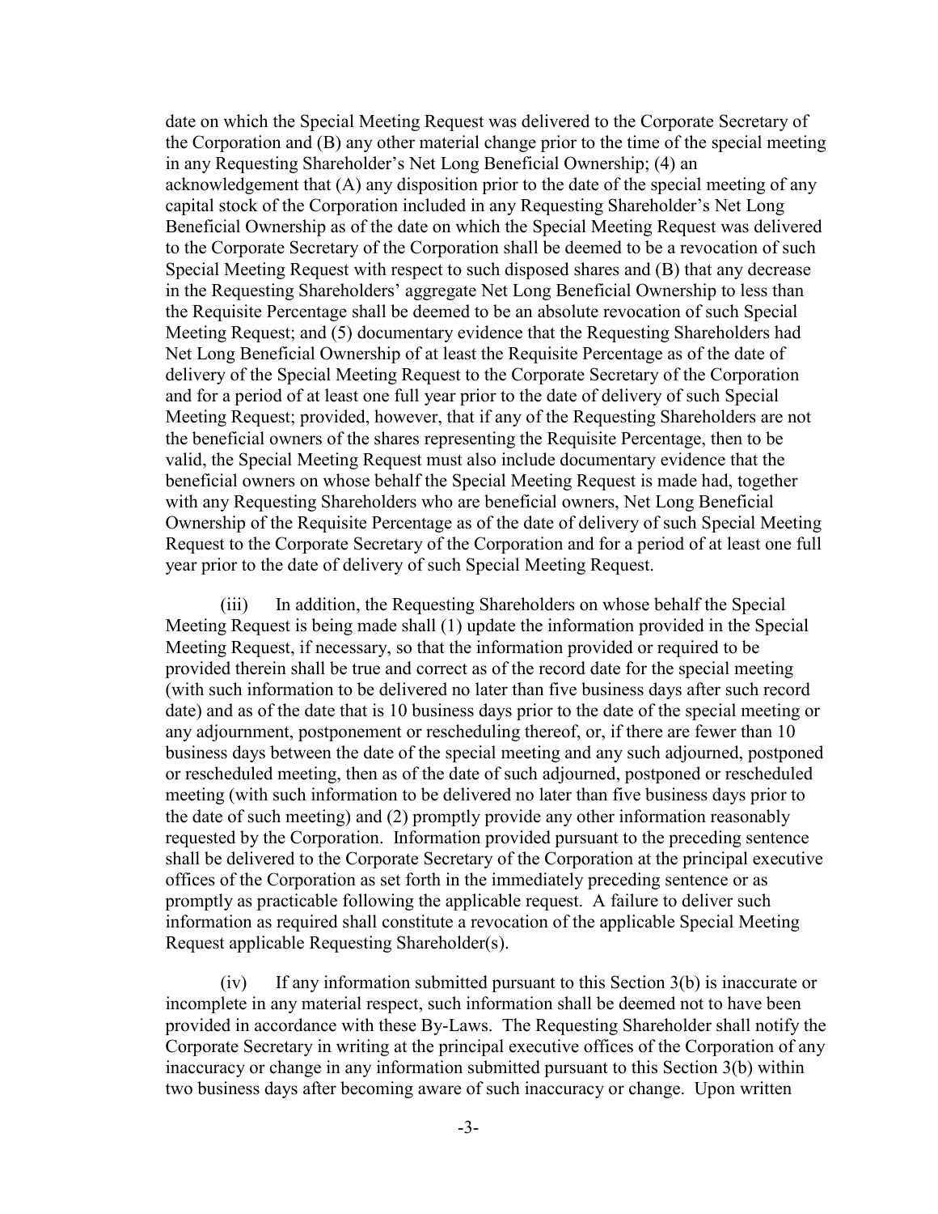date on which the Special Meeting Request was delivered to the Corporate Secretary of the Corporation and (B) any other material change prior to the time of the special meeting in any Requesting Shareholder's Net Long Beneficial Ownership; (4) an acknowledgement that (A) any disposition prior to the date of the special meeting of any capital stock of the Corporation included in any Requesting Shareholder's Net Long Beneficial Ownership as of the date on which the Special Meeting Request was delivered to the Corporate Secretary of the Corporation shall be deemed to be a revocation of such Special Meeting Request with respect to such disposed shares and (B) that any decrease in the Requesting Shareholders' aggregate Net Long Beneficial Ownership to less than the Requisite Percentage shall be deemed to be an absolute revocation of such Special Meeting Request; and (5) documentary evidence that the Requesting Shareholders had Net Long Beneficial Ownership of at least the Requisite Percentage as of the date of delivery of the Special Meeting Request to the Corporate Secretary of the Corporation and for a period of at least one full year prior to the date of delivery of such Special Meeting Request; provided, however, that if any of the Requesting Shareholders are not the beneficial owners of the shares representing the Requisite Percentage, then to be valid, the Special Meeting Request must also include documentary evidence that the beneficial owners on whose behalf the Special Meeting Request is made had, together with any Requesting Shareholders who are beneficial owners, Net Long Beneficial Ownership of the Requisite Percentage as of the date of delivery of such Special Meeting Request to the Corporate Secretary of the Corporation and for a period of at least one full year prior to the date of delivery of such Special Meeting Request.

(iii) In addition, the Requesting Shareholders on whose behalf the Special Meeting Request is being made shall (1) update the information provided in the Special Meeting Request, if necessary, so that the information provided or required to be provided therein shall be true and correct as of the record date for the special meeting (with such information to be delivered no later than five business days after such record date) and as of the date that is 10 business days prior to the date of the special meeting or any adjournment, postponement or rescheduling thereof, or, if there are fewer than 10 business days between the date of the special meeting and any such adjourned, postponed or rescheduled meeting, then as of the date of such adjourned, postponed or rescheduled meeting (with such information to be delivered no later than five business days prior to the date of such meeting) and (2) promptly provide any other information reasonably requested by the Corporation. Information provided pursuant to the preceding sentence shall be delivered to the Corporate Secretary of the Corporation at the principal executive offices of the Corporation as set forth in the immediately preceding sentence or as promptly as practicable following the applicable request. A failure to deliver such information as required shall constitute a revocation of the applicable Special Meeting Request applicable Requesting Shareholder(s).

(iv) If any information submitted pursuant to this Section 3(b) is inaccurate or incomplete in any material respect, such information shall be deemed not to have been provided in accordance with these By-Laws. The Requesting Shareholder shall notify the Corporate Secretary in writing at the principal executive offices of the Corporation of any inaccuracy or change in any information submitted pursuant to this Section 3(b) within two business days after becoming aware of such inaccuracy or change. Upon written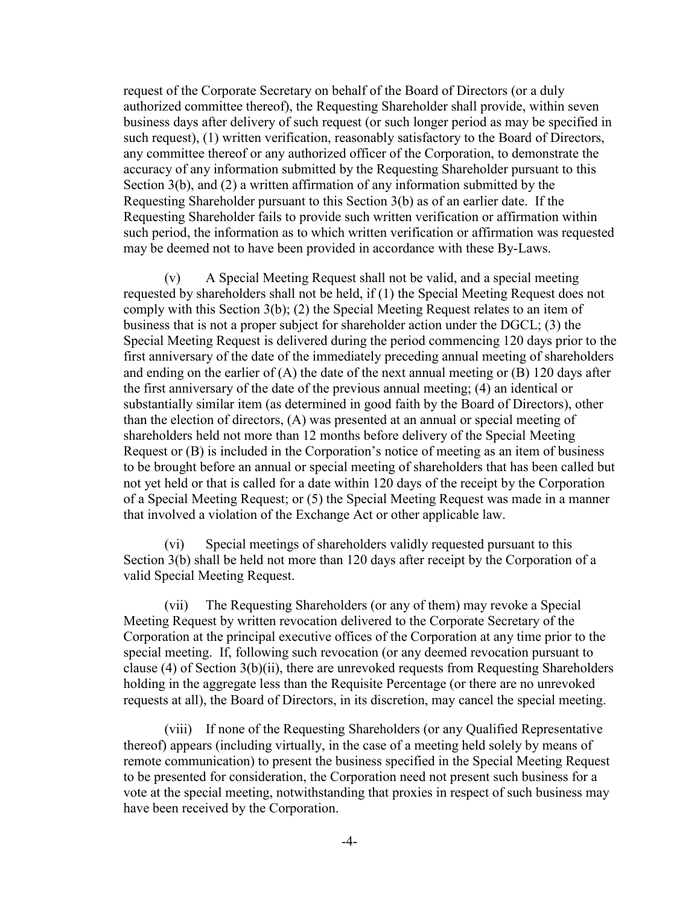request of the Corporate Secretary on behalf of the Board of Directors (or a duly authorized committee thereof), the Requesting Shareholder shall provide, within seven business days after delivery of such request (or such longer period as may be specified in such request), (1) written verification, reasonably satisfactory to the Board of Directors, any committee thereof or any authorized officer of the Corporation, to demonstrate the accuracy of any information submitted by the Requesting Shareholder pursuant to this Section 3(b), and (2) a written affirmation of any information submitted by the Requesting Shareholder pursuant to this Section 3(b) as of an earlier date. If the Requesting Shareholder fails to provide such written verification or affirmation within such period, the information as to which written verification or affirmation was requested may be deemed not to have been provided in accordance with these By-Laws.

(v) A Special Meeting Request shall not be valid, and a special meeting requested by shareholders shall not be held, if (1) the Special Meeting Request does not comply with this Section 3(b); (2) the Special Meeting Request relates to an item of business that is not a proper subject for shareholder action under the DGCL; (3) the Special Meeting Request is delivered during the period commencing 120 days prior to the first anniversary of the date of the immediately preceding annual meeting of shareholders and ending on the earlier of (A) the date of the next annual meeting or (B) 120 days after the first anniversary of the date of the previous annual meeting; (4) an identical or substantially similar item (as determined in good faith by the Board of Directors), other than the election of directors, (A) was presented at an annual or special meeting of shareholders held not more than 12 months before delivery of the Special Meeting Request or (B) is included in the Corporation's notice of meeting as an item of business to be brought before an annual or special meeting of shareholders that has been called but not yet held or that is called for a date within 120 days of the receipt by the Corporation of a Special Meeting Request; or (5) the Special Meeting Request was made in a manner that involved a violation of the Exchange Act or other applicable law.

(vi) Special meetings of shareholders validly requested pursuant to this Section 3(b) shall be held not more than 120 days after receipt by the Corporation of a valid Special Meeting Request.

(vii) The Requesting Shareholders (or any of them) may revoke a Special Meeting Request by written revocation delivered to the Corporate Secretary of the Corporation at the principal executive offices of the Corporation at any time prior to the special meeting. If, following such revocation (or any deemed revocation pursuant to clause (4) of Section 3(b)(ii), there are unrevoked requests from Requesting Shareholders holding in the aggregate less than the Requisite Percentage (or there are no unrevoked requests at all), the Board of Directors, in its discretion, may cancel the special meeting.

(viii) If none of the Requesting Shareholders (or any Qualified Representative thereof) appears (including virtually, in the case of a meeting held solely by means of remote communication) to present the business specified in the Special Meeting Request to be presented for consideration, the Corporation need not present such business for a vote at the special meeting, notwithstanding that proxies in respect of such business may have been received by the Corporation.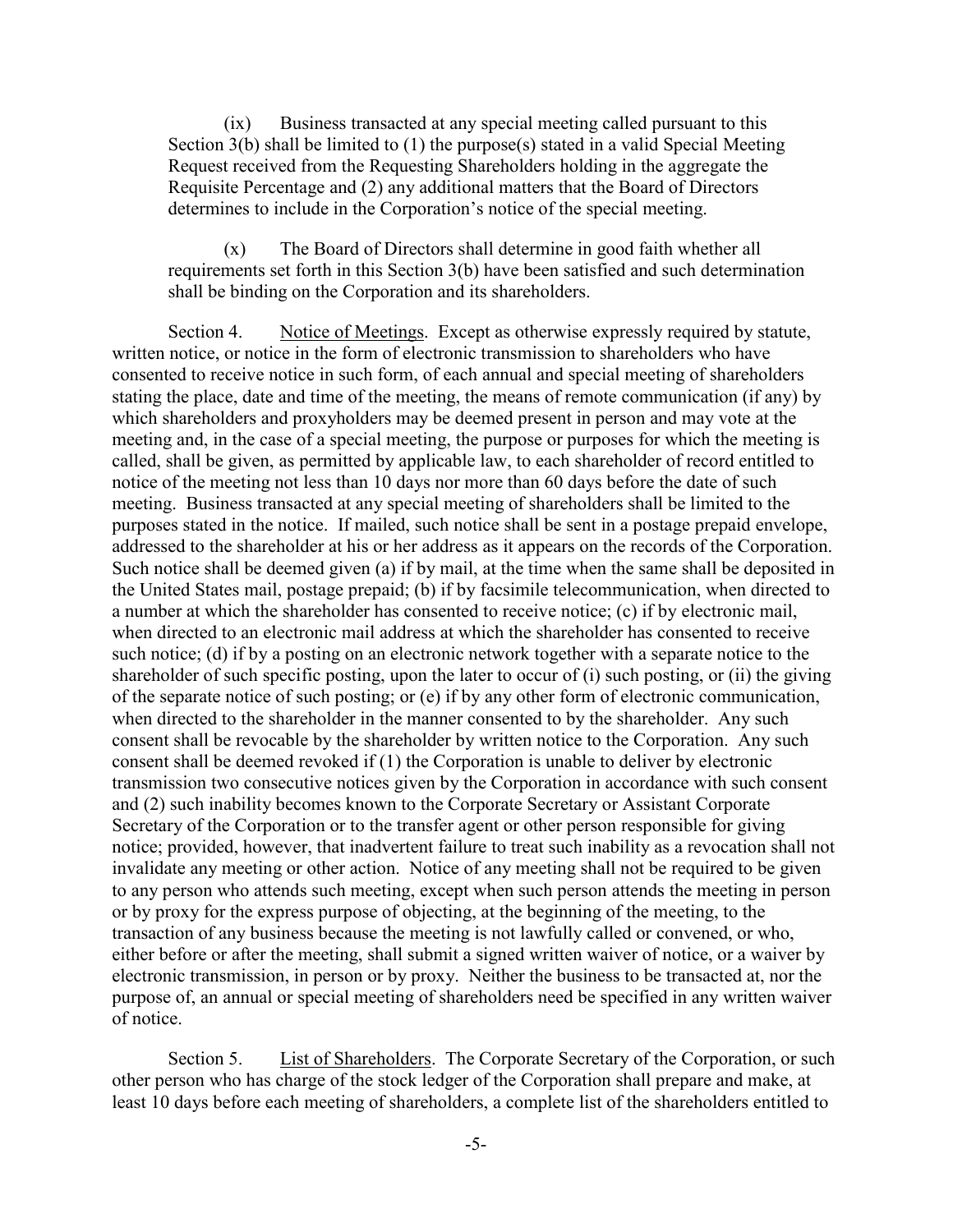(ix) Business transacted at any special meeting called pursuant to this Section 3(b) shall be limited to (1) the purpose(s) stated in a valid Special Meeting Request received from the Requesting Shareholders holding in the aggregate the Requisite Percentage and (2) any additional matters that the Board of Directors determines to include in the Corporation's notice of the special meeting.

(x) The Board of Directors shall determine in good faith whether all requirements set forth in this Section 3(b) have been satisfied and such determination shall be binding on the Corporation and its shareholders.

Section 4. Notice of Meetings. Except as otherwise expressly required by statute, written notice, or notice in the form of electronic transmission to shareholders who have consented to receive notice in such form, of each annual and special meeting of shareholders stating the place, date and time of the meeting, the means of remote communication (if any) by which shareholders and proxyholders may be deemed present in person and may vote at the meeting and, in the case of a special meeting, the purpose or purposes for which the meeting is called, shall be given, as permitted by applicable law, to each shareholder of record entitled to notice of the meeting not less than 10 days nor more than 60 days before the date of such meeting. Business transacted at any special meeting of shareholders shall be limited to the purposes stated in the notice. If mailed, such notice shall be sent in a postage prepaid envelope, addressed to the shareholder at his or her address as it appears on the records of the Corporation. Such notice shall be deemed given (a) if by mail, at the time when the same shall be deposited in the United States mail, postage prepaid; (b) if by facsimile telecommunication, when directed to a number at which the shareholder has consented to receive notice; (c) if by electronic mail, when directed to an electronic mail address at which the shareholder has consented to receive such notice; (d) if by a posting on an electronic network together with a separate notice to the shareholder of such specific posting, upon the later to occur of (i) such posting, or (ii) the giving of the separate notice of such posting; or (e) if by any other form of electronic communication, when directed to the shareholder in the manner consented to by the shareholder. Any such consent shall be revocable by the shareholder by written notice to the Corporation. Any such consent shall be deemed revoked if (1) the Corporation is unable to deliver by electronic transmission two consecutive notices given by the Corporation in accordance with such consent and (2) such inability becomes known to the Corporate Secretary or Assistant Corporate Secretary of the Corporation or to the transfer agent or other person responsible for giving notice; provided, however, that inadvertent failure to treat such inability as a revocation shall not invalidate any meeting or other action. Notice of any meeting shall not be required to be given to any person who attends such meeting, except when such person attends the meeting in person or by proxy for the express purpose of objecting, at the beginning of the meeting, to the transaction of any business because the meeting is not lawfully called or convened, or who, either before or after the meeting, shall submit a signed written waiver of notice, or a waiver by electronic transmission, in person or by proxy. Neither the business to be transacted at, nor the purpose of, an annual or special meeting of shareholders need be specified in any written waiver of notice.

Section 5. List of Shareholders. The Corporate Secretary of the Corporation, or such other person who has charge of the stock ledger of the Corporation shall prepare and make, at least 10 days before each meeting of shareholders, a complete list of the shareholders entitled to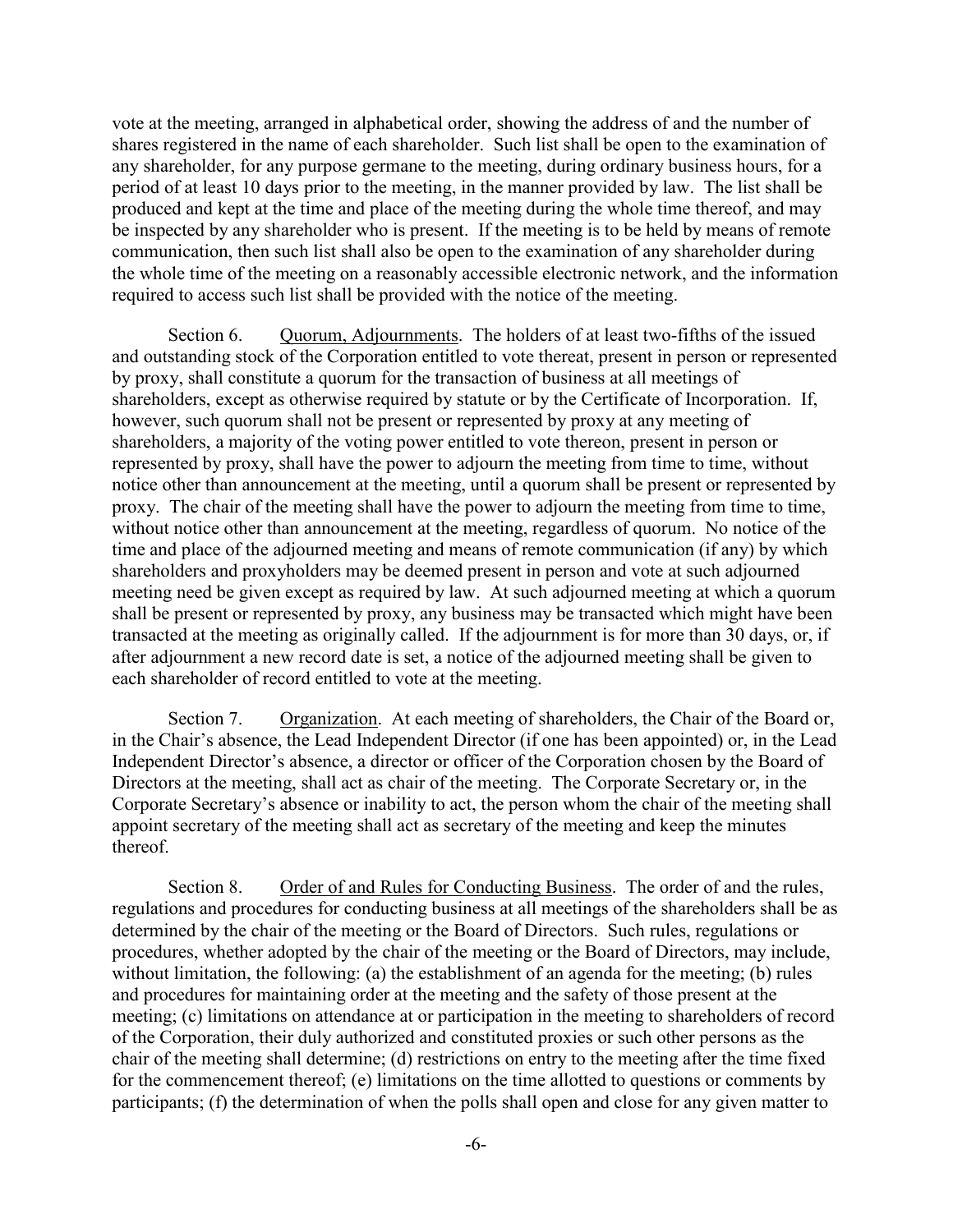vote at the meeting, arranged in alphabetical order, showing the address of and the number of shares registered in the name of each shareholder. Such list shall be open to the examination of any shareholder, for any purpose germane to the meeting, during ordinary business hours, for a period of at least 10 days prior to the meeting, in the manner provided by law. The list shall be produced and kept at the time and place of the meeting during the whole time thereof, and may be inspected by any shareholder who is present. If the meeting is to be held by means of remote communication, then such list shall also be open to the examination of any shareholder during the whole time of the meeting on a reasonably accessible electronic network, and the information required to access such list shall be provided with the notice of the meeting.

Section 6. Quorum, Adjournments. The holders of at least two-fifths of the issued and outstanding stock of the Corporation entitled to vote thereat, present in person or represented by proxy, shall constitute a quorum for the transaction of business at all meetings of shareholders, except as otherwise required by statute or by the Certificate of Incorporation. If, however, such quorum shall not be present or represented by proxy at any meeting of shareholders, a majority of the voting power entitled to vote thereon, present in person or represented by proxy, shall have the power to adjourn the meeting from time to time, without notice other than announcement at the meeting, until a quorum shall be present or represented by proxy. The chair of the meeting shall have the power to adjourn the meeting from time to time, without notice other than announcement at the meeting, regardless of quorum. No notice of the time and place of the adjourned meeting and means of remote communication (if any) by which shareholders and proxyholders may be deemed present in person and vote at such adjourned meeting need be given except as required by law. At such adjourned meeting at which a quorum shall be present or represented by proxy, any business may be transacted which might have been transacted at the meeting as originally called. If the adjournment is for more than 30 days, or, if after adjournment a new record date is set, a notice of the adjourned meeting shall be given to each shareholder of record entitled to vote at the meeting.

Section 7. Organization. At each meeting of shareholders, the Chair of the Board or, in the Chair's absence, the Lead Independent Director (if one has been appointed) or, in the Lead Independent Director's absence, a director or officer of the Corporation chosen by the Board of Directors at the meeting, shall act as chair of the meeting. The Corporate Secretary or, in the Corporate Secretary's absence or inability to act, the person whom the chair of the meeting shall appoint secretary of the meeting shall act as secretary of the meeting and keep the minutes thereof.

Section 8. Order of and Rules for Conducting Business. The order of and the rules, regulations and procedures for conducting business at all meetings of the shareholders shall be as determined by the chair of the meeting or the Board of Directors. Such rules, regulations or procedures, whether adopted by the chair of the meeting or the Board of Directors, may include, without limitation, the following: (a) the establishment of an agenda for the meeting; (b) rules and procedures for maintaining order at the meeting and the safety of those present at the meeting; (c) limitations on attendance at or participation in the meeting to shareholders of record of the Corporation, their duly authorized and constituted proxies or such other persons as the chair of the meeting shall determine; (d) restrictions on entry to the meeting after the time fixed for the commencement thereof; (e) limitations on the time allotted to questions or comments by participants; (f) the determination of when the polls shall open and close for any given matter to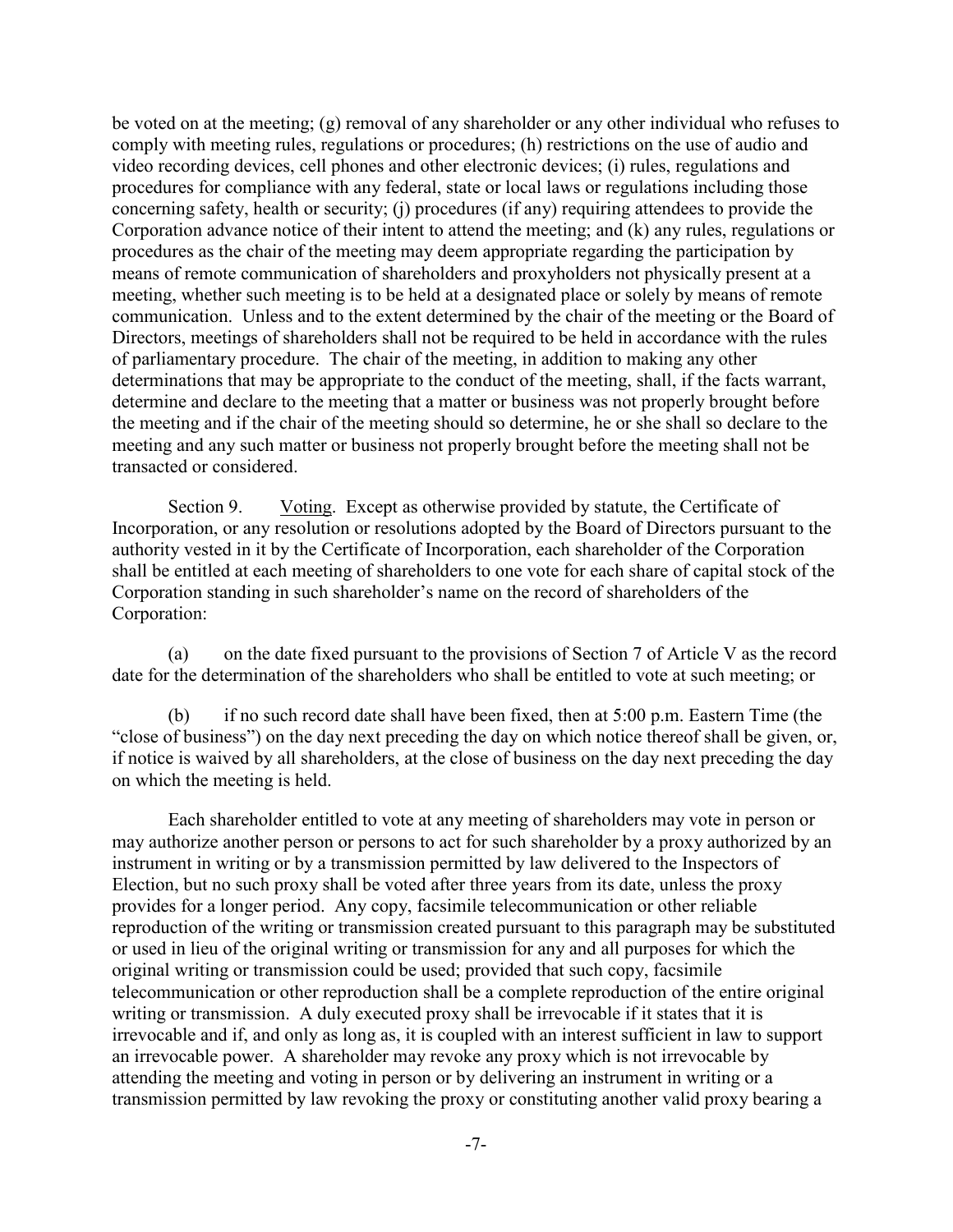be voted on at the meeting; (g) removal of any shareholder or any other individual who refuses to comply with meeting rules, regulations or procedures; (h) restrictions on the use of audio and video recording devices, cell phones and other electronic devices; (i) rules, regulations and procedures for compliance with any federal, state or local laws or regulations including those concerning safety, health or security; (j) procedures (if any) requiring attendees to provide the Corporation advance notice of their intent to attend the meeting; and (k) any rules, regulations or procedures as the chair of the meeting may deem appropriate regarding the participation by means of remote communication of shareholders and proxyholders not physically present at a meeting, whether such meeting is to be held at a designated place or solely by means of remote communication. Unless and to the extent determined by the chair of the meeting or the Board of Directors, meetings of shareholders shall not be required to be held in accordance with the rules of parliamentary procedure. The chair of the meeting, in addition to making any other determinations that may be appropriate to the conduct of the meeting, shall, if the facts warrant, determine and declare to the meeting that a matter or business was not properly brought before the meeting and if the chair of the meeting should so determine, he or she shall so declare to the meeting and any such matter or business not properly brought before the meeting shall not be transacted or considered.

Section 9. Voting. Except as otherwise provided by statute, the Certificate of Incorporation, or any resolution or resolutions adopted by the Board of Directors pursuant to the authority vested in it by the Certificate of Incorporation, each shareholder of the Corporation shall be entitled at each meeting of shareholders to one vote for each share of capital stock of the Corporation standing in such shareholder's name on the record of shareholders of the Corporation:

(a) on the date fixed pursuant to the provisions of Section 7 of Article V as the record date for the determination of the shareholders who shall be entitled to vote at such meeting; or

(b) if no such record date shall have been fixed, then at 5:00 p.m. Eastern Time (the "close of business") on the day next preceding the day on which notice thereof shall be given, or, if notice is waived by all shareholders, at the close of business on the day next preceding the day on which the meeting is held.

Each shareholder entitled to vote at any meeting of shareholders may vote in person or may authorize another person or persons to act for such shareholder by a proxy authorized by an instrument in writing or by a transmission permitted by law delivered to the Inspectors of Election, but no such proxy shall be voted after three years from its date, unless the proxy provides for a longer period. Any copy, facsimile telecommunication or other reliable reproduction of the writing or transmission created pursuant to this paragraph may be substituted or used in lieu of the original writing or transmission for any and all purposes for which the original writing or transmission could be used; provided that such copy, facsimile telecommunication or other reproduction shall be a complete reproduction of the entire original writing or transmission. A duly executed proxy shall be irrevocable if it states that it is irrevocable and if, and only as long as, it is coupled with an interest sufficient in law to support an irrevocable power. A shareholder may revoke any proxy which is not irrevocable by attending the meeting and voting in person or by delivering an instrument in writing or a transmission permitted by law revoking the proxy or constituting another valid proxy bearing a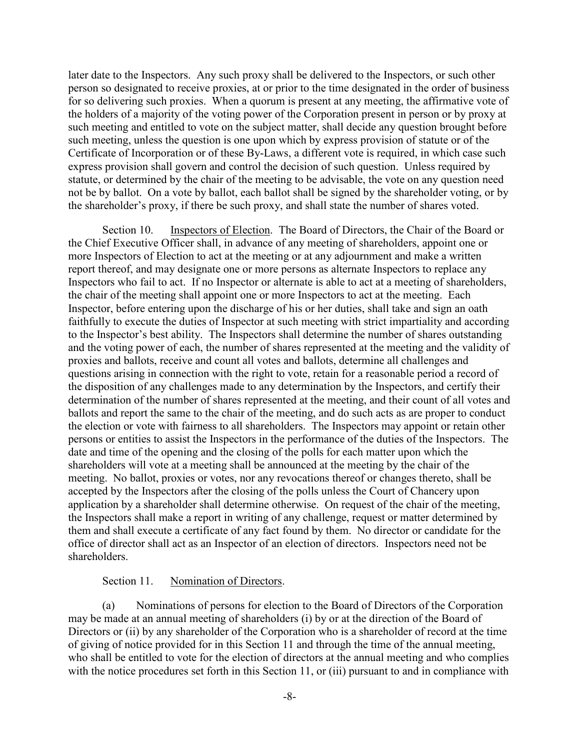later date to the Inspectors. Any such proxy shall be delivered to the Inspectors, or such other person so designated to receive proxies, at or prior to the time designated in the order of business for so delivering such proxies. When a quorum is present at any meeting, the affirmative vote of the holders of a majority of the voting power of the Corporation present in person or by proxy at such meeting and entitled to vote on the subject matter, shall decide any question brought before such meeting, unless the question is one upon which by express provision of statute or of the Certificate of Incorporation or of these By-Laws, a different vote is required, in which case such express provision shall govern and control the decision of such question. Unless required by statute, or determined by the chair of the meeting to be advisable, the vote on any question need not be by ballot. On a vote by ballot, each ballot shall be signed by the shareholder voting, or by the shareholder's proxy, if there be such proxy, and shall state the number of shares voted.

Section 10. Inspectors of Election. The Board of Directors, the Chair of the Board or the Chief Executive Officer shall, in advance of any meeting of shareholders, appoint one or more Inspectors of Election to act at the meeting or at any adjournment and make a written report thereof, and may designate one or more persons as alternate Inspectors to replace any Inspectors who fail to act. If no Inspector or alternate is able to act at a meeting of shareholders, the chair of the meeting shall appoint one or more Inspectors to act at the meeting. Each Inspector, before entering upon the discharge of his or her duties, shall take and sign an oath faithfully to execute the duties of Inspector at such meeting with strict impartiality and according to the Inspector's best ability. The Inspectors shall determine the number of shares outstanding and the voting power of each, the number of shares represented at the meeting and the validity of proxies and ballots, receive and count all votes and ballots, determine all challenges and questions arising in connection with the right to vote, retain for a reasonable period a record of the disposition of any challenges made to any determination by the Inspectors, and certify their determination of the number of shares represented at the meeting, and their count of all votes and ballots and report the same to the chair of the meeting, and do such acts as are proper to conduct the election or vote with fairness to all shareholders. The Inspectors may appoint or retain other persons or entities to assist the Inspectors in the performance of the duties of the Inspectors. The date and time of the opening and the closing of the polls for each matter upon which the shareholders will vote at a meeting shall be announced at the meeting by the chair of the meeting. No ballot, proxies or votes, nor any revocations thereof or changes thereto, shall be accepted by the Inspectors after the closing of the polls unless the Court of Chancery upon application by a shareholder shall determine otherwise. On request of the chair of the meeting, the Inspectors shall make a report in writing of any challenge, request or matter determined by them and shall execute a certificate of any fact found by them. No director or candidate for the office of director shall act as an Inspector of an election of directors. Inspectors need not be shareholders.

Section 11. Nomination of Directors.

(a) Nominations of persons for election to the Board of Directors of the Corporation may be made at an annual meeting of shareholders (i) by or at the direction of the Board of Directors or (ii) by any shareholder of the Corporation who is a shareholder of record at the time of giving of notice provided for in this Section 11 and through the time of the annual meeting, who shall be entitled to vote for the election of directors at the annual meeting and who complies with the notice procedures set forth in this Section 11, or (iii) pursuant to and in compliance with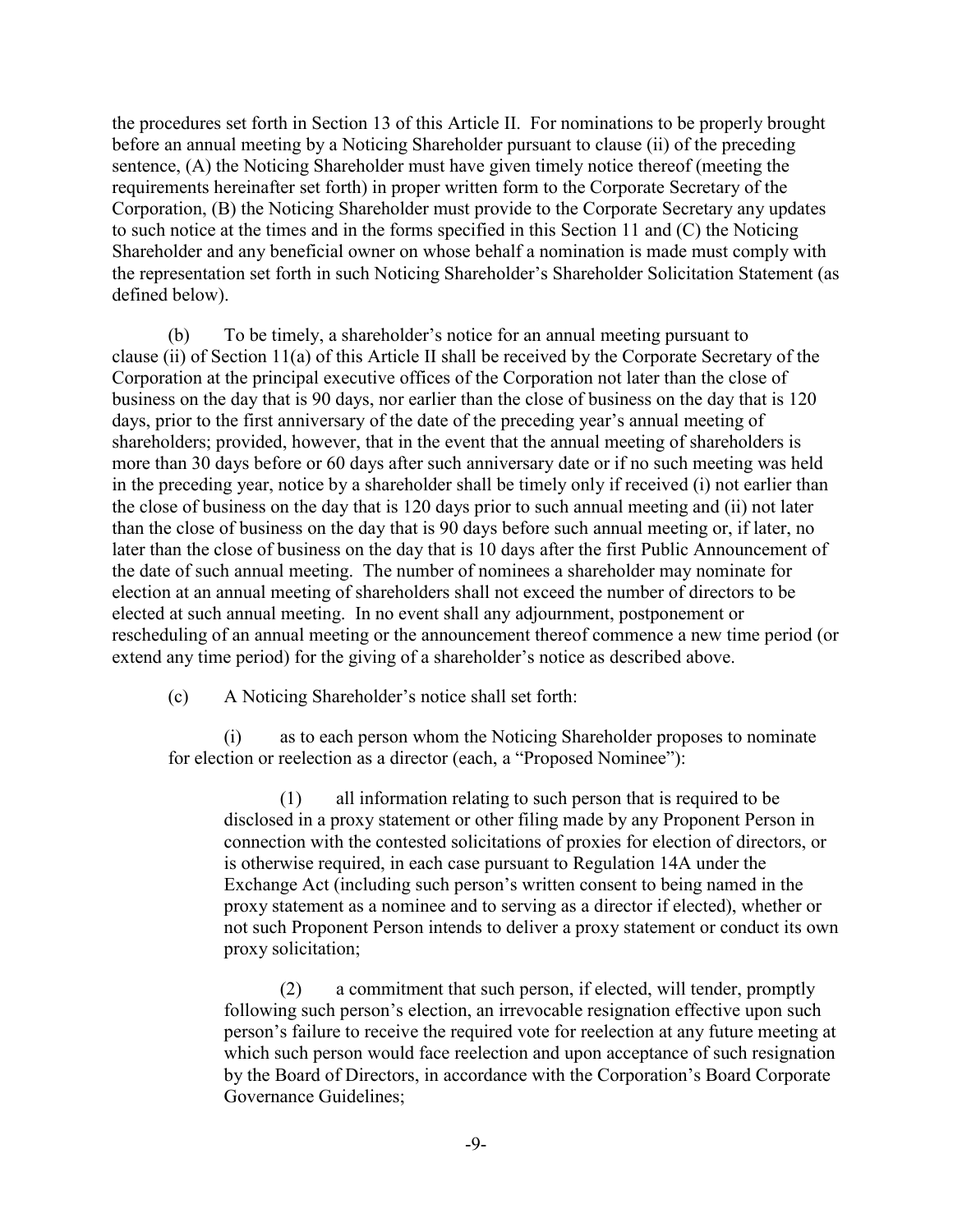the procedures set forth in Section 13 of this Article II. For nominations to be properly brought before an annual meeting by a Noticing Shareholder pursuant to clause (ii) of the preceding sentence, (A) the Noticing Shareholder must have given timely notice thereof (meeting the requirements hereinafter set forth) in proper written form to the Corporate Secretary of the Corporation, (B) the Noticing Shareholder must provide to the Corporate Secretary any updates to such notice at the times and in the forms specified in this Section 11 and (C) the Noticing Shareholder and any beneficial owner on whose behalf a nomination is made must comply with the representation set forth in such Noticing Shareholder's Shareholder Solicitation Statement (as defined below).

(b) To be timely, a shareholder's notice for an annual meeting pursuant to clause (ii) of Section 11(a) of this Article II shall be received by the Corporate Secretary of the Corporation at the principal executive offices of the Corporation not later than the close of business on the day that is 90 days, nor earlier than the close of business on the day that is 120 days, prior to the first anniversary of the date of the preceding year's annual meeting of shareholders; provided, however, that in the event that the annual meeting of shareholders is more than 30 days before or 60 days after such anniversary date or if no such meeting was held in the preceding year, notice by a shareholder shall be timely only if received (i) not earlier than the close of business on the day that is 120 days prior to such annual meeting and (ii) not later than the close of business on the day that is 90 days before such annual meeting or, if later, no later than the close of business on the day that is 10 days after the first Public Announcement of the date of such annual meeting. The number of nominees a shareholder may nominate for election at an annual meeting of shareholders shall not exceed the number of directors to be elected at such annual meeting. In no event shall any adjournment, postponement or rescheduling of an annual meeting or the announcement thereof commence a new time period (or extend any time period) for the giving of a shareholder's notice as described above.

(c) A Noticing Shareholder's notice shall set forth:

(i) as to each person whom the Noticing Shareholder proposes to nominate for election or reelection as a director (each, a "Proposed Nominee"):

(1) all information relating to such person that is required to be disclosed in a proxy statement or other filing made by any Proponent Person in connection with the contested solicitations of proxies for election of directors, or is otherwise required, in each case pursuant to Regulation 14A under the Exchange Act (including such person's written consent to being named in the proxy statement as a nominee and to serving as a director if elected), whether or not such Proponent Person intends to deliver a proxy statement or conduct its own proxy solicitation;

(2) a commitment that such person, if elected, will tender, promptly following such person's election, an irrevocable resignation effective upon such person's failure to receive the required vote for reelection at any future meeting at which such person would face reelection and upon acceptance of such resignation by the Board of Directors, in accordance with the Corporation's Board Corporate Governance Guidelines;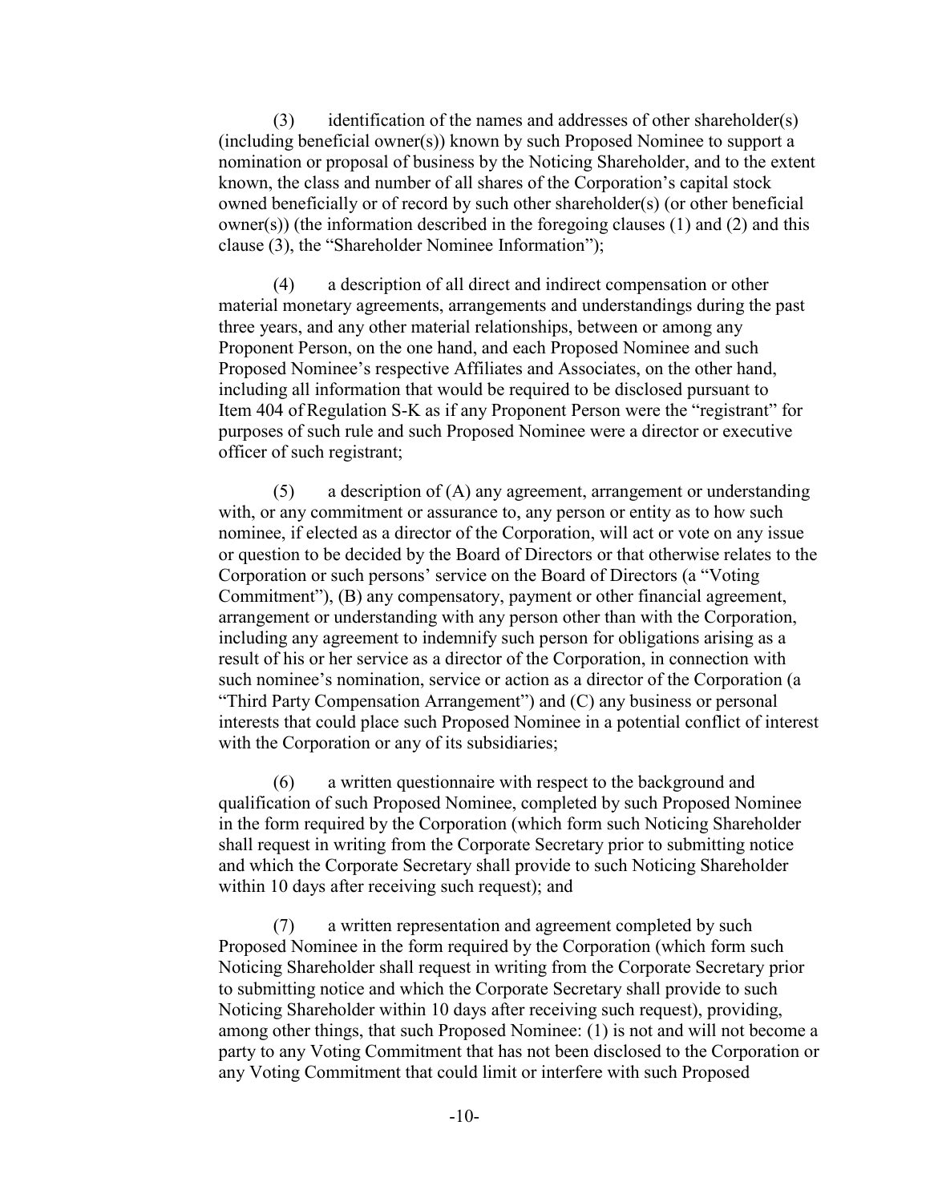(3) identification of the names and addresses of other shareholder(s) (including beneficial owner(s)) known by such Proposed Nominee to support a nomination or proposal of business by the Noticing Shareholder, and to the extent known, the class and number of all shares of the Corporation's capital stock owned beneficially or of record by such other shareholder(s) (or other beneficial owner(s)) (the information described in the foregoing clauses (1) and (2) and this clause (3), the "Shareholder Nominee Information");

(4) a description of all direct and indirect compensation or other material monetary agreements, arrangements and understandings during the past three years, and any other material relationships, between or among any Proponent Person, on the one hand, and each Proposed Nominee and such Proposed Nominee's respective Affiliates and Associates, on the other hand, including all information that would be required to be disclosed pursuant to Item 404 of Regulation S-K as if any Proponent Person were the "registrant" for purposes of such rule and such Proposed Nominee were a director or executive officer of such registrant;

(5) a description of (A) any agreement, arrangement or understanding with, or any commitment or assurance to, any person or entity as to how such nominee, if elected as a director of the Corporation, will act or vote on any issue or question to be decided by the Board of Directors or that otherwise relates to the Corporation or such persons' service on the Board of Directors (a "Voting Commitment"), (B) any compensatory, payment or other financial agreement, arrangement or understanding with any person other than with the Corporation, including any agreement to indemnify such person for obligations arising as a result of his or her service as a director of the Corporation, in connection with such nominee's nomination, service or action as a director of the Corporation (a "Third Party Compensation Arrangement") and (C) any business or personal interests that could place such Proposed Nominee in a potential conflict of interest with the Corporation or any of its subsidiaries;

(6) a written questionnaire with respect to the background and qualification of such Proposed Nominee, completed by such Proposed Nominee in the form required by the Corporation (which form such Noticing Shareholder shall request in writing from the Corporate Secretary prior to submitting notice and which the Corporate Secretary shall provide to such Noticing Shareholder within 10 days after receiving such request); and

(7) a written representation and agreement completed by such Proposed Nominee in the form required by the Corporation (which form such Noticing Shareholder shall request in writing from the Corporate Secretary prior to submitting notice and which the Corporate Secretary shall provide to such Noticing Shareholder within 10 days after receiving such request), providing, among other things, that such Proposed Nominee: (1) is not and will not become a party to any Voting Commitment that has not been disclosed to the Corporation or any Voting Commitment that could limit or interfere with such Proposed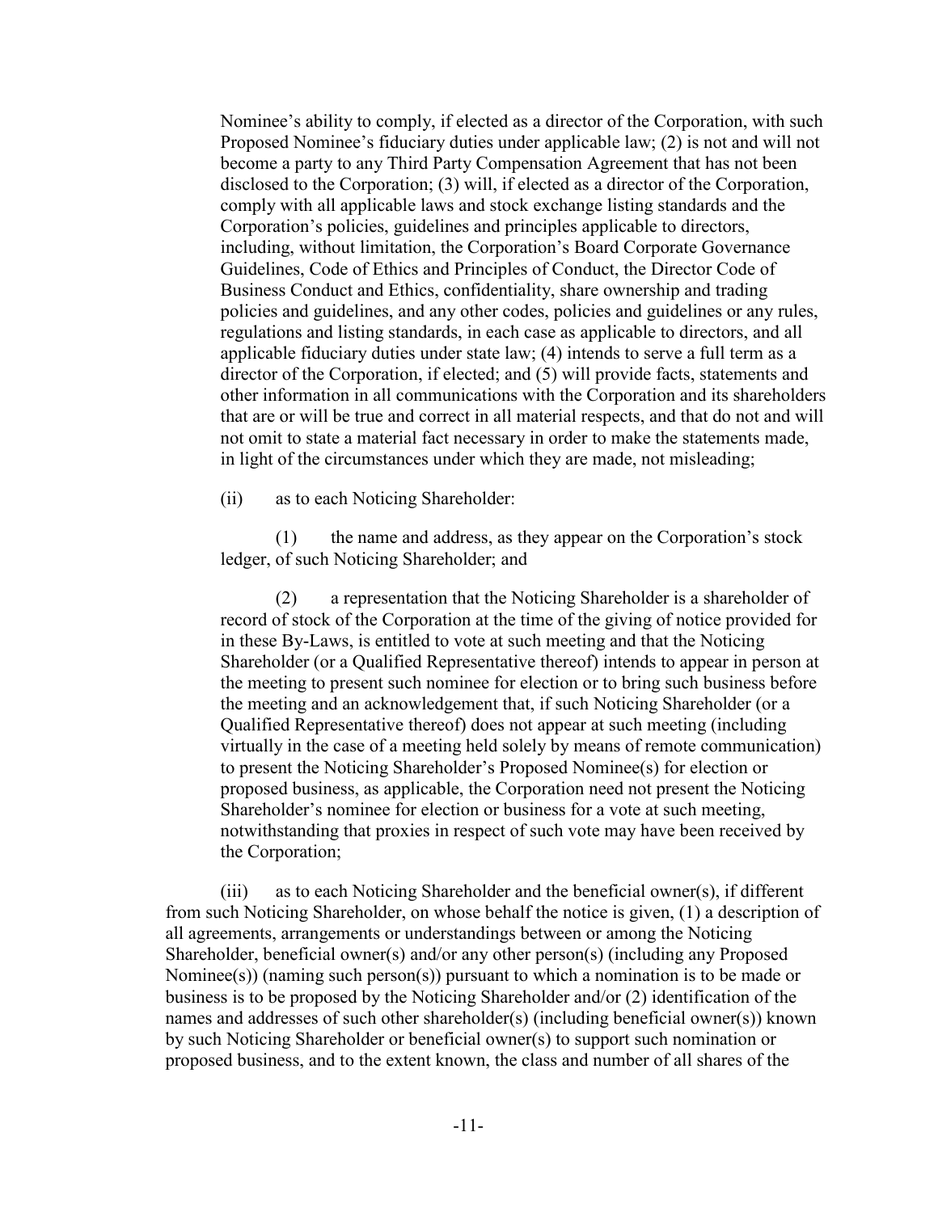Nominee's ability to comply, if elected as a director of the Corporation, with such Proposed Nominee's fiduciary duties under applicable law; (2) is not and will not become a party to any Third Party Compensation Agreement that has not been disclosed to the Corporation; (3) will, if elected as a director of the Corporation, comply with all applicable laws and stock exchange listing standards and the Corporation's policies, guidelines and principles applicable to directors, including, without limitation, the Corporation's Board Corporate Governance Guidelines, Code of Ethics and Principles of Conduct, the Director Code of Business Conduct and Ethics, confidentiality, share ownership and trading policies and guidelines, and any other codes, policies and guidelines or any rules, regulations and listing standards, in each case as applicable to directors, and all applicable fiduciary duties under state law; (4) intends to serve a full term as a director of the Corporation, if elected; and (5) will provide facts, statements and other information in all communications with the Corporation and its shareholders that are or will be true and correct in all material respects, and that do not and will not omit to state a material fact necessary in order to make the statements made, in light of the circumstances under which they are made, not misleading;

(ii) as to each Noticing Shareholder:

(1) the name and address, as they appear on the Corporation's stock ledger, of such Noticing Shareholder; and

(2) a representation that the Noticing Shareholder is a shareholder of record of stock of the Corporation at the time of the giving of notice provided for in these By-Laws, is entitled to vote at such meeting and that the Noticing Shareholder (or a Qualified Representative thereof) intends to appear in person at the meeting to present such nominee for election or to bring such business before the meeting and an acknowledgement that, if such Noticing Shareholder (or a Qualified Representative thereof) does not appear at such meeting (including virtually in the case of a meeting held solely by means of remote communication) to present the Noticing Shareholder's Proposed Nominee(s) for election or proposed business, as applicable, the Corporation need not present the Noticing Shareholder's nominee for election or business for a vote at such meeting, notwithstanding that proxies in respect of such vote may have been received by the Corporation;

(iii) as to each Noticing Shareholder and the beneficial owner(s), if different from such Noticing Shareholder, on whose behalf the notice is given, (1) a description of all agreements, arrangements or understandings between or among the Noticing Shareholder, beneficial owner(s) and/or any other person(s) (including any Proposed Nominee(s)) (naming such person(s)) pursuant to which a nomination is to be made or business is to be proposed by the Noticing Shareholder and/or (2) identification of the names and addresses of such other shareholder(s) (including beneficial owner(s)) known by such Noticing Shareholder or beneficial owner(s) to support such nomination or proposed business, and to the extent known, the class and number of all shares of the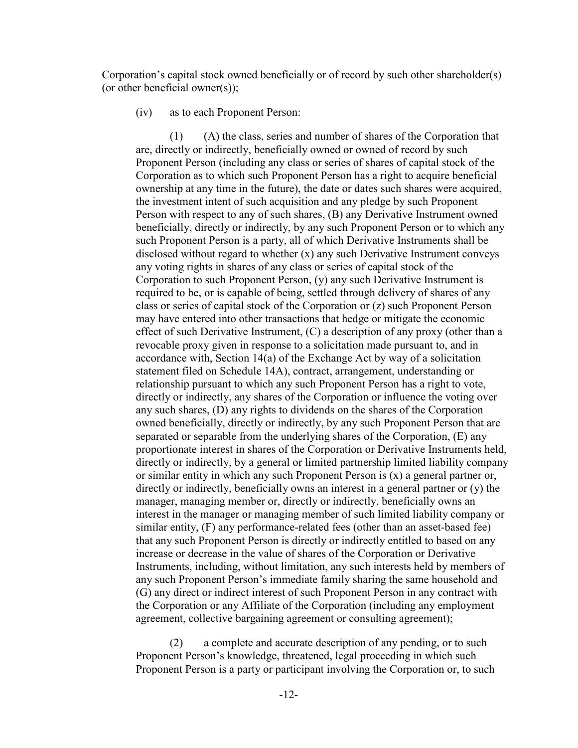Corporation's capital stock owned beneficially or of record by such other shareholder(s) (or other beneficial owner(s));

(iv) as to each Proponent Person:

(1) (A) the class, series and number of shares of the Corporation that are, directly or indirectly, beneficially owned or owned of record by such Proponent Person (including any class or series of shares of capital stock of the Corporation as to which such Proponent Person has a right to acquire beneficial ownership at any time in the future), the date or dates such shares were acquired, the investment intent of such acquisition and any pledge by such Proponent Person with respect to any of such shares, (B) any Derivative Instrument owned beneficially, directly or indirectly, by any such Proponent Person or to which any such Proponent Person is a party, all of which Derivative Instruments shall be disclosed without regard to whether (x) any such Derivative Instrument conveys any voting rights in shares of any class or series of capital stock of the Corporation to such Proponent Person, (y) any such Derivative Instrument is required to be, or is capable of being, settled through delivery of shares of any class or series of capital stock of the Corporation or (z) such Proponent Person may have entered into other transactions that hedge or mitigate the economic effect of such Derivative Instrument, (C) a description of any proxy (other than a revocable proxy given in response to a solicitation made pursuant to, and in accordance with, Section 14(a) of the Exchange Act by way of a solicitation statement filed on Schedule 14A), contract, arrangement, understanding or relationship pursuant to which any such Proponent Person has a right to vote, directly or indirectly, any shares of the Corporation or influence the voting over any such shares, (D) any rights to dividends on the shares of the Corporation owned beneficially, directly or indirectly, by any such Proponent Person that are separated or separable from the underlying shares of the Corporation, (E) any proportionate interest in shares of the Corporation or Derivative Instruments held, directly or indirectly, by a general or limited partnership limited liability company or similar entity in which any such Proponent Person is (x) a general partner or, directly or indirectly, beneficially owns an interest in a general partner or (y) the manager, managing member or, directly or indirectly, beneficially owns an interest in the manager or managing member of such limited liability company or similar entity, (F) any performance-related fees (other than an asset-based fee) that any such Proponent Person is directly or indirectly entitled to based on any increase or decrease in the value of shares of the Corporation or Derivative Instruments, including, without limitation, any such interests held by members of any such Proponent Person's immediate family sharing the same household and (G) any direct or indirect interest of such Proponent Person in any contract with the Corporation or any Affiliate of the Corporation (including any employment agreement, collective bargaining agreement or consulting agreement);

(2) a complete and accurate description of any pending, or to such Proponent Person's knowledge, threatened, legal proceeding in which such Proponent Person is a party or participant involving the Corporation or, to such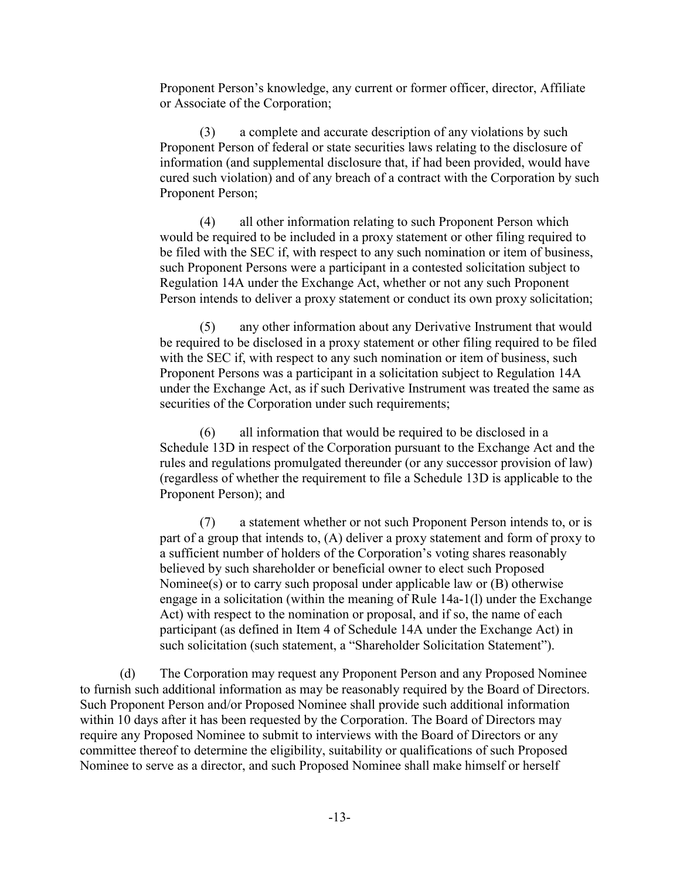Proponent Person's knowledge, any current or former officer, director, Affiliate or Associate of the Corporation;

(3) a complete and accurate description of any violations by such Proponent Person of federal or state securities laws relating to the disclosure of information (and supplemental disclosure that, if had been provided, would have cured such violation) and of any breach of a contract with the Corporation by such Proponent Person;

(4) all other information relating to such Proponent Person which would be required to be included in a proxy statement or other filing required to be filed with the SEC if, with respect to any such nomination or item of business, such Proponent Persons were a participant in a contested solicitation subject to Regulation 14A under the Exchange Act, whether or not any such Proponent Person intends to deliver a proxy statement or conduct its own proxy solicitation;

(5) any other information about any Derivative Instrument that would be required to be disclosed in a proxy statement or other filing required to be filed with the SEC if, with respect to any such nomination or item of business, such Proponent Persons was a participant in a solicitation subject to Regulation 14A under the Exchange Act, as if such Derivative Instrument was treated the same as securities of the Corporation under such requirements;

(6) all information that would be required to be disclosed in a Schedule 13D in respect of the Corporation pursuant to the Exchange Act and the rules and regulations promulgated thereunder (or any successor provision of law) (regardless of whether the requirement to file a Schedule 13D is applicable to the Proponent Person); and

(7) a statement whether or not such Proponent Person intends to, or is part of a group that intends to, (A) deliver a proxy statement and form of proxy to a sufficient number of holders of the Corporation's voting shares reasonably believed by such shareholder or beneficial owner to elect such Proposed Nominee(s) or to carry such proposal under applicable law or (B) otherwise engage in a solicitation (within the meaning of Rule 14a-1(l) under the Exchange Act) with respect to the nomination or proposal, and if so, the name of each participant (as defined in Item 4 of Schedule 14A under the Exchange Act) in such solicitation (such statement, a "Shareholder Solicitation Statement").

(d) The Corporation may request any Proponent Person and any Proposed Nominee to furnish such additional information as may be reasonably required by the Board of Directors. Such Proponent Person and/or Proposed Nominee shall provide such additional information within 10 days after it has been requested by the Corporation. The Board of Directors may require any Proposed Nominee to submit to interviews with the Board of Directors or any committee thereof to determine the eligibility, suitability or qualifications of such Proposed Nominee to serve as a director, and such Proposed Nominee shall make himself or herself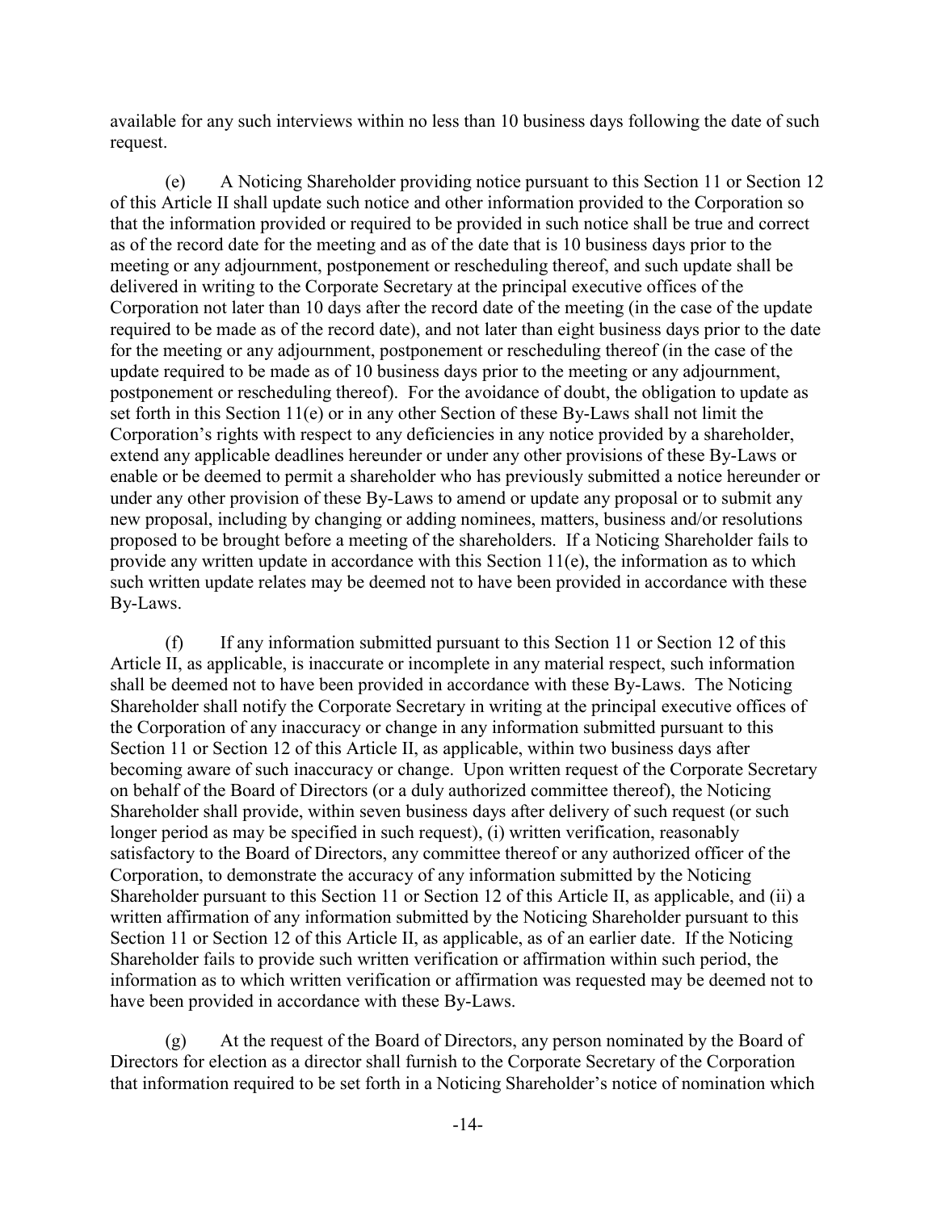available for any such interviews within no less than 10 business days following the date of such request.

(e) A Noticing Shareholder providing notice pursuant to this Section 11 or Section 12 of this Article II shall update such notice and other information provided to the Corporation so that the information provided or required to be provided in such notice shall be true and correct as of the record date for the meeting and as of the date that is 10 business days prior to the meeting or any adjournment, postponement or rescheduling thereof, and such update shall be delivered in writing to the Corporate Secretary at the principal executive offices of the Corporation not later than 10 days after the record date of the meeting (in the case of the update required to be made as of the record date), and not later than eight business days prior to the date for the meeting or any adjournment, postponement or rescheduling thereof (in the case of the update required to be made as of 10 business days prior to the meeting or any adjournment, postponement or rescheduling thereof). For the avoidance of doubt, the obligation to update as set forth in this Section 11(e) or in any other Section of these By-Laws shall not limit the Corporation's rights with respect to any deficiencies in any notice provided by a shareholder, extend any applicable deadlines hereunder or under any other provisions of these By-Laws or enable or be deemed to permit a shareholder who has previously submitted a notice hereunder or under any other provision of these By-Laws to amend or update any proposal or to submit any new proposal, including by changing or adding nominees, matters, business and/or resolutions proposed to be brought before a meeting of the shareholders. If a Noticing Shareholder fails to provide any written update in accordance with this Section 11(e), the information as to which such written update relates may be deemed not to have been provided in accordance with these By-Laws.

(f) If any information submitted pursuant to this Section 11 or Section 12 of this Article II, as applicable, is inaccurate or incomplete in any material respect, such information shall be deemed not to have been provided in accordance with these By-Laws. The Noticing Shareholder shall notify the Corporate Secretary in writing at the principal executive offices of the Corporation of any inaccuracy or change in any information submitted pursuant to this Section 11 or Section 12 of this Article II, as applicable, within two business days after becoming aware of such inaccuracy or change. Upon written request of the Corporate Secretary on behalf of the Board of Directors (or a duly authorized committee thereof), the Noticing Shareholder shall provide, within seven business days after delivery of such request (or such longer period as may be specified in such request), (i) written verification, reasonably satisfactory to the Board of Directors, any committee thereof or any authorized officer of the Corporation, to demonstrate the accuracy of any information submitted by the Noticing Shareholder pursuant to this Section 11 or Section 12 of this Article II, as applicable, and (ii) a written affirmation of any information submitted by the Noticing Shareholder pursuant to this Section 11 or Section 12 of this Article II, as applicable, as of an earlier date. If the Noticing Shareholder fails to provide such written verification or affirmation within such period, the information as to which written verification or affirmation was requested may be deemed not to have been provided in accordance with these By-Laws.

(g) At the request of the Board of Directors, any person nominated by the Board of Directors for election as a director shall furnish to the Corporate Secretary of the Corporation that information required to be set forth in a Noticing Shareholder's notice of nomination which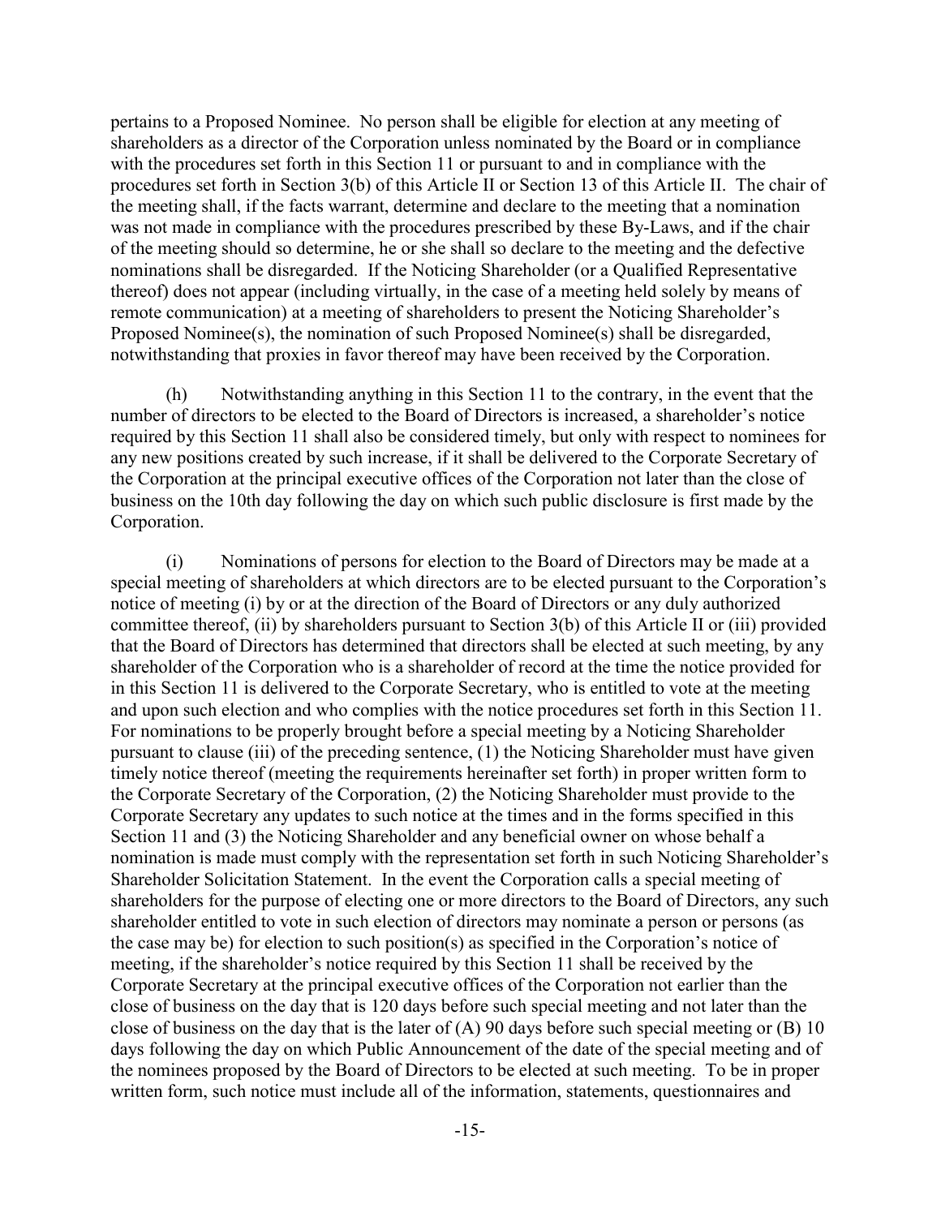pertains to a Proposed Nominee. No person shall be eligible for election at any meeting of shareholders as a director of the Corporation unless nominated by the Board or in compliance with the procedures set forth in this Section 11 or pursuant to and in compliance with the procedures set forth in Section 3(b) of this Article II or Section 13 of this Article II. The chair of the meeting shall, if the facts warrant, determine and declare to the meeting that a nomination was not made in compliance with the procedures prescribed by these By-Laws, and if the chair of the meeting should so determine, he or she shall so declare to the meeting and the defective nominations shall be disregarded. If the Noticing Shareholder (or a Qualified Representative thereof) does not appear (including virtually, in the case of a meeting held solely by means of remote communication) at a meeting of shareholders to present the Noticing Shareholder's Proposed Nominee(s), the nomination of such Proposed Nominee(s) shall be disregarded, notwithstanding that proxies in favor thereof may have been received by the Corporation.

(h) Notwithstanding anything in this Section 11 to the contrary, in the event that the number of directors to be elected to the Board of Directors is increased, a shareholder's notice required by this Section 11 shall also be considered timely, but only with respect to nominees for any new positions created by such increase, if it shall be delivered to the Corporate Secretary of the Corporation at the principal executive offices of the Corporation not later than the close of business on the 10th day following the day on which such public disclosure is first made by the Corporation.

(i) Nominations of persons for election to the Board of Directors may be made at a special meeting of shareholders at which directors are to be elected pursuant to the Corporation's notice of meeting (i) by or at the direction of the Board of Directors or any duly authorized committee thereof, (ii) by shareholders pursuant to Section 3(b) of this Article II or (iii) provided that the Board of Directors has determined that directors shall be elected at such meeting, by any shareholder of the Corporation who is a shareholder of record at the time the notice provided for in this Section 11 is delivered to the Corporate Secretary, who is entitled to vote at the meeting and upon such election and who complies with the notice procedures set forth in this Section 11. For nominations to be properly brought before a special meeting by a Noticing Shareholder pursuant to clause (iii) of the preceding sentence, (1) the Noticing Shareholder must have given timely notice thereof (meeting the requirements hereinafter set forth) in proper written form to the Corporate Secretary of the Corporation, (2) the Noticing Shareholder must provide to the Corporate Secretary any updates to such notice at the times and in the forms specified in this Section 11 and (3) the Noticing Shareholder and any beneficial owner on whose behalf a nomination is made must comply with the representation set forth in such Noticing Shareholder's Shareholder Solicitation Statement. In the event the Corporation calls a special meeting of shareholders for the purpose of electing one or more directors to the Board of Directors, any such shareholder entitled to vote in such election of directors may nominate a person or persons (as the case may be) for election to such position(s) as specified in the Corporation's notice of meeting, if the shareholder's notice required by this Section 11 shall be received by the Corporate Secretary at the principal executive offices of the Corporation not earlier than the close of business on the day that is 120 days before such special meeting and not later than the close of business on the day that is the later of (A) 90 days before such special meeting or (B) 10 days following the day on which Public Announcement of the date of the special meeting and of the nominees proposed by the Board of Directors to be elected at such meeting. To be in proper written form, such notice must include all of the information, statements, questionnaires and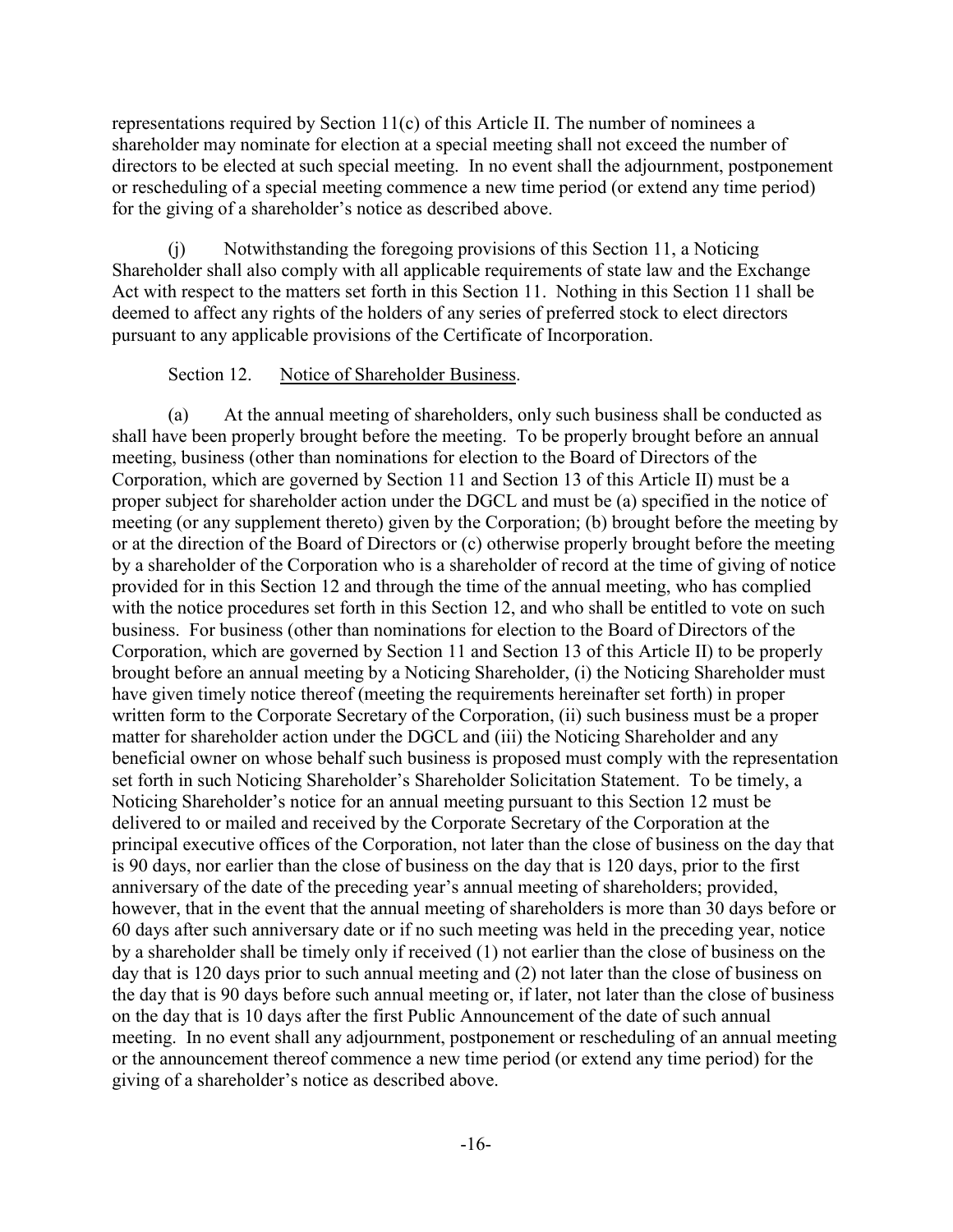representations required by Section 11(c) of this Article II. The number of nominees a shareholder may nominate for election at a special meeting shall not exceed the number of directors to be elected at such special meeting. In no event shall the adjournment, postponement or rescheduling of a special meeting commence a new time period (or extend any time period) for the giving of a shareholder's notice as described above.

(j) Notwithstanding the foregoing provisions of this Section 11, a Noticing Shareholder shall also comply with all applicable requirements of state law and the Exchange Act with respect to the matters set forth in this Section 11. Nothing in this Section 11 shall be deemed to affect any rights of the holders of any series of preferred stock to elect directors pursuant to any applicable provisions of the Certificate of Incorporation.

Section 12. Notice of Shareholder Business.

(a) At the annual meeting of shareholders, only such business shall be conducted as shall have been properly brought before the meeting. To be properly brought before an annual meeting, business (other than nominations for election to the Board of Directors of the Corporation, which are governed by Section 11 and Section 13 of this Article II) must be a proper subject for shareholder action under the DGCL and must be (a) specified in the notice of meeting (or any supplement thereto) given by the Corporation; (b) brought before the meeting by or at the direction of the Board of Directors or (c) otherwise properly brought before the meeting by a shareholder of the Corporation who is a shareholder of record at the time of giving of notice provided for in this Section 12 and through the time of the annual meeting, who has complied with the notice procedures set forth in this Section 12, and who shall be entitled to vote on such business. For business (other than nominations for election to the Board of Directors of the Corporation, which are governed by Section 11 and Section 13 of this Article II) to be properly brought before an annual meeting by a Noticing Shareholder, (i) the Noticing Shareholder must have given timely notice thereof (meeting the requirements hereinafter set forth) in proper written form to the Corporate Secretary of the Corporation, (ii) such business must be a proper matter for shareholder action under the DGCL and (iii) the Noticing Shareholder and any beneficial owner on whose behalf such business is proposed must comply with the representation set forth in such Noticing Shareholder's Shareholder Solicitation Statement. To be timely, a Noticing Shareholder's notice for an annual meeting pursuant to this Section 12 must be delivered to or mailed and received by the Corporate Secretary of the Corporation at the principal executive offices of the Corporation, not later than the close of business on the day that is 90 days, nor earlier than the close of business on the day that is 120 days, prior to the first anniversary of the date of the preceding year's annual meeting of shareholders; provided, however, that in the event that the annual meeting of shareholders is more than 30 days before or 60 days after such anniversary date or if no such meeting was held in the preceding year, notice by a shareholder shall be timely only if received (1) not earlier than the close of business on the day that is 120 days prior to such annual meeting and (2) not later than the close of business on the day that is 90 days before such annual meeting or, if later, not later than the close of business on the day that is 10 days after the first Public Announcement of the date of such annual meeting. In no event shall any adjournment, postponement or rescheduling of an annual meeting or the announcement thereof commence a new time period (or extend any time period) for the giving of a shareholder's notice as described above.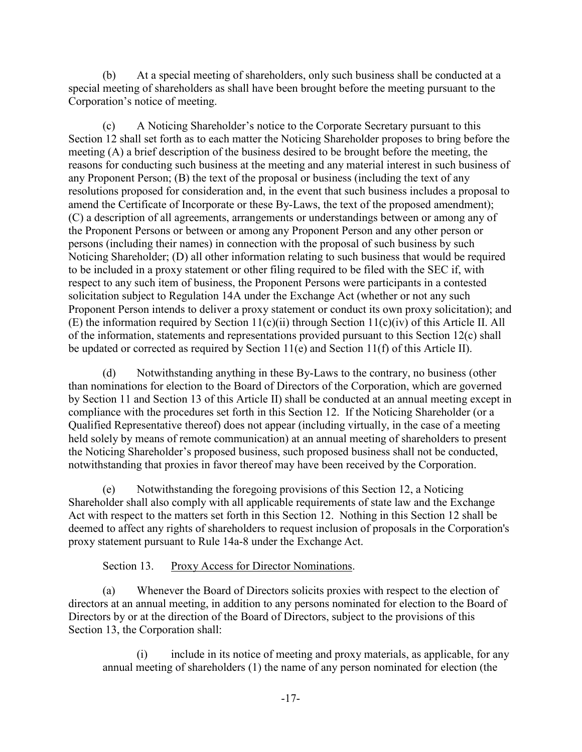(b) At a special meeting of shareholders, only such business shall be conducted at a special meeting of shareholders as shall have been brought before the meeting pursuant to the Corporation's notice of meeting.

(c) A Noticing Shareholder's notice to the Corporate Secretary pursuant to this Section 12 shall set forth as to each matter the Noticing Shareholder proposes to bring before the meeting (A) a brief description of the business desired to be brought before the meeting, the reasons for conducting such business at the meeting and any material interest in such business of any Proponent Person; (B) the text of the proposal or business (including the text of any resolutions proposed for consideration and, in the event that such business includes a proposal to amend the Certificate of Incorporate or these By-Laws, the text of the proposed amendment); (C) a description of all agreements, arrangements or understandings between or among any of the Proponent Persons or between or among any Proponent Person and any other person or persons (including their names) in connection with the proposal of such business by such Noticing Shareholder; (D) all other information relating to such business that would be required to be included in a proxy statement or other filing required to be filed with the SEC if, with respect to any such item of business, the Proponent Persons were participants in a contested solicitation subject to Regulation 14A under the Exchange Act (whether or not any such Proponent Person intends to deliver a proxy statement or conduct its own proxy solicitation); and (E) the information required by Section 11(c)(ii) through Section 11(c)(iv) of this Article II. All of the information, statements and representations provided pursuant to this Section 12(c) shall be updated or corrected as required by Section 11(e) and Section 11(f) of this Article II).

(d) Notwithstanding anything in these By-Laws to the contrary, no business (other than nominations for election to the Board of Directors of the Corporation, which are governed by Section 11 and Section 13 of this Article II) shall be conducted at an annual meeting except in compliance with the procedures set forth in this Section 12. If the Noticing Shareholder (or a Qualified Representative thereof) does not appear (including virtually, in the case of a meeting held solely by means of remote communication) at an annual meeting of shareholders to present the Noticing Shareholder's proposed business, such proposed business shall not be conducted, notwithstanding that proxies in favor thereof may have been received by the Corporation.

(e) Notwithstanding the foregoing provisions of this Section 12, a Noticing Shareholder shall also comply with all applicable requirements of state law and the Exchange Act with respect to the matters set forth in this Section 12. Nothing in this Section 12 shall be deemed to affect any rights of shareholders to request inclusion of proposals in the Corporation's proxy statement pursuant to Rule 14a-8 under the Exchange Act.

Section 13. Proxy Access for Director Nominations.

(a) Whenever the Board of Directors solicits proxies with respect to the election of directors at an annual meeting, in addition to any persons nominated for election to the Board of Directors by or at the direction of the Board of Directors, subject to the provisions of this Section 13, the Corporation shall:

(i) include in its notice of meeting and proxy materials, as applicable, for any annual meeting of shareholders (1) the name of any person nominated for election (the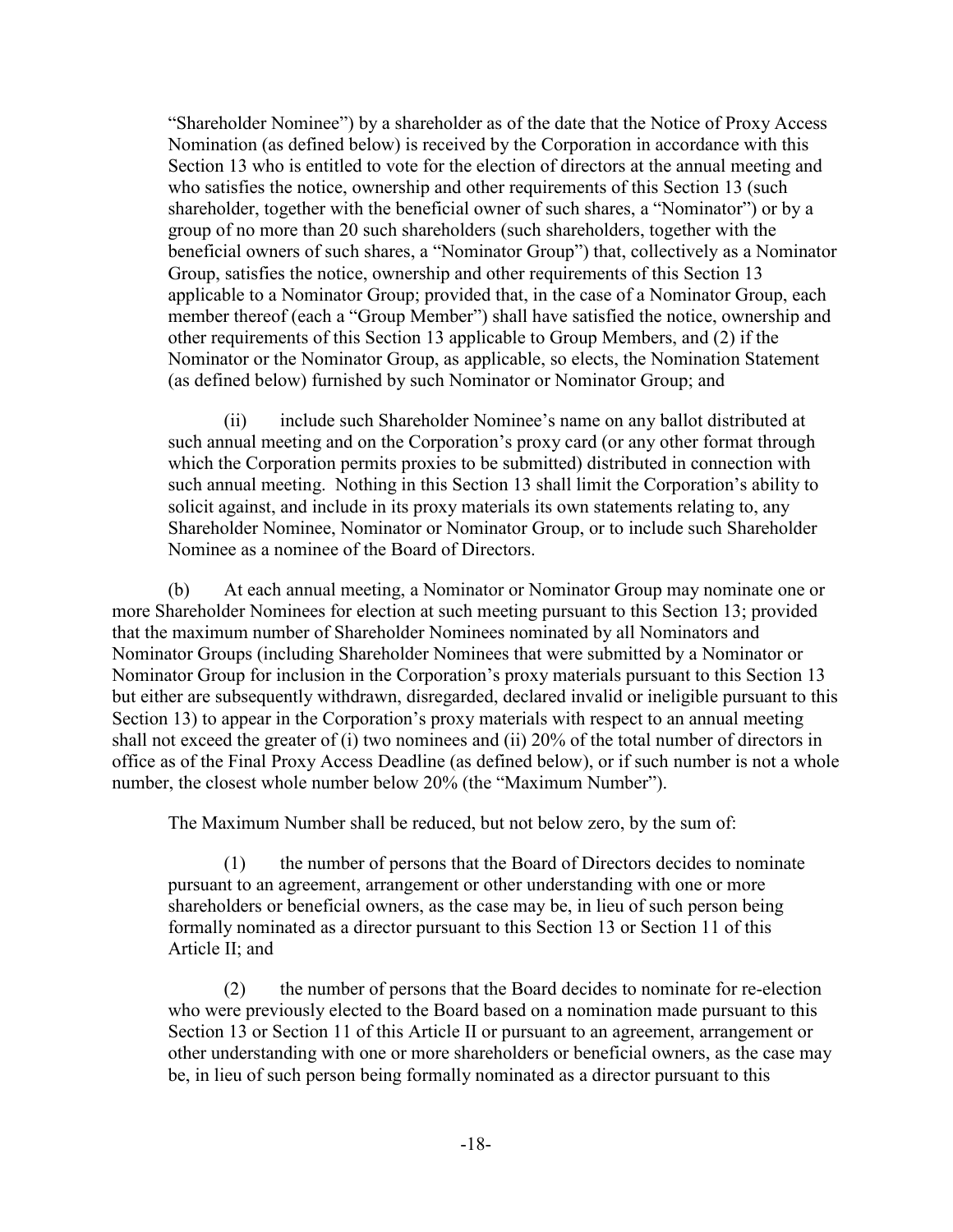"Shareholder Nominee") by a shareholder as of the date that the Notice of Proxy Access Nomination (as defined below) is received by the Corporation in accordance with this Section 13 who is entitled to vote for the election of directors at the annual meeting and who satisfies the notice, ownership and other requirements of this Section 13 (such shareholder, together with the beneficial owner of such shares, a "Nominator") or by a group of no more than 20 such shareholders (such shareholders, together with the beneficial owners of such shares, a "Nominator Group") that, collectively as a Nominator Group, satisfies the notice, ownership and other requirements of this Section 13 applicable to a Nominator Group; provided that, in the case of a Nominator Group, each member thereof (each a "Group Member") shall have satisfied the notice, ownership and other requirements of this Section 13 applicable to Group Members, and (2) if the Nominator or the Nominator Group, as applicable, so elects, the Nomination Statement (as defined below) furnished by such Nominator or Nominator Group; and

(ii) include such Shareholder Nominee's name on any ballot distributed at such annual meeting and on the Corporation's proxy card (or any other format through which the Corporation permits proxies to be submitted) distributed in connection with such annual meeting. Nothing in this Section 13 shall limit the Corporation's ability to solicit against, and include in its proxy materials its own statements relating to, any Shareholder Nominee, Nominator or Nominator Group, or to include such Shareholder Nominee as a nominee of the Board of Directors.

(b) At each annual meeting, a Nominator or Nominator Group may nominate one or more Shareholder Nominees for election at such meeting pursuant to this Section 13; provided that the maximum number of Shareholder Nominees nominated by all Nominators and Nominator Groups (including Shareholder Nominees that were submitted by a Nominator or Nominator Group for inclusion in the Corporation's proxy materials pursuant to this Section 13 but either are subsequently withdrawn, disregarded, declared invalid or ineligible pursuant to this Section 13) to appear in the Corporation's proxy materials with respect to an annual meeting shall not exceed the greater of (i) two nominees and (ii) 20% of the total number of directors in office as of the Final Proxy Access Deadline (as defined below), or if such number is not a whole number, the closest whole number below 20% (the "Maximum Number").

The Maximum Number shall be reduced, but not below zero, by the sum of:

(1) the number of persons that the Board of Directors decides to nominate pursuant to an agreement, arrangement or other understanding with one or more shareholders or beneficial owners, as the case may be, in lieu of such person being formally nominated as a director pursuant to this Section 13 or Section 11 of this Article II; and

(2) the number of persons that the Board decides to nominate for re-election who were previously elected to the Board based on a nomination made pursuant to this Section 13 or Section 11 of this Article II or pursuant to an agreement, arrangement or other understanding with one or more shareholders or beneficial owners, as the case may be, in lieu of such person being formally nominated as a director pursuant to this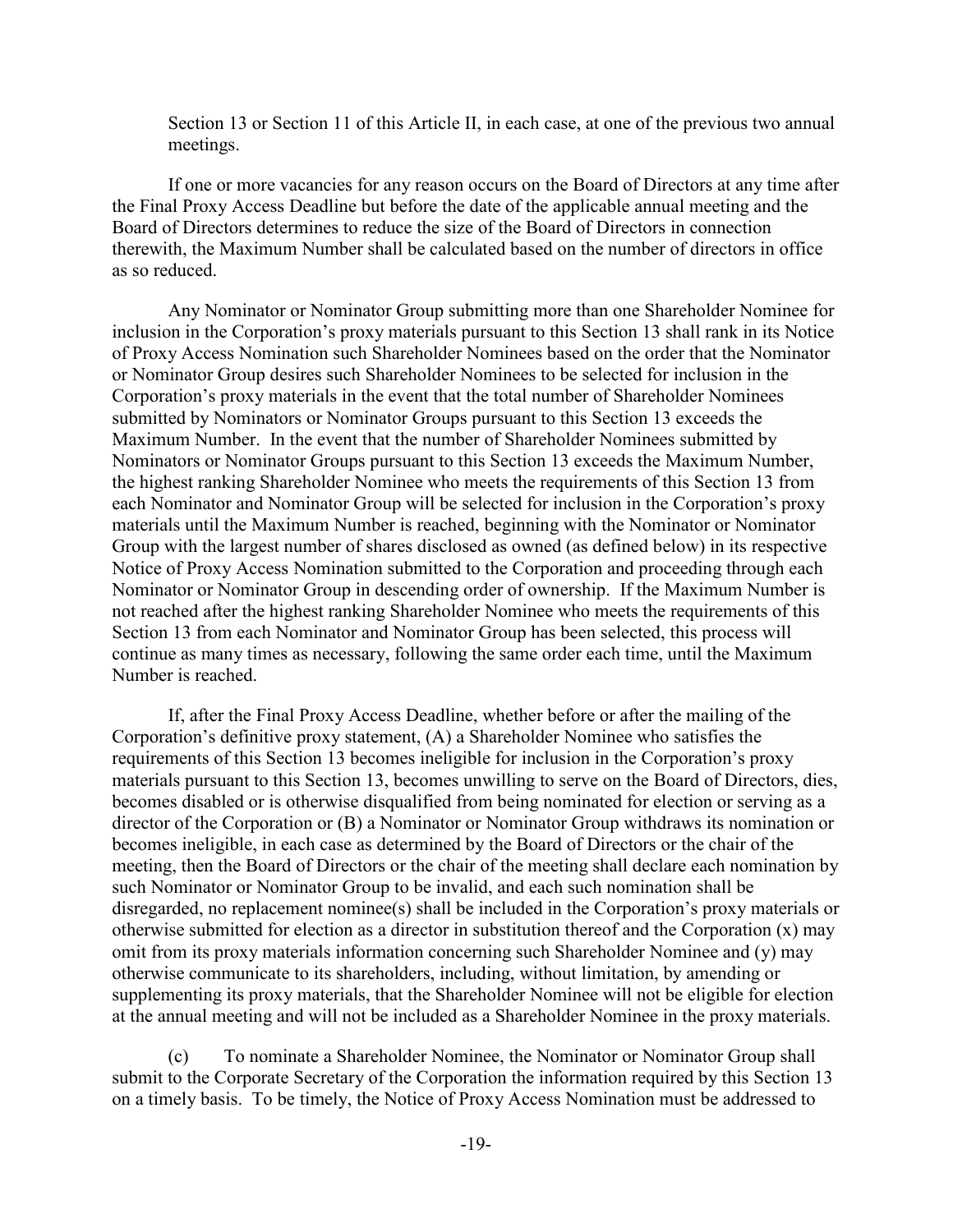Section 13 or Section 11 of this Article II, in each case, at one of the previous two annual meetings.

If one or more vacancies for any reason occurs on the Board of Directors at any time after the Final Proxy Access Deadline but before the date of the applicable annual meeting and the Board of Directors determines to reduce the size of the Board of Directors in connection therewith, the Maximum Number shall be calculated based on the number of directors in office as so reduced.

Any Nominator or Nominator Group submitting more than one Shareholder Nominee for inclusion in the Corporation's proxy materials pursuant to this Section 13 shall rank in its Notice of Proxy Access Nomination such Shareholder Nominees based on the order that the Nominator or Nominator Group desires such Shareholder Nominees to be selected for inclusion in the Corporation's proxy materials in the event that the total number of Shareholder Nominees submitted by Nominators or Nominator Groups pursuant to this Section 13 exceeds the Maximum Number. In the event that the number of Shareholder Nominees submitted by Nominators or Nominator Groups pursuant to this Section 13 exceeds the Maximum Number, the highest ranking Shareholder Nominee who meets the requirements of this Section 13 from each Nominator and Nominator Group will be selected for inclusion in the Corporation's proxy materials until the Maximum Number is reached, beginning with the Nominator or Nominator Group with the largest number of shares disclosed as owned (as defined below) in its respective Notice of Proxy Access Nomination submitted to the Corporation and proceeding through each Nominator or Nominator Group in descending order of ownership. If the Maximum Number is not reached after the highest ranking Shareholder Nominee who meets the requirements of this Section 13 from each Nominator and Nominator Group has been selected, this process will continue as many times as necessary, following the same order each time, until the Maximum Number is reached.

If, after the Final Proxy Access Deadline, whether before or after the mailing of the Corporation's definitive proxy statement, (A) a Shareholder Nominee who satisfies the requirements of this Section 13 becomes ineligible for inclusion in the Corporation's proxy materials pursuant to this Section 13, becomes unwilling to serve on the Board of Directors, dies, becomes disabled or is otherwise disqualified from being nominated for election or serving as a director of the Corporation or (B) a Nominator or Nominator Group withdraws its nomination or becomes ineligible, in each case as determined by the Board of Directors or the chair of the meeting, then the Board of Directors or the chair of the meeting shall declare each nomination by such Nominator or Nominator Group to be invalid, and each such nomination shall be disregarded, no replacement nominee(s) shall be included in the Corporation's proxy materials or otherwise submitted for election as a director in substitution thereof and the Corporation (x) may omit from its proxy materials information concerning such Shareholder Nominee and (y) may otherwise communicate to its shareholders, including, without limitation, by amending or supplementing its proxy materials, that the Shareholder Nominee will not be eligible for election at the annual meeting and will not be included as a Shareholder Nominee in the proxy materials.

(c) To nominate a Shareholder Nominee, the Nominator or Nominator Group shall submit to the Corporate Secretary of the Corporation the information required by this Section 13 on a timely basis. To be timely, the Notice of Proxy Access Nomination must be addressed to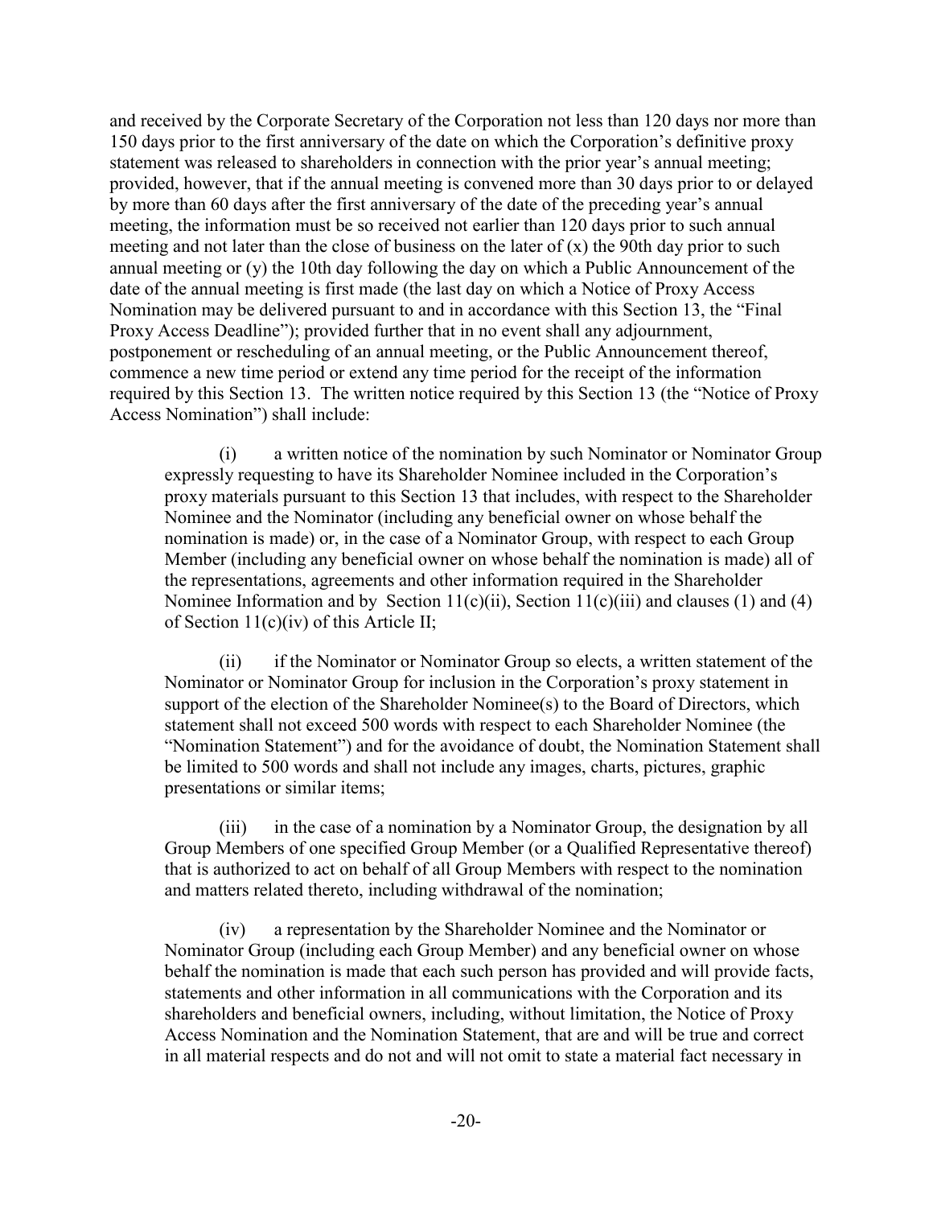and received by the Corporate Secretary of the Corporation not less than 120 days nor more than 150 days prior to the first anniversary of the date on which the Corporation's definitive proxy statement was released to shareholders in connection with the prior year's annual meeting; provided, however, that if the annual meeting is convened more than 30 days prior to or delayed by more than 60 days after the first anniversary of the date of the preceding year's annual meeting, the information must be so received not earlier than 120 days prior to such annual meeting and not later than the close of business on the later of (x) the 90th day prior to such annual meeting or (y) the 10th day following the day on which a Public Announcement of the date of the annual meeting is first made (the last day on which a Notice of Proxy Access Nomination may be delivered pursuant to and in accordance with this Section 13, the "Final Proxy Access Deadline"); provided further that in no event shall any adjournment, postponement or rescheduling of an annual meeting, or the Public Announcement thereof, commence a new time period or extend any time period for the receipt of the information required by this Section 13. The written notice required by this Section 13 (the "Notice of Proxy Access Nomination") shall include:

(i) a written notice of the nomination by such Nominator or Nominator Group expressly requesting to have its Shareholder Nominee included in the Corporation's proxy materials pursuant to this Section 13 that includes, with respect to the Shareholder Nominee and the Nominator (including any beneficial owner on whose behalf the nomination is made) or, in the case of a Nominator Group, with respect to each Group Member (including any beneficial owner on whose behalf the nomination is made) all of the representations, agreements and other information required in the Shareholder Nominee Information and by Section 11(c)(ii), Section 11(c)(iii) and clauses (1) and (4) of Section 11(c)(iv) of this Article II;

(ii) if the Nominator or Nominator Group so elects, a written statement of the Nominator or Nominator Group for inclusion in the Corporation's proxy statement in support of the election of the Shareholder Nominee(s) to the Board of Directors, which statement shall not exceed 500 words with respect to each Shareholder Nominee (the "Nomination Statement") and for the avoidance of doubt, the Nomination Statement shall be limited to 500 words and shall not include any images, charts, pictures, graphic presentations or similar items;

(iii) in the case of a nomination by a Nominator Group, the designation by all Group Members of one specified Group Member (or a Qualified Representative thereof) that is authorized to act on behalf of all Group Members with respect to the nomination and matters related thereto, including withdrawal of the nomination;

(iv) a representation by the Shareholder Nominee and the Nominator or Nominator Group (including each Group Member) and any beneficial owner on whose behalf the nomination is made that each such person has provided and will provide facts, statements and other information in all communications with the Corporation and its shareholders and beneficial owners, including, without limitation, the Notice of Proxy Access Nomination and the Nomination Statement, that are and will be true and correct in all material respects and do not and will not omit to state a material fact necessary in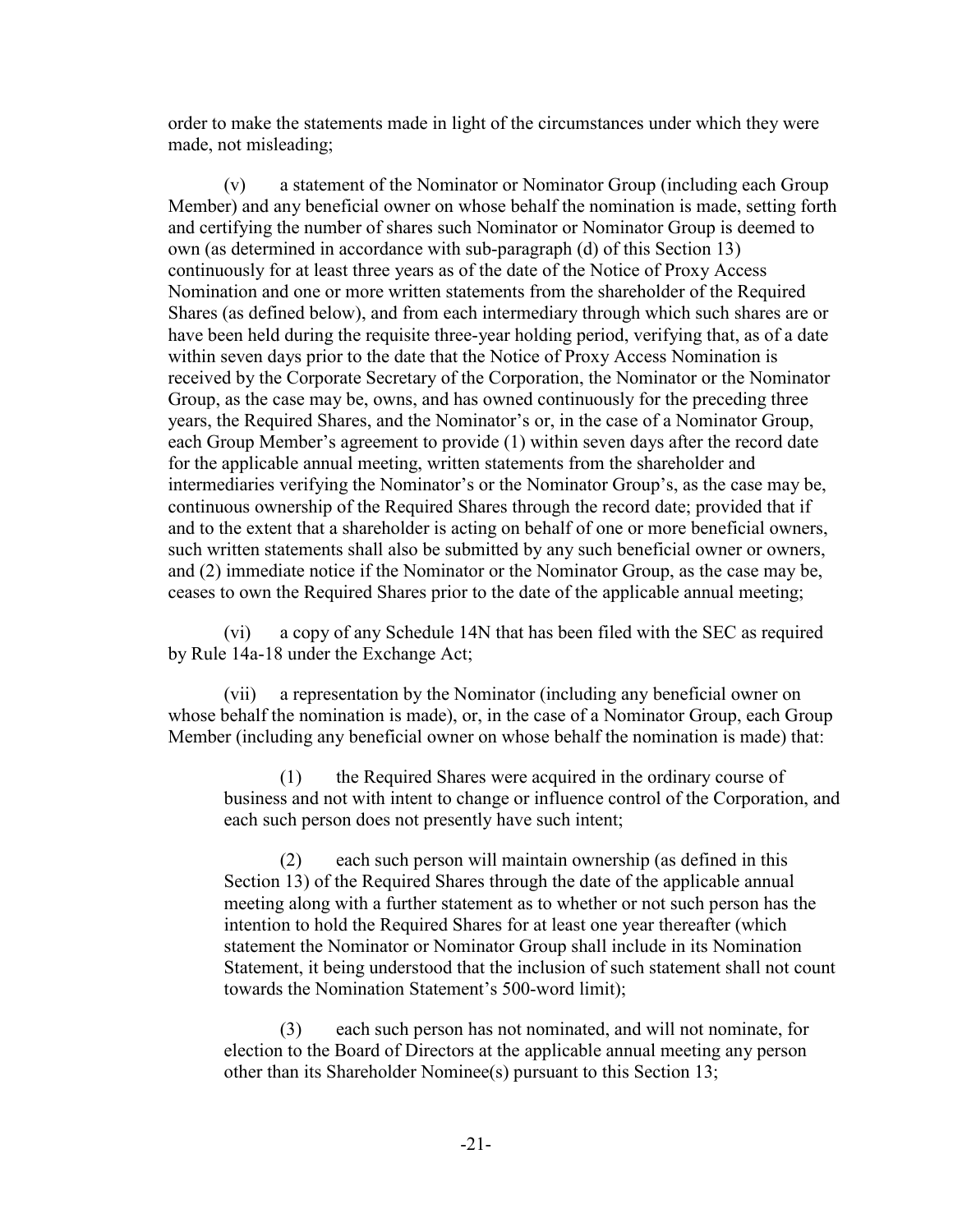order to make the statements made in light of the circumstances under which they were made, not misleading;

(v) a statement of the Nominator or Nominator Group (including each Group Member) and any beneficial owner on whose behalf the nomination is made, setting forth and certifying the number of shares such Nominator or Nominator Group is deemed to own (as determined in accordance with sub-paragraph (d) of this Section 13) continuously for at least three years as of the date of the Notice of Proxy Access Nomination and one or more written statements from the shareholder of the Required Shares (as defined below), and from each intermediary through which such shares are or have been held during the requisite three-year holding period, verifying that, as of a date within seven days prior to the date that the Notice of Proxy Access Nomination is received by the Corporate Secretary of the Corporation, the Nominator or the Nominator Group, as the case may be, owns, and has owned continuously for the preceding three years, the Required Shares, and the Nominator's or, in the case of a Nominator Group, each Group Member's agreement to provide (1) within seven days after the record date for the applicable annual meeting, written statements from the shareholder and intermediaries verifying the Nominator's or the Nominator Group's, as the case may be, continuous ownership of the Required Shares through the record date; provided that if and to the extent that a shareholder is acting on behalf of one or more beneficial owners, such written statements shall also be submitted by any such beneficial owner or owners, and (2) immediate notice if the Nominator or the Nominator Group, as the case may be, ceases to own the Required Shares prior to the date of the applicable annual meeting;

(vi) a copy of any Schedule 14N that has been filed with the SEC as required by Rule 14a-18 under the Exchange Act;

(vii) a representation by the Nominator (including any beneficial owner on whose behalf the nomination is made), or, in the case of a Nominator Group, each Group Member (including any beneficial owner on whose behalf the nomination is made) that:

(1) the Required Shares were acquired in the ordinary course of business and not with intent to change or influence control of the Corporation, and each such person does not presently have such intent;

(2) each such person will maintain ownership (as defined in this Section 13) of the Required Shares through the date of the applicable annual meeting along with a further statement as to whether or not such person has the intention to hold the Required Shares for at least one year thereafter (which statement the Nominator or Nominator Group shall include in its Nomination Statement, it being understood that the inclusion of such statement shall not count towards the Nomination Statement's 500-word limit);

(3) each such person has not nominated, and will not nominate, for election to the Board of Directors at the applicable annual meeting any person other than its Shareholder Nominee(s) pursuant to this Section 13;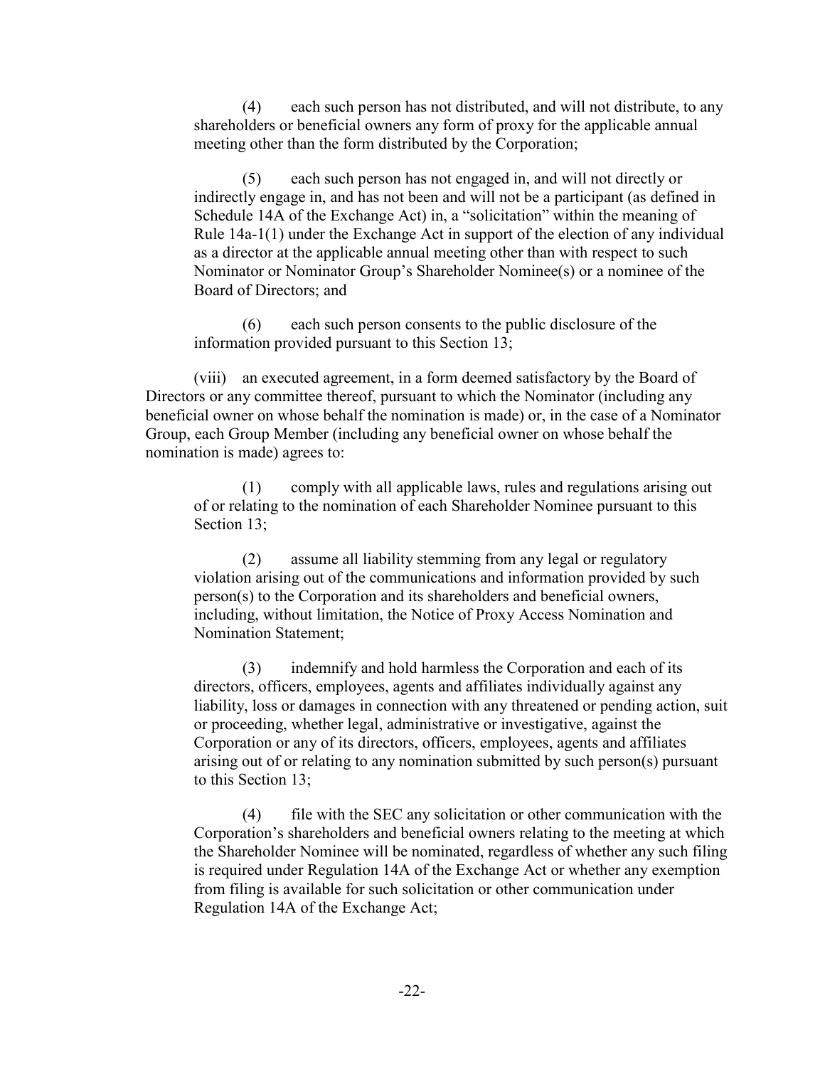(4) each such person has not distributed, and will not distribute, to any shareholders or beneficial owners any form of proxy for the applicable annual meeting other than the form distributed by the Corporation;

(5) each such person has not engaged in, and will not directly or indirectly engage in, and has not been and will not be a participant (as defined in Schedule 14A of the Exchange Act) in, a "solicitation" within the meaning of Rule 14a-1(1) under the Exchange Act in support of the election of any individual as a director at the applicable annual meeting other than with respect to such Nominator or Nominator Group's Shareholder Nominee(s) or a nominee of the Board of Directors; and

(6) each such person consents to the public disclosure of the information provided pursuant to this Section 13;

(viii) an executed agreement, in a form deemed satisfactory by the Board of Directors or any committee thereof, pursuant to which the Nominator (including any beneficial owner on whose behalf the nomination is made) or, in the case of a Nominator Group, each Group Member (including any beneficial owner on whose behalf the nomination is made) agrees to:

(1) comply with all applicable laws, rules and regulations arising out of or relating to the nomination of each Shareholder Nominee pursuant to this Section 13;

(2) assume all liability stemming from any legal or regulatory violation arising out of the communications and information provided by such person(s) to the Corporation and its shareholders and beneficial owners, including, without limitation, the Notice of Proxy Access Nomination and Nomination Statement;

(3) indemnify and hold harmless the Corporation and each of its directors, officers, employees, agents and affiliates individually against any liability, loss or damages in connection with any threatened or pending action, suit or proceeding, whether legal, administrative or investigative, against the Corporation or any of its directors, officers, employees, agents and affiliates arising out of or relating to any nomination submitted by such person(s) pursuant to this Section 13;

(4) file with the SEC any solicitation or other communication with the Corporation's shareholders and beneficial owners relating to the meeting at which the Shareholder Nominee will be nominated, regardless of whether any such filing is required under Regulation 14A of the Exchange Act or whether any exemption from filing is available for such solicitation or other communication under Regulation 14A of the Exchange Act;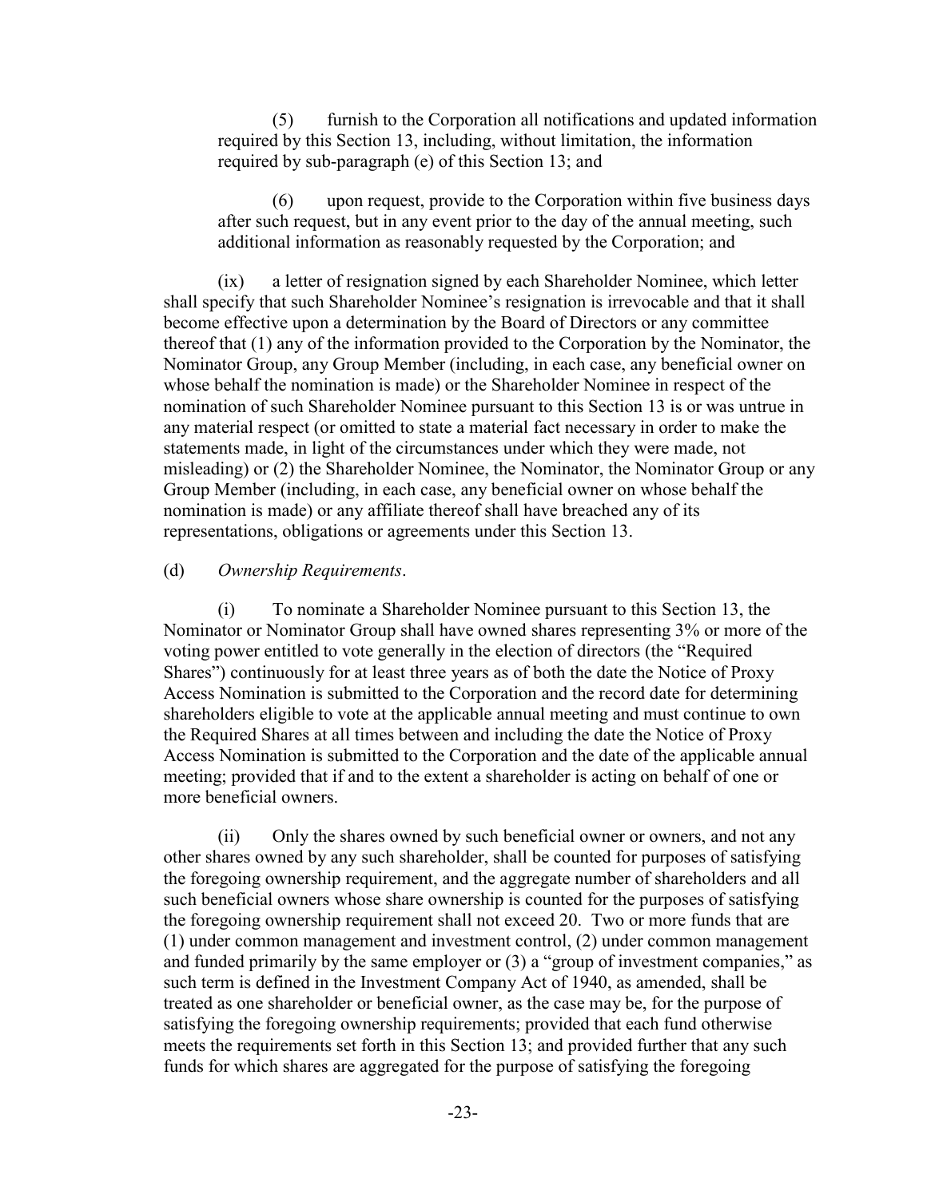(5) furnish to the Corporation all notifications and updated information required by this Section 13, including, without limitation, the information required by sub-paragraph (e) of this Section 13; and

(6) upon request, provide to the Corporation within five business days after such request, but in any event prior to the day of the annual meeting, such additional information as reasonably requested by the Corporation; and

(ix) a letter of resignation signed by each Shareholder Nominee, which letter shall specify that such Shareholder Nominee's resignation is irrevocable and that it shall become effective upon a determination by the Board of Directors or any committee thereof that (1) any of the information provided to the Corporation by the Nominator, the Nominator Group, any Group Member (including, in each case, any beneficial owner on whose behalf the nomination is made) or the Shareholder Nominee in respect of the nomination of such Shareholder Nominee pursuant to this Section 13 is or was untrue in any material respect (or omitted to state a material fact necessary in order to make the statements made, in light of the circumstances under which they were made, not misleading) or (2) the Shareholder Nominee, the Nominator, the Nominator Group or any Group Member (including, in each case, any beneficial owner on whose behalf the nomination is made) or any affiliate thereof shall have breached any of its representations, obligations or agreements under this Section 13.

(d) *Ownership Requirements*.

(i) To nominate a Shareholder Nominee pursuant to this Section 13, the Nominator or Nominator Group shall have owned shares representing 3% or more of the voting power entitled to vote generally in the election of directors (the "Required Shares") continuously for at least three years as of both the date the Notice of Proxy Access Nomination is submitted to the Corporation and the record date for determining shareholders eligible to vote at the applicable annual meeting and must continue to own the Required Shares at all times between and including the date the Notice of Proxy Access Nomination is submitted to the Corporation and the date of the applicable annual meeting; provided that if and to the extent a shareholder is acting on behalf of one or more beneficial owners.

(ii) Only the shares owned by such beneficial owner or owners, and not any other shares owned by any such shareholder, shall be counted for purposes of satisfying the foregoing ownership requirement, and the aggregate number of shareholders and all such beneficial owners whose share ownership is counted for the purposes of satisfying the foregoing ownership requirement shall not exceed 20. Two or more funds that are (1) under common management and investment control, (2) under common management and funded primarily by the same employer or (3) a "group of investment companies," as such term is defined in the Investment Company Act of 1940, as amended, shall be treated as one shareholder or beneficial owner, as the case may be, for the purpose of satisfying the foregoing ownership requirements; provided that each fund otherwise meets the requirements set forth in this Section 13; and provided further that any such funds for which shares are aggregated for the purpose of satisfying the foregoing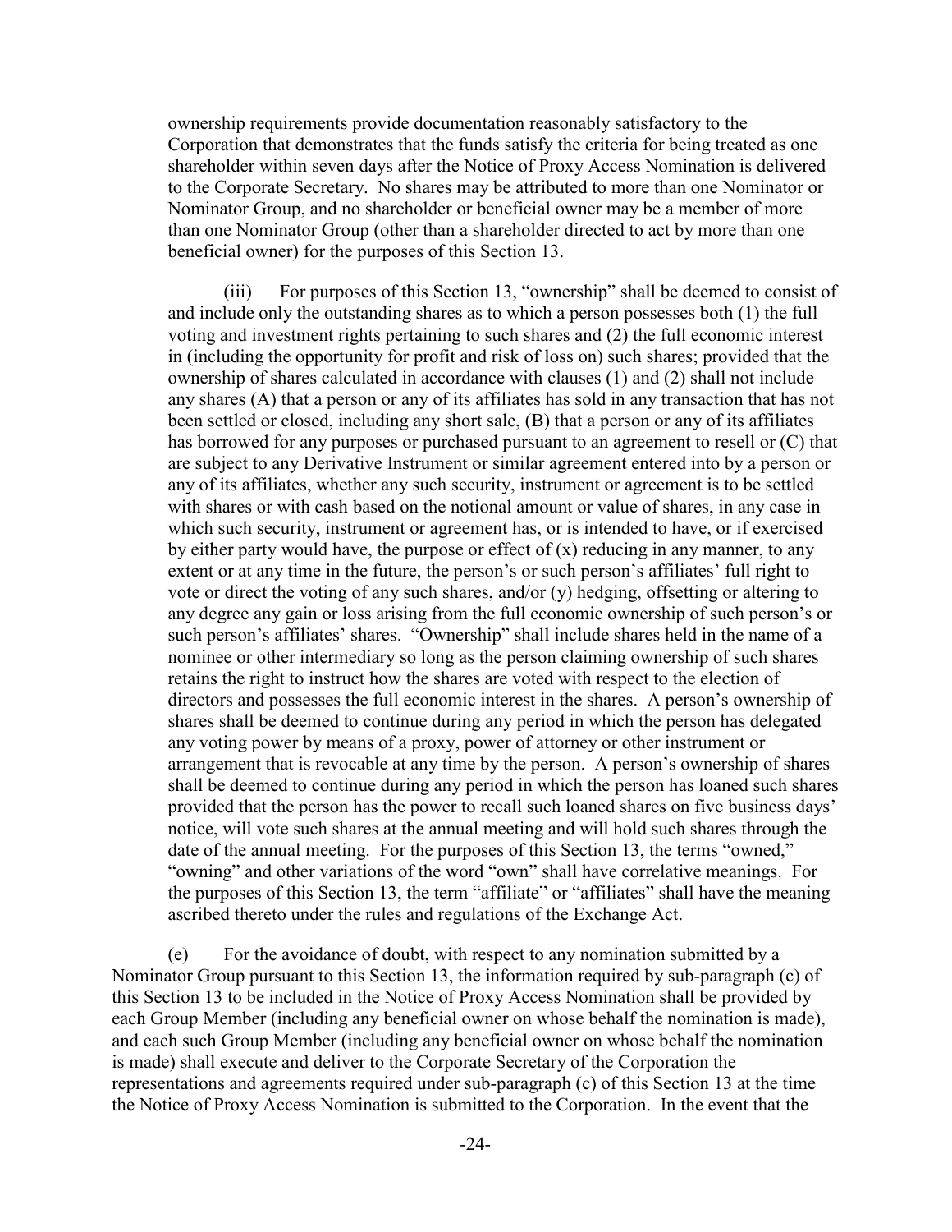ownership requirements provide documentation reasonably satisfactory to the Corporation that demonstrates that the funds satisfy the criteria for being treated as one shareholder within seven days after the Notice of Proxy Access Nomination is delivered to the Corporate Secretary. No shares may be attributed to more than one Nominator or Nominator Group, and no shareholder or beneficial owner may be a member of more than one Nominator Group (other than a shareholder directed to act by more than one beneficial owner) for the purposes of this Section 13.

(iii) For purposes of this Section 13, "ownership" shall be deemed to consist of and include only the outstanding shares as to which a person possesses both (1) the full voting and investment rights pertaining to such shares and (2) the full economic interest in (including the opportunity for profit and risk of loss on) such shares; provided that the ownership of shares calculated in accordance with clauses (1) and (2) shall not include any shares (A) that a person or any of its affiliates has sold in any transaction that has not been settled or closed, including any short sale, (B) that a person or any of its affiliates has borrowed for any purposes or purchased pursuant to an agreement to resell or (C) that are subject to any Derivative Instrument or similar agreement entered into by a person or any of its affiliates, whether any such security, instrument or agreement is to be settled with shares or with cash based on the notional amount or value of shares, in any case in which such security, instrument or agreement has, or is intended to have, or if exercised by either party would have, the purpose or effect of (x) reducing in any manner, to any extent or at any time in the future, the person's or such person's affiliates' full right to vote or direct the voting of any such shares, and/or (y) hedging, offsetting or altering to any degree any gain or loss arising from the full economic ownership of such person's or such person's affiliates' shares. "Ownership" shall include shares held in the name of a nominee or other intermediary so long as the person claiming ownership of such shares retains the right to instruct how the shares are voted with respect to the election of directors and possesses the full economic interest in the shares. A person's ownership of shares shall be deemed to continue during any period in which the person has delegated any voting power by means of a proxy, power of attorney or other instrument or arrangement that is revocable at any time by the person. A person's ownership of shares shall be deemed to continue during any period in which the person has loaned such shares provided that the person has the power to recall such loaned shares on five business days' notice, will vote such shares at the annual meeting and will hold such shares through the date of the annual meeting. For the purposes of this Section 13, the terms "owned," "owning" and other variations of the word "own" shall have correlative meanings. For the purposes of this Section 13, the term "affiliate" or "affiliates" shall have the meaning ascribed thereto under the rules and regulations of the Exchange Act.

(e) For the avoidance of doubt, with respect to any nomination submitted by a Nominator Group pursuant to this Section 13, the information required by sub-paragraph (c) of this Section 13 to be included in the Notice of Proxy Access Nomination shall be provided by each Group Member (including any beneficial owner on whose behalf the nomination is made), and each such Group Member (including any beneficial owner on whose behalf the nomination is made) shall execute and deliver to the Corporate Secretary of the Corporation the representations and agreements required under sub-paragraph (c) of this Section 13 at the time the Notice of Proxy Access Nomination is submitted to the Corporation. In the event that the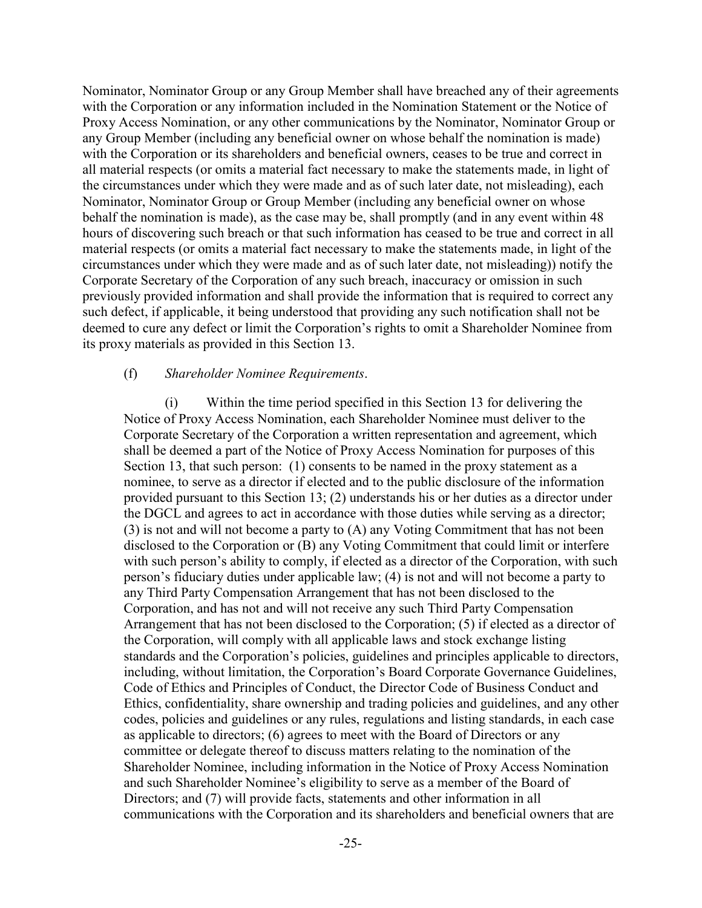Nominator, Nominator Group or any Group Member shall have breached any of their agreements with the Corporation or any information included in the Nomination Statement or the Notice of Proxy Access Nomination, or any other communications by the Nominator, Nominator Group or any Group Member (including any beneficial owner on whose behalf the nomination is made) with the Corporation or its shareholders and beneficial owners, ceases to be true and correct in all material respects (or omits a material fact necessary to make the statements made, in light of the circumstances under which they were made and as of such later date, not misleading), each Nominator, Nominator Group or Group Member (including any beneficial owner on whose behalf the nomination is made), as the case may be, shall promptly (and in any event within 48 hours of discovering such breach or that such information has ceased to be true and correct in all material respects (or omits a material fact necessary to make the statements made, in light of the circumstances under which they were made and as of such later date, not misleading)) notify the Corporate Secretary of the Corporation of any such breach, inaccuracy or omission in such previously provided information and shall provide the information that is required to correct any such defect, if applicable, it being understood that providing any such notification shall not be deemed to cure any defect or limit the Corporation's rights to omit a Shareholder Nominee from its proxy materials as provided in this Section 13.

(f) *Shareholder Nominee Requirements*.

(i) Within the time period specified in this Section 13 for delivering the Notice of Proxy Access Nomination, each Shareholder Nominee must deliver to the Corporate Secretary of the Corporation a written representation and agreement, which shall be deemed a part of the Notice of Proxy Access Nomination for purposes of this Section 13, that such person: (1) consents to be named in the proxy statement as a nominee, to serve as a director if elected and to the public disclosure of the information provided pursuant to this Section 13; (2) understands his or her duties as a director under the DGCL and agrees to act in accordance with those duties while serving as a director; (3) is not and will not become a party to (A) any Voting Commitment that has not been disclosed to the Corporation or (B) any Voting Commitment that could limit or interfere with such person's ability to comply, if elected as a director of the Corporation, with such person's fiduciary duties under applicable law; (4) is not and will not become a party to any Third Party Compensation Arrangement that has not been disclosed to the Corporation, and has not and will not receive any such Third Party Compensation Arrangement that has not been disclosed to the Corporation; (5) if elected as a director of the Corporation, will comply with all applicable laws and stock exchange listing standards and the Corporation's policies, guidelines and principles applicable to directors, including, without limitation, the Corporation's Board Corporate Governance Guidelines, Code of Ethics and Principles of Conduct, the Director Code of Business Conduct and Ethics, confidentiality, share ownership and trading policies and guidelines, and any other codes, policies and guidelines or any rules, regulations and listing standards, in each case as applicable to directors; (6) agrees to meet with the Board of Directors or any committee or delegate thereof to discuss matters relating to the nomination of the Shareholder Nominee, including information in the Notice of Proxy Access Nomination and such Shareholder Nominee's eligibility to serve as a member of the Board of Directors; and (7) will provide facts, statements and other information in all communications with the Corporation and its shareholders and beneficial owners that are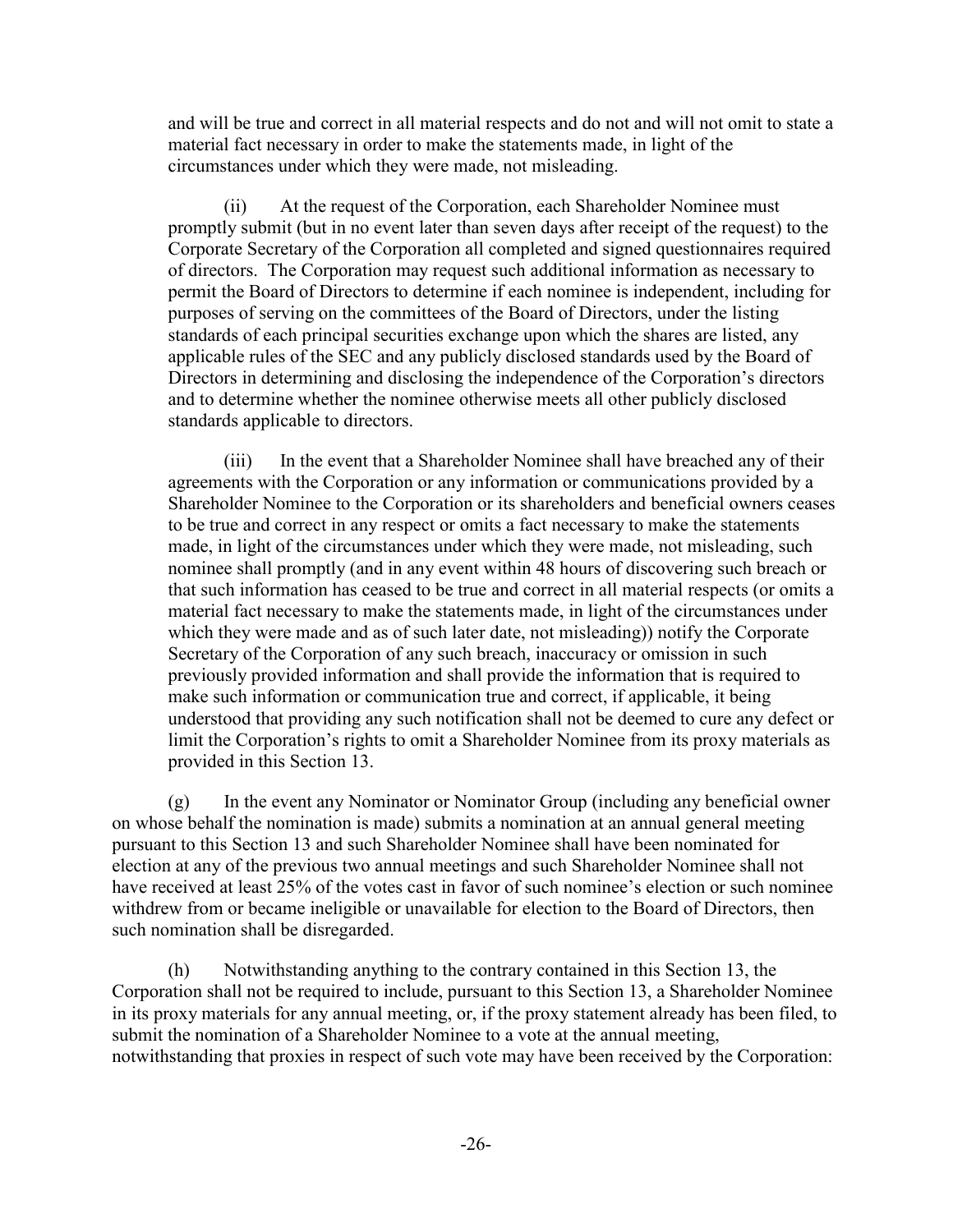and will be true and correct in all material respects and do not and will not omit to state a material fact necessary in order to make the statements made, in light of the circumstances under which they were made, not misleading.

(ii) At the request of the Corporation, each Shareholder Nominee must promptly submit (but in no event later than seven days after receipt of the request) to the Corporate Secretary of the Corporation all completed and signed questionnaires required of directors. The Corporation may request such additional information as necessary to permit the Board of Directors to determine if each nominee is independent, including for purposes of serving on the committees of the Board of Directors, under the listing standards of each principal securities exchange upon which the shares are listed, any applicable rules of the SEC and any publicly disclosed standards used by the Board of Directors in determining and disclosing the independence of the Corporation's directors and to determine whether the nominee otherwise meets all other publicly disclosed standards applicable to directors.

(iii) In the event that a Shareholder Nominee shall have breached any of their agreements with the Corporation or any information or communications provided by a Shareholder Nominee to the Corporation or its shareholders and beneficial owners ceases to be true and correct in any respect or omits a fact necessary to make the statements made, in light of the circumstances under which they were made, not misleading, such nominee shall promptly (and in any event within 48 hours of discovering such breach or that such information has ceased to be true and correct in all material respects (or omits a material fact necessary to make the statements made, in light of the circumstances under which they were made and as of such later date, not misleading)) notify the Corporate Secretary of the Corporation of any such breach, inaccuracy or omission in such previously provided information and shall provide the information that is required to make such information or communication true and correct, if applicable, it being understood that providing any such notification shall not be deemed to cure any defect or limit the Corporation's rights to omit a Shareholder Nominee from its proxy materials as provided in this Section 13.

(g) In the event any Nominator or Nominator Group (including any beneficial owner on whose behalf the nomination is made) submits a nomination at an annual general meeting pursuant to this Section 13 and such Shareholder Nominee shall have been nominated for election at any of the previous two annual meetings and such Shareholder Nominee shall not have received at least 25% of the votes cast in favor of such nominee's election or such nominee withdrew from or became ineligible or unavailable for election to the Board of Directors, then such nomination shall be disregarded.

(h) Notwithstanding anything to the contrary contained in this Section 13, the Corporation shall not be required to include, pursuant to this Section 13, a Shareholder Nominee in its proxy materials for any annual meeting, or, if the proxy statement already has been filed, to submit the nomination of a Shareholder Nominee to a vote at the annual meeting, notwithstanding that proxies in respect of such vote may have been received by the Corporation: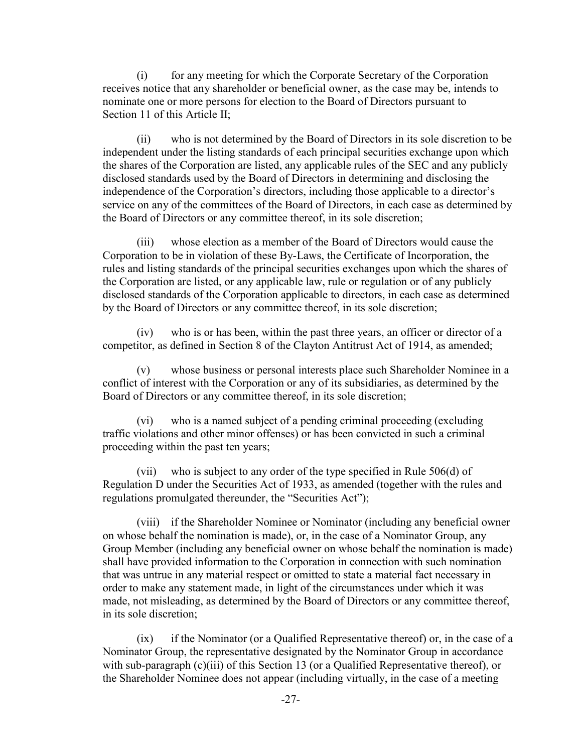(i) for any meeting for which the Corporate Secretary of the Corporation receives notice that any shareholder or beneficial owner, as the case may be, intends to nominate one or more persons for election to the Board of Directors pursuant to Section 11 of this Article II;

(ii) who is not determined by the Board of Directors in its sole discretion to be independent under the listing standards of each principal securities exchange upon which the shares of the Corporation are listed, any applicable rules of the SEC and any publicly disclosed standards used by the Board of Directors in determining and disclosing the independence of the Corporation's directors, including those applicable to a director's service on any of the committees of the Board of Directors, in each case as determined by the Board of Directors or any committee thereof, in its sole discretion;

(iii) whose election as a member of the Board of Directors would cause the Corporation to be in violation of these By-Laws, the Certificate of Incorporation, the rules and listing standards of the principal securities exchanges upon which the shares of the Corporation are listed, or any applicable law, rule or regulation or of any publicly disclosed standards of the Corporation applicable to directors, in each case as determined by the Board of Directors or any committee thereof, in its sole discretion;

(iv) who is or has been, within the past three years, an officer or director of a competitor, as defined in Section 8 of the Clayton Antitrust Act of 1914, as amended;

(v) whose business or personal interests place such Shareholder Nominee in a conflict of interest with the Corporation or any of its subsidiaries, as determined by the Board of Directors or any committee thereof, in its sole discretion;

(vi) who is a named subject of a pending criminal proceeding (excluding traffic violations and other minor offenses) or has been convicted in such a criminal proceeding within the past ten years;

(vii) who is subject to any order of the type specified in Rule 506(d) of Regulation D under the Securities Act of 1933, as amended (together with the rules and regulations promulgated thereunder, the "Securities Act");

(viii) if the Shareholder Nominee or Nominator (including any beneficial owner on whose behalf the nomination is made), or, in the case of a Nominator Group, any Group Member (including any beneficial owner on whose behalf the nomination is made) shall have provided information to the Corporation in connection with such nomination that was untrue in any material respect or omitted to state a material fact necessary in order to make any statement made, in light of the circumstances under which it was made, not misleading, as determined by the Board of Directors or any committee thereof, in its sole discretion;

(ix) if the Nominator (or a Qualified Representative thereof) or, in the case of a Nominator Group, the representative designated by the Nominator Group in accordance with sub-paragraph (c)(iii) of this Section 13 (or a Qualified Representative thereof), or the Shareholder Nominee does not appear (including virtually, in the case of a meeting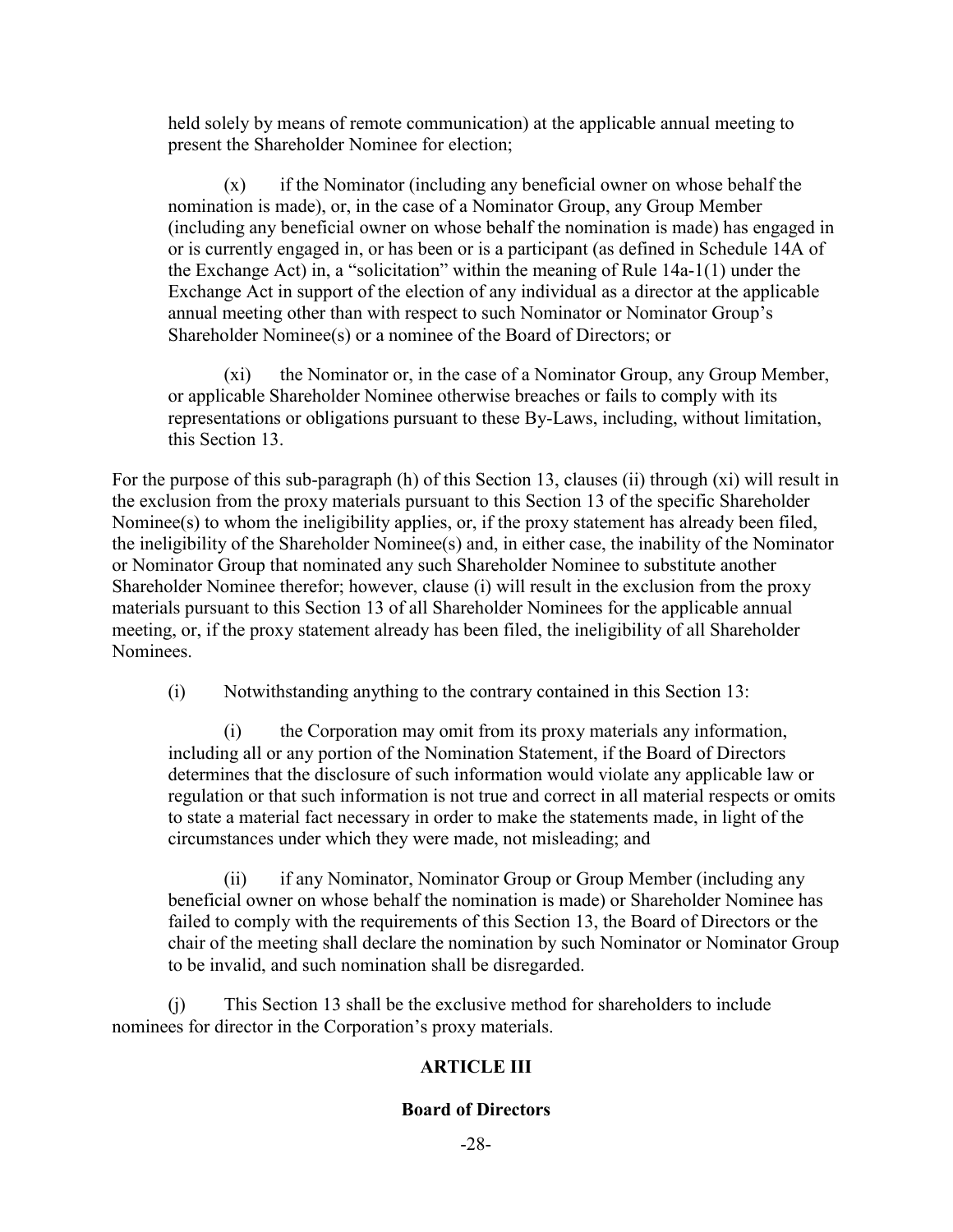held solely by means of remote communication) at the applicable annual meeting to present the Shareholder Nominee for election;

(x) if the Nominator (including any beneficial owner on whose behalf the nomination is made), or, in the case of a Nominator Group, any Group Member (including any beneficial owner on whose behalf the nomination is made) has engaged in or is currently engaged in, or has been or is a participant (as defined in Schedule 14A of the Exchange Act) in, a "solicitation" within the meaning of Rule 14a-1(1) under the Exchange Act in support of the election of any individual as a director at the applicable annual meeting other than with respect to such Nominator or Nominator Group's Shareholder Nominee(s) or a nominee of the Board of Directors; or

(xi) the Nominator or, in the case of a Nominator Group, any Group Member, or applicable Shareholder Nominee otherwise breaches or fails to comply with its representations or obligations pursuant to these By-Laws, including, without limitation, this Section 13.

For the purpose of this sub-paragraph (h) of this Section 13, clauses (ii) through (xi) will result in the exclusion from the proxy materials pursuant to this Section 13 of the specific Shareholder Nominee(s) to whom the ineligibility applies, or, if the proxy statement has already been filed, the ineligibility of the Shareholder Nominee(s) and, in either case, the inability of the Nominator or Nominator Group that nominated any such Shareholder Nominee to substitute another Shareholder Nominee therefor; however, clause (i) will result in the exclusion from the proxy materials pursuant to this Section 13 of all Shareholder Nominees for the applicable annual meeting, or, if the proxy statement already has been filed, the ineligibility of all Shareholder Nominees.

(i) Notwithstanding anything to the contrary contained in this Section 13:

(i) the Corporation may omit from its proxy materials any information, including all or any portion of the Nomination Statement, if the Board of Directors determines that the disclosure of such information would violate any applicable law or regulation or that such information is not true and correct in all material respects or omits to state a material fact necessary in order to make the statements made, in light of the circumstances under which they were made, not misleading; and

(ii) if any Nominator, Nominator Group or Group Member (including any beneficial owner on whose behalf the nomination is made) or Shareholder Nominee has failed to comply with the requirements of this Section 13, the Board of Directors or the chair of the meeting shall declare the nomination by such Nominator or Nominator Group to be invalid, and such nomination shall be disregarded.

(j) This Section 13 shall be the exclusive method for shareholders to include nominees for director in the Corporation's proxy materials.

## ARTICLE III

## Board of Directors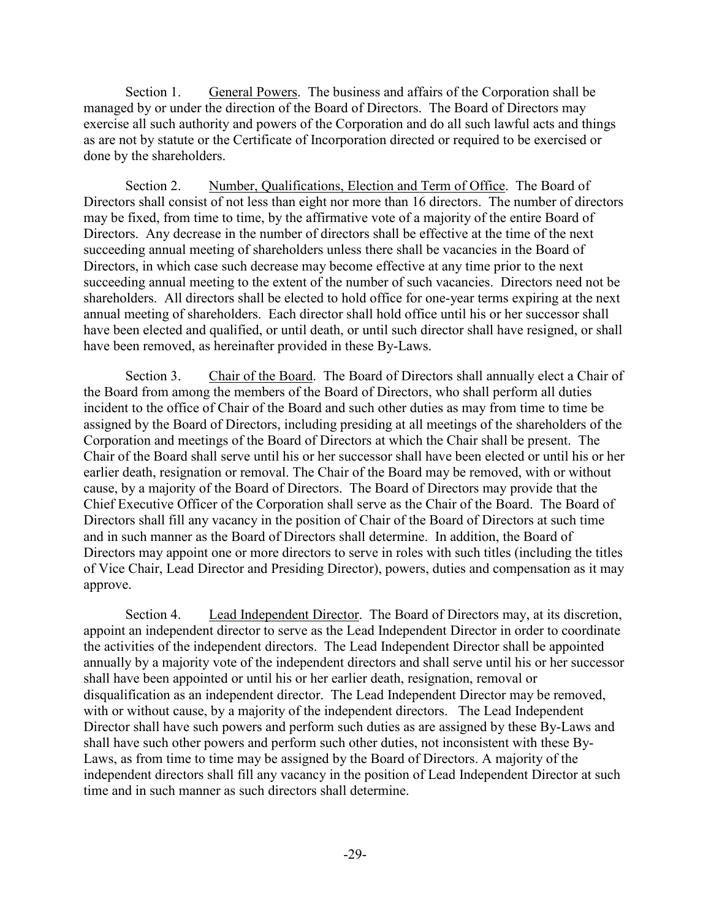Section 1. <u>General Powers</u>. The business and affairs of the Corporation shall be managed by or under the direction of the Board of Directors. The Board of Directors may exercise all such authority and powers of the Corporation and do all such lawful acts and things as are not by statute or the Certificate of Incorporation directed or required to be exercised or done by the shareholders.

Section 2. <u>Number, Qualifications, Election and Term of Office</u>. The Board of Directors shall consist of not less than eight nor more than 16 directors. The number of directors may be fixed, from time to time, by the affirmative vote of a majority of the entire Board of Directors. Any decrease in the number of directors shall be effective at the time of the next succeeding annual meeting of shareholders unless there shall be vacancies in the Board of Directors, in which case such decrease may become effective at any time prior to the next succeeding annual meeting to the extent of the number of such vacancies. Directors need not be shareholders. All directors shall be elected to hold office for one-year terms expiring at the next annual meeting of shareholders. Each director shall hold office until his or her successor shall have been elected and qualified, or until death, or until such director shall have resigned, or shall have been removed, as hereinafter provided in these By-Laws.

Section 3. <u>Chair of the Board</u>. The Board of Directors shall annually elect a Chair of the Board from among the members of the Board of Directors, who shall perform all duties incident to the office of Chair of the Board and such other duties as may from time to time be assigned by the Board of Directors, including presiding at all meetings of the shareholders of the Corporation and meetings of the Board of Directors at which the Chair shall be present. The Chair of the Board shall serve until his or her successor shall have been elected or until his or her earlier death, resignation or removal. The Chair of the Board may be removed, with or without cause, by a majority of the Board of Directors. The Board of Directors may provide that the Chief Executive Officer of the Corporation shall serve as the Chair of the Board. The Board of Directors shall fill any vacancy in the position of Chair of the Board of Directors at such time and in such manner as the Board of Directors shall determine. In addition, the Board of Directors may appoint one or more directors to serve in roles with such titles (including the titles of Vice Chair, Lead Director and Presiding Director), powers, duties and compensation as it may approve.

Section 4. <u>Lead Independent Director</u>. The Board of Directors may, at its discretion, appoint an independent director to serve as the Lead Independent Director in order to coordinate the activities of the independent directors. The Lead Independent Director shall be appointed annually by a majority vote of the independent directors and shall serve until his or her successor shall have been appointed or until his or her earlier death, resignation, removal or disqualification as an independent director. The Lead Independent Director may be removed, with or without cause, by a majority of the independent directors. The Lead Independent Director shall have such powers and perform such duties as are assigned by these By-Laws and shall have such other powers and perform such other duties, not inconsistent with these By-Laws, as from time to time may be assigned by the Board of Directors. A majority of the independent directors shall fill any vacancy in the position of Lead Independent Director at such time and in such manner as such directors shall determine.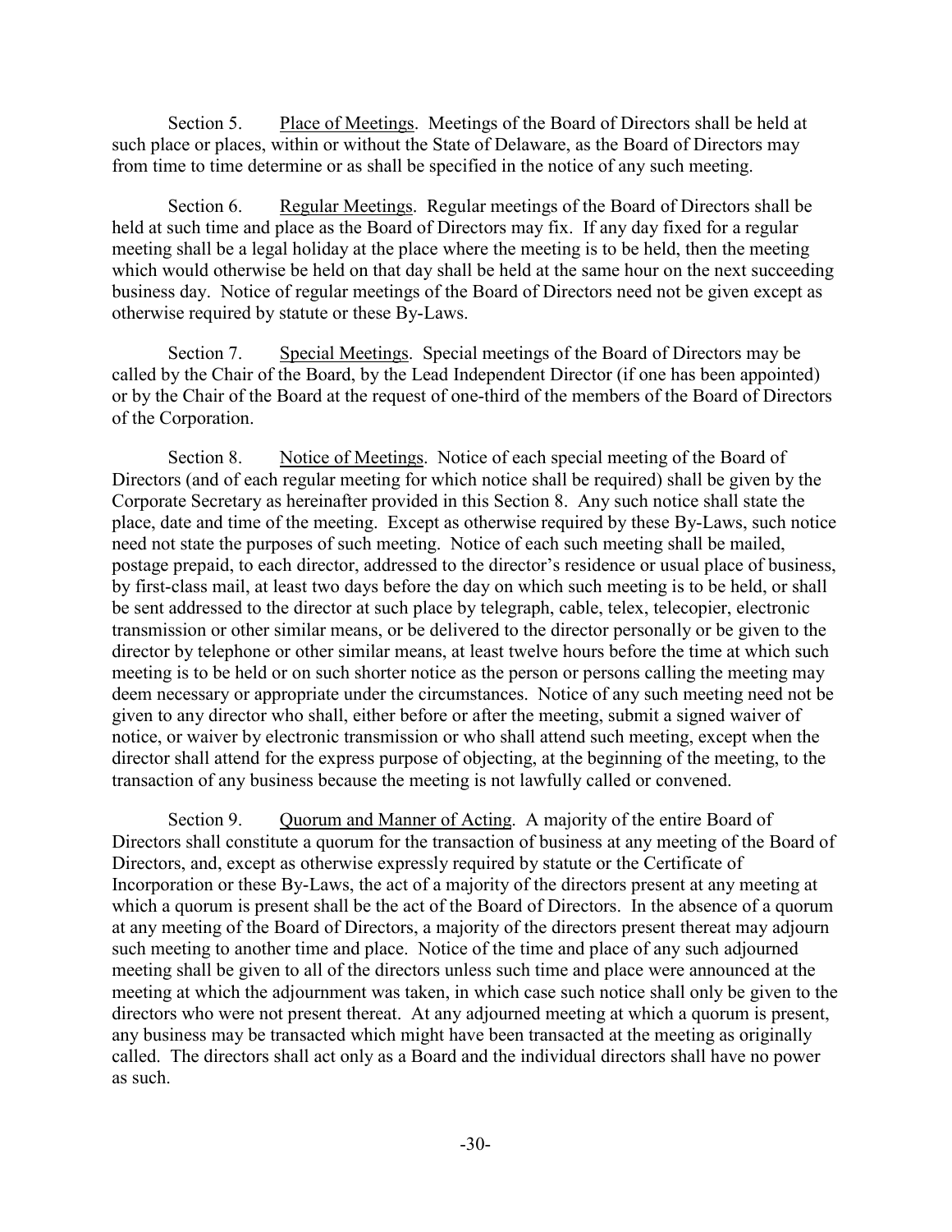Section 5. Place of Meetings. Meetings of the Board of Directors shall be held at such place or places, within or without the State of Delaware, as the Board of Directors may from time to time determine or as shall be specified in the notice of any such meeting.

Section 6. Regular Meetings. Regular meetings of the Board of Directors shall be held at such time and place as the Board of Directors may fix. If any day fixed for a regular meeting shall be a legal holiday at the place where the meeting is to be held, then the meeting which would otherwise be held on that day shall be held at the same hour on the next succeeding business day. Notice of regular meetings of the Board of Directors need not be given except as otherwise required by statute or these By-Laws.

Section 7. Special Meetings. Special meetings of the Board of Directors may be called by the Chair of the Board, by the Lead Independent Director (if one has been appointed) or by the Chair of the Board at the request of one-third of the members of the Board of Directors of the Corporation.

Section 8. Notice of Meetings. Notice of each special meeting of the Board of Directors (and of each regular meeting for which notice shall be required) shall be given by the Corporate Secretary as hereinafter provided in this Section 8. Any such notice shall state the place, date and time of the meeting. Except as otherwise required by these By-Laws, such notice need not state the purposes of such meeting. Notice of each such meeting shall be mailed, postage prepaid, to each director, addressed to the director's residence or usual place of business, by first-class mail, at least two days before the day on which such meeting is to be held, or shall be sent addressed to the director at such place by telegraph, cable, telex, telecopier, electronic transmission or other similar means, or be delivered to the director personally or be given to the director by telephone or other similar means, at least twelve hours before the time at which such meeting is to be held or on such shorter notice as the person or persons calling the meeting may deem necessary or appropriate under the circumstances. Notice of any such meeting need not be given to any director who shall, either before or after the meeting, submit a signed waiver of notice, or waiver by electronic transmission or who shall attend such meeting, except when the director shall attend for the express purpose of objecting, at the beginning of the meeting, to the transaction of any business because the meeting is not lawfully called or convened.

Section 9. Quorum and Manner of Acting. A majority of the entire Board of Directors shall constitute a quorum for the transaction of business at any meeting of the Board of Directors, and, except as otherwise expressly required by statute or the Certificate of Incorporation or these By-Laws, the act of a majority of the directors present at any meeting at which a quorum is present shall be the act of the Board of Directors. In the absence of a quorum at any meeting of the Board of Directors, a majority of the directors present thereat may adjourn such meeting to another time and place. Notice of the time and place of any such adjourned meeting shall be given to all of the directors unless such time and place were announced at the meeting at which the adjournment was taken, in which case such notice shall only be given to the directors who were not present thereat. At any adjourned meeting at which a quorum is present, any business may be transacted which might have been transacted at the meeting as originally called. The directors shall act only as a Board and the individual directors shall have no power as such.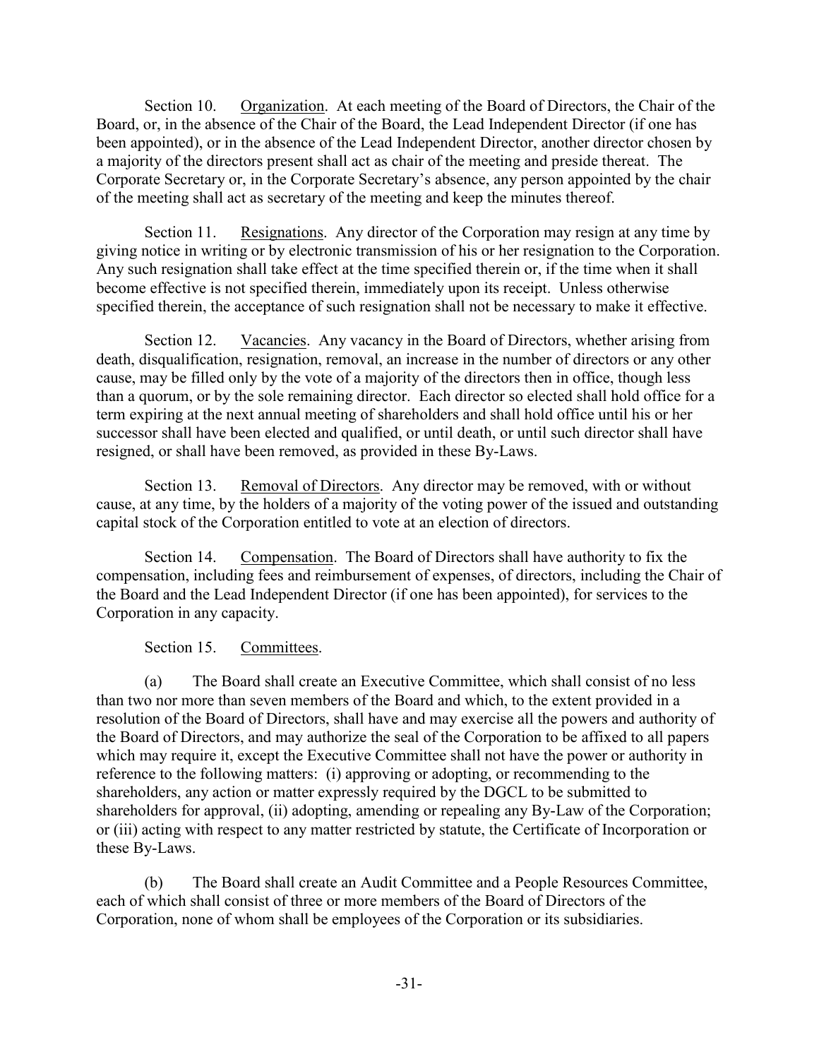Section 10. Organization. At each meeting of the Board of Directors, the Chair of the Board, or, in the absence of the Chair of the Board, the Lead Independent Director (if one has been appointed), or in the absence of the Lead Independent Director, another director chosen by a majority of the directors present shall act as chair of the meeting and preside thereat. The Corporate Secretary or, in the Corporate Secretary's absence, any person appointed by the chair of the meeting shall act as secretary of the meeting and keep the minutes thereof.

Section 11. Resignations. Any director of the Corporation may resign at any time by giving notice in writing or by electronic transmission of his or her resignation to the Corporation. Any such resignation shall take effect at the time specified therein or, if the time when it shall become effective is not specified therein, immediately upon its receipt. Unless otherwise specified therein, the acceptance of such resignation shall not be necessary to make it effective.

Section 12. Vacancies. Any vacancy in the Board of Directors, whether arising from death, disqualification, resignation, removal, an increase in the number of directors or any other cause, may be filled only by the vote of a majority of the directors then in office, though less than a quorum, or by the sole remaining director. Each director so elected shall hold office for a term expiring at the next annual meeting of shareholders and shall hold office until his or her successor shall have been elected and qualified, or until death, or until such director shall have resigned, or shall have been removed, as provided in these By-Laws.

Section 13. Removal of Directors. Any director may be removed, with or without cause, at any time, by the holders of a majority of the voting power of the issued and outstanding capital stock of the Corporation entitled to vote at an election of directors.

Section 14. Compensation. The Board of Directors shall have authority to fix the compensation, including fees and reimbursement of expenses, of directors, including the Chair of the Board and the Lead Independent Director (if one has been appointed), for services to the Corporation in any capacity.

Section 15. Committees.

(a) The Board shall create an Executive Committee, which shall consist of no less than two nor more than seven members of the Board and which, to the extent provided in a resolution of the Board of Directors, shall have and may exercise all the powers and authority of the Board of Directors, and may authorize the seal of the Corporation to be affixed to all papers which may require it, except the Executive Committee shall not have the power or authority in reference to the following matters: (i) approving or adopting, or recommending to the shareholders, any action or matter expressly required by the DGCL to be submitted to shareholders for approval, (ii) adopting, amending or repealing any By-Law of the Corporation; or (iii) acting with respect to any matter restricted by statute, the Certificate of Incorporation or these By-Laws.

(b) The Board shall create an Audit Committee and a People Resources Committee, each of which shall consist of three or more members of the Board of Directors of the Corporation, none of whom shall be employees of the Corporation or its subsidiaries.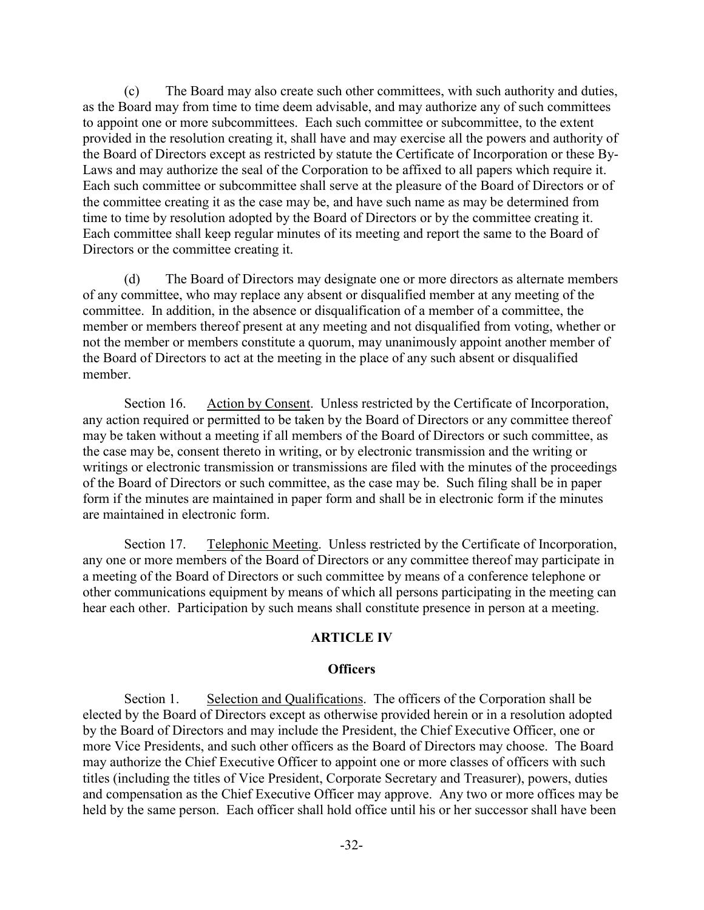(c) The Board may also create such other committees, with such authority and duties, as the Board may from time to time deem advisable, and may authorize any of such committees to appoint one or more subcommittees. Each such committee or subcommittee, to the extent provided in the resolution creating it, shall have and may exercise all the powers and authority of the Board of Directors except as restricted by statute the Certificate of Incorporation or these By-Laws and may authorize the seal of the Corporation to be affixed to all papers which require it. Each such committee or subcommittee shall serve at the pleasure of the Board of Directors or of the committee creating it as the case may be, and have such name as may be determined from time to time by resolution adopted by the Board of Directors or by the committee creating it. Each committee shall keep regular minutes of its meeting and report the same to the Board of Directors or the committee creating it.

(d) The Board of Directors may designate one or more directors as alternate members of any committee, who may replace any absent or disqualified member at any meeting of the committee. In addition, in the absence or disqualification of a member of a committee, the member or members thereof present at any meeting and not disqualified from voting, whether or not the member or members constitute a quorum, may unanimously appoint another member of the Board of Directors to act at the meeting in the place of any such absent or disqualified member.

Section 16. Action by Consent. Unless restricted by the Certificate of Incorporation, any action required or permitted to be taken by the Board of Directors or any committee thereof may be taken without a meeting if all members of the Board of Directors or such committee, as the case may be, consent thereto in writing, or by electronic transmission and the writing or writings or electronic transmission or transmissions are filed with the minutes of the proceedings of the Board of Directors or such committee, as the case may be. Such filing shall be in paper form if the minutes are maintained in paper form and shall be in electronic form if the minutes are maintained in electronic form.

Section 17. Telephonic Meeting. Unless restricted by the Certificate of Incorporation, any one or more members of the Board of Directors or any committee thereof may participate in a meeting of the Board of Directors or such committee by means of a conference telephone or other communications equipment by means of which all persons participating in the meeting can hear each other. Participation by such means shall constitute presence in person at a meeting.

## ARTICLE IV

## Officers

Section 1. Selection and Qualifications. The officers of the Corporation shall be elected by the Board of Directors except as otherwise provided herein or in a resolution adopted by the Board of Directors and may include the President, the Chief Executive Officer, one or more Vice Presidents, and such other officers as the Board of Directors may choose. The Board may authorize the Chief Executive Officer to appoint one or more classes of officers with such titles (including the titles of Vice President, Corporate Secretary and Treasurer), powers, duties and compensation as the Chief Executive Officer may approve. Any two or more offices may be held by the same person. Each officer shall hold office until his or her successor shall have been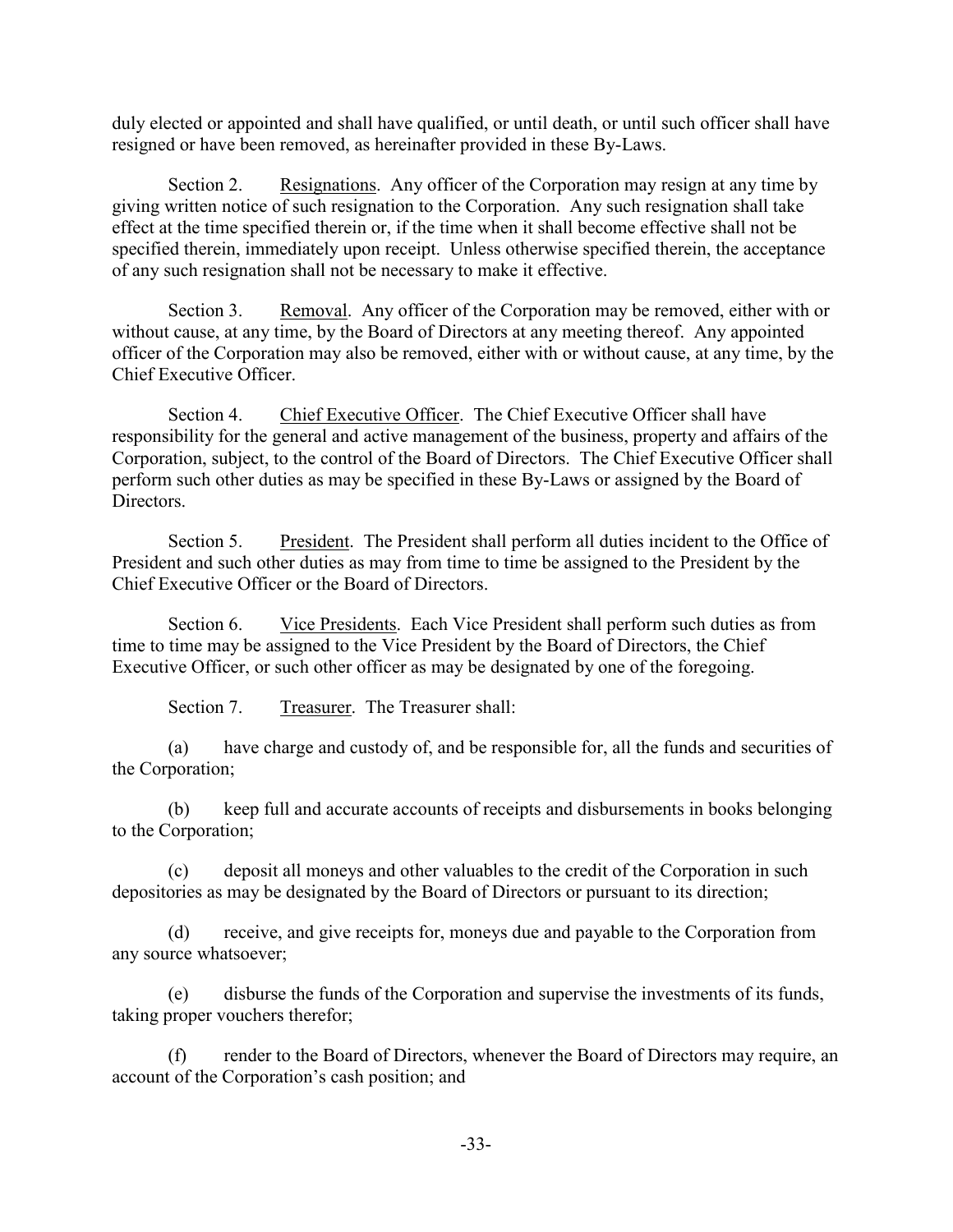duly elected or appointed and shall have qualified, or until death, or until such officer shall have resigned or have been removed, as hereinafter provided in these By-Laws.

Section 2. Resignations. Any officer of the Corporation may resign at any time by giving written notice of such resignation to the Corporation. Any such resignation shall take effect at the time specified therein or, if the time when it shall become effective shall not be specified therein, immediately upon receipt. Unless otherwise specified therein, the acceptance of any such resignation shall not be necessary to make it effective.

Section 3. Removal. Any officer of the Corporation may be removed, either with or without cause, at any time, by the Board of Directors at any meeting thereof. Any appointed officer of the Corporation may also be removed, either with or without cause, at any time, by the Chief Executive Officer.

Section 4. Chief Executive Officer. The Chief Executive Officer shall have responsibility for the general and active management of the business, property and affairs of the Corporation, subject, to the control of the Board of Directors. The Chief Executive Officer shall perform such other duties as may be specified in these By-Laws or assigned by the Board of Directors.

Section 5. President. The President shall perform all duties incident to the Office of President and such other duties as may from time to time be assigned to the President by the Chief Executive Officer or the Board of Directors.

Section 6. Vice Presidents. Each Vice President shall perform such duties as from time to time may be assigned to the Vice President by the Board of Directors, the Chief Executive Officer, or such other officer as may be designated by one of the foregoing.

Section 7. Treasurer. The Treasurer shall:

(a) have charge and custody of, and be responsible for, all the funds and securities of the Corporation;

(b) keep full and accurate accounts of receipts and disbursements in books belonging to the Corporation;

(c) deposit all moneys and other valuables to the credit of the Corporation in such depositories as may be designated by the Board of Directors or pursuant to its direction;

(d) receive, and give receipts for, moneys due and payable to the Corporation from any source whatsoever;

(e) disburse the funds of the Corporation and supervise the investments of its funds, taking proper vouchers therefor;

(f) render to the Board of Directors, whenever the Board of Directors may require, an account of the Corporation's cash position; and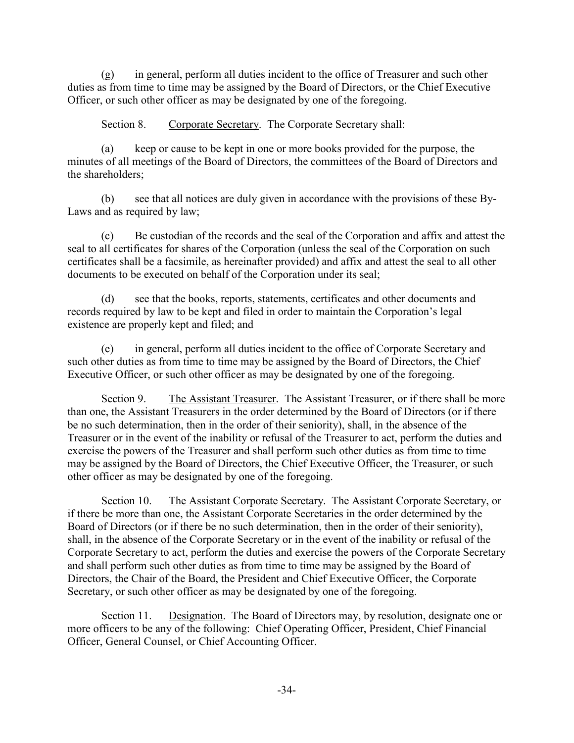(g) in general, perform all duties incident to the office of Treasurer and such other duties as from time to time may be assigned by the Board of Directors, or the Chief Executive Officer, or such other officer as may be designated by one of the foregoing.

Section 8. Corporate Secretary. The Corporate Secretary shall:

(a) keep or cause to be kept in one or more books provided for the purpose, the minutes of all meetings of the Board of Directors, the committees of the Board of Directors and the shareholders;

(b) see that all notices are duly given in accordance with the provisions of these By-Laws and as required by law;

(c) Be custodian of the records and the seal of the Corporation and affix and attest the seal to all certificates for shares of the Corporation (unless the seal of the Corporation on such certificates shall be a facsimile, as hereinafter provided) and affix and attest the seal to all other documents to be executed on behalf of the Corporation under its seal;

(d) see that the books, reports, statements, certificates and other documents and records required by law to be kept and filed in order to maintain the Corporation's legal existence are properly kept and filed; and

(e) in general, perform all duties incident to the office of Corporate Secretary and such other duties as from time to time may be assigned by the Board of Directors, the Chief Executive Officer, or such other officer as may be designated by one of the foregoing.

Section 9. The Assistant Treasurer. The Assistant Treasurer, or if there shall be more than one, the Assistant Treasurers in the order determined by the Board of Directors (or if there be no such determination, then in the order of their seniority), shall, in the absence of the Treasurer or in the event of the inability or refusal of the Treasurer to act, perform the duties and exercise the powers of the Treasurer and shall perform such other duties as from time to time may be assigned by the Board of Directors, the Chief Executive Officer, the Treasurer, or such other officer as may be designated by one of the foregoing.

Section 10. The Assistant Corporate Secretary. The Assistant Corporate Secretary, or if there be more than one, the Assistant Corporate Secretaries in the order determined by the Board of Directors (or if there be no such determination, then in the order of their seniority), shall, in the absence of the Corporate Secretary or in the event of the inability or refusal of the Corporate Secretary to act, perform the duties and exercise the powers of the Corporate Secretary and shall perform such other duties as from time to time may be assigned by the Board of Directors, the Chair of the Board, the President and Chief Executive Officer, the Corporate Secretary, or such other officer as may be designated by one of the foregoing.

Section 11. Designation. The Board of Directors may, by resolution, designate one or more officers to be any of the following: Chief Operating Officer, President, Chief Financial Officer, General Counsel, or Chief Accounting Officer.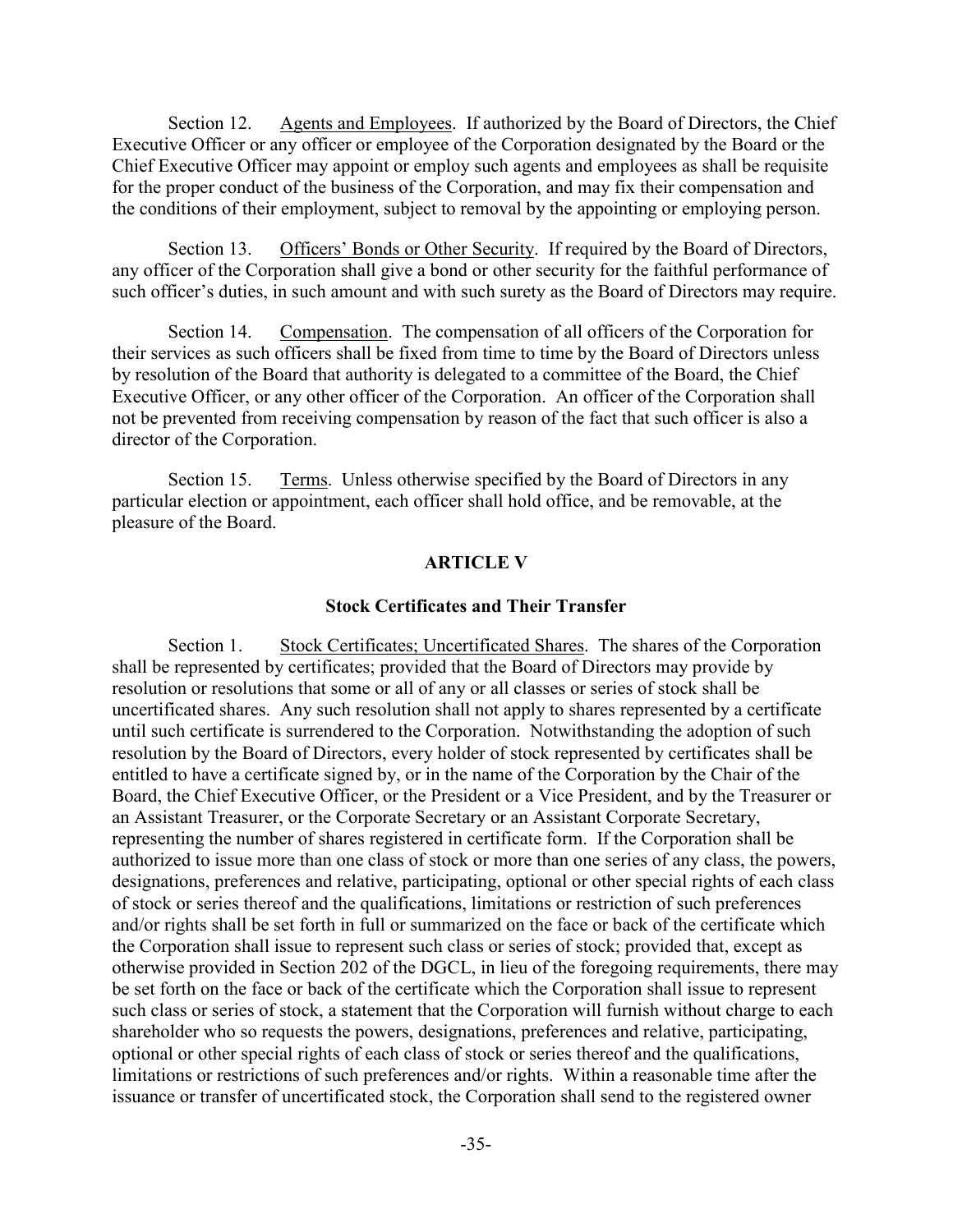Section 12. Agents and Employees. If authorized by the Board of Directors, the Chief Executive Officer or any officer or employee of the Corporation designated by the Board or the Chief Executive Officer may appoint or employ such agents and employees as shall be requisite for the proper conduct of the business of the Corporation, and may fix their compensation and the conditions of their employment, subject to removal by the appointing or employing person.

Section 13. Officers' Bonds or Other Security. If required by the Board of Directors, any officer of the Corporation shall give a bond or other security for the faithful performance of such officer's duties, in such amount and with such surety as the Board of Directors may require.

Section 14. Compensation. The compensation of all officers of the Corporation for their services as such officers shall be fixed from time to time by the Board of Directors unless by resolution of the Board that authority is delegated to a committee of the Board, the Chief Executive Officer, or any other officer of the Corporation. An officer of the Corporation shall not be prevented from receiving compensation by reason of the fact that such officer is also a director of the Corporation.

Section 15. Terms. Unless otherwise specified by the Board of Directors in any particular election or appointment, each officer shall hold office, and be removable, at the pleasure of the Board.

## ARTICLE V

### Stock Certificates and Their Transfer

Section 1. Stock Certificates; Uncertificated Shares. The shares of the Corporation shall be represented by certificates; provided that the Board of Directors may provide by resolution or resolutions that some or all of any or all classes or series of stock shall be uncertificated shares. Any such resolution shall not apply to shares represented by a certificate until such certificate is surrendered to the Corporation. Notwithstanding the adoption of such resolution by the Board of Directors, every holder of stock represented by certificates shall be entitled to have a certificate signed by, or in the name of the Corporation by the Chair of the Board, the Chief Executive Officer, or the President or a Vice President, and by the Treasurer or an Assistant Treasurer, or the Corporate Secretary or an Assistant Corporate Secretary, representing the number of shares registered in certificate form. If the Corporation shall be authorized to issue more than one class of stock or more than one series of any class, the powers, designations, preferences and relative, participating, optional or other special rights of each class of stock or series thereof and the qualifications, limitations or restriction of such preferences and/or rights shall be set forth in full or summarized on the face or back of the certificate which the Corporation shall issue to represent such class or series of stock; provided that, except as otherwise provided in Section 202 of the DGCL, in lieu of the foregoing requirements, there may be set forth on the face or back of the certificate which the Corporation shall issue to represent such class or series of stock, a statement that the Corporation will furnish without charge to each shareholder who so requests the powers, designations, preferences and relative, participating, optional or other special rights of each class of stock or series thereof and the qualifications, limitations or restrictions of such preferences and/or rights. Within a reasonable time after the issuance or transfer of uncertificated stock, the Corporation shall send to the registered owner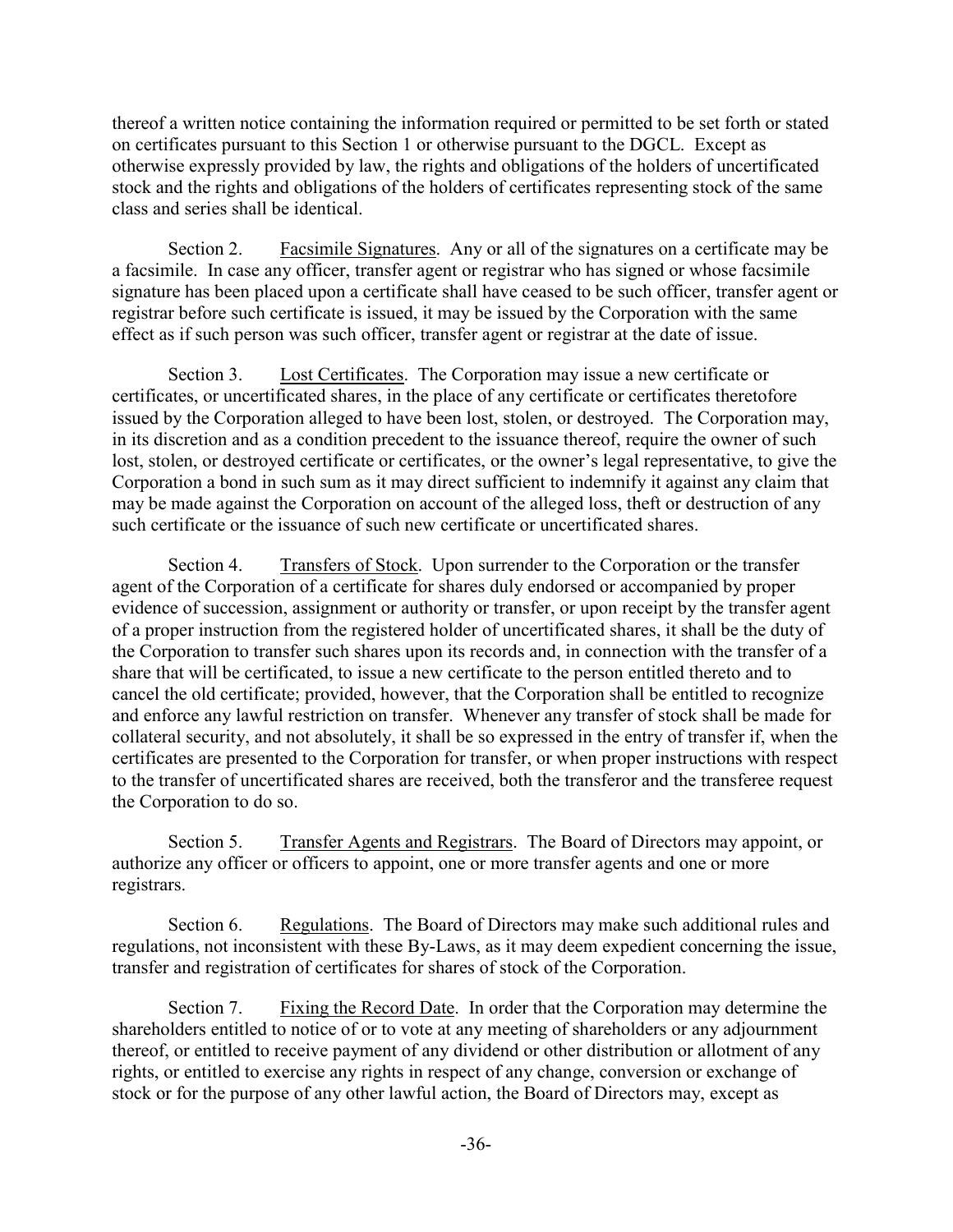thereof a written notice containing the information required or permitted to be set forth or stated on certificates pursuant to this Section 1 or otherwise pursuant to the DGCL. Except as otherwise expressly provided by law, the rights and obligations of the holders of uncertificated stock and the rights and obligations of the holders of certificates representing stock of the same class and series shall be identical.

Section 2. Facsimile Signatures. Any or all of the signatures on a certificate may be a facsimile. In case any officer, transfer agent or registrar who has signed or whose facsimile signature has been placed upon a certificate shall have ceased to be such officer, transfer agent or registrar before such certificate is issued, it may be issued by the Corporation with the same effect as if such person was such officer, transfer agent or registrar at the date of issue.

Section 3. Lost Certificates. The Corporation may issue a new certificate or certificates, or uncertificated shares, in the place of any certificate or certificates theretofore issued by the Corporation alleged to have been lost, stolen, or destroyed. The Corporation may, in its discretion and as a condition precedent to the issuance thereof, require the owner of such lost, stolen, or destroyed certificate or certificates, or the owner's legal representative, to give the Corporation a bond in such sum as it may direct sufficient to indemnify it against any claim that may be made against the Corporation on account of the alleged loss, theft or destruction of any such certificate or the issuance of such new certificate or uncertificated shares.

Section 4. Transfers of Stock. Upon surrender to the Corporation or the transfer agent of the Corporation of a certificate for shares duly endorsed or accompanied by proper evidence of succession, assignment or authority or transfer, or upon receipt by the transfer agent of a proper instruction from the registered holder of uncertificated shares, it shall be the duty of the Corporation to transfer such shares upon its records and, in connection with the transfer of a share that will be certificated, to issue a new certificate to the person entitled thereto and to cancel the old certificate; provided, however, that the Corporation shall be entitled to recognize and enforce any lawful restriction on transfer. Whenever any transfer of stock shall be made for collateral security, and not absolutely, it shall be so expressed in the entry of transfer if, when the certificates are presented to the Corporation for transfer, or when proper instructions with respect to the transfer of uncertificated shares are received, both the transferor and the transferee request the Corporation to do so.

Section 5. Transfer Agents and Registrars. The Board of Directors may appoint, or authorize any officer or officers to appoint, one or more transfer agents and one or more registrars.

Section 6. Regulations. The Board of Directors may make such additional rules and regulations, not inconsistent with these By-Laws, as it may deem expedient concerning the issue, transfer and registration of certificates for shares of stock of the Corporation.

Section 7. Fixing the Record Date. In order that the Corporation may determine the shareholders entitled to notice of or to vote at any meeting of shareholders or any adjournment thereof, or entitled to receive payment of any dividend or other distribution or allotment of any rights, or entitled to exercise any rights in respect of any change, conversion or exchange of stock or for the purpose of any other lawful action, the Board of Directors may, except as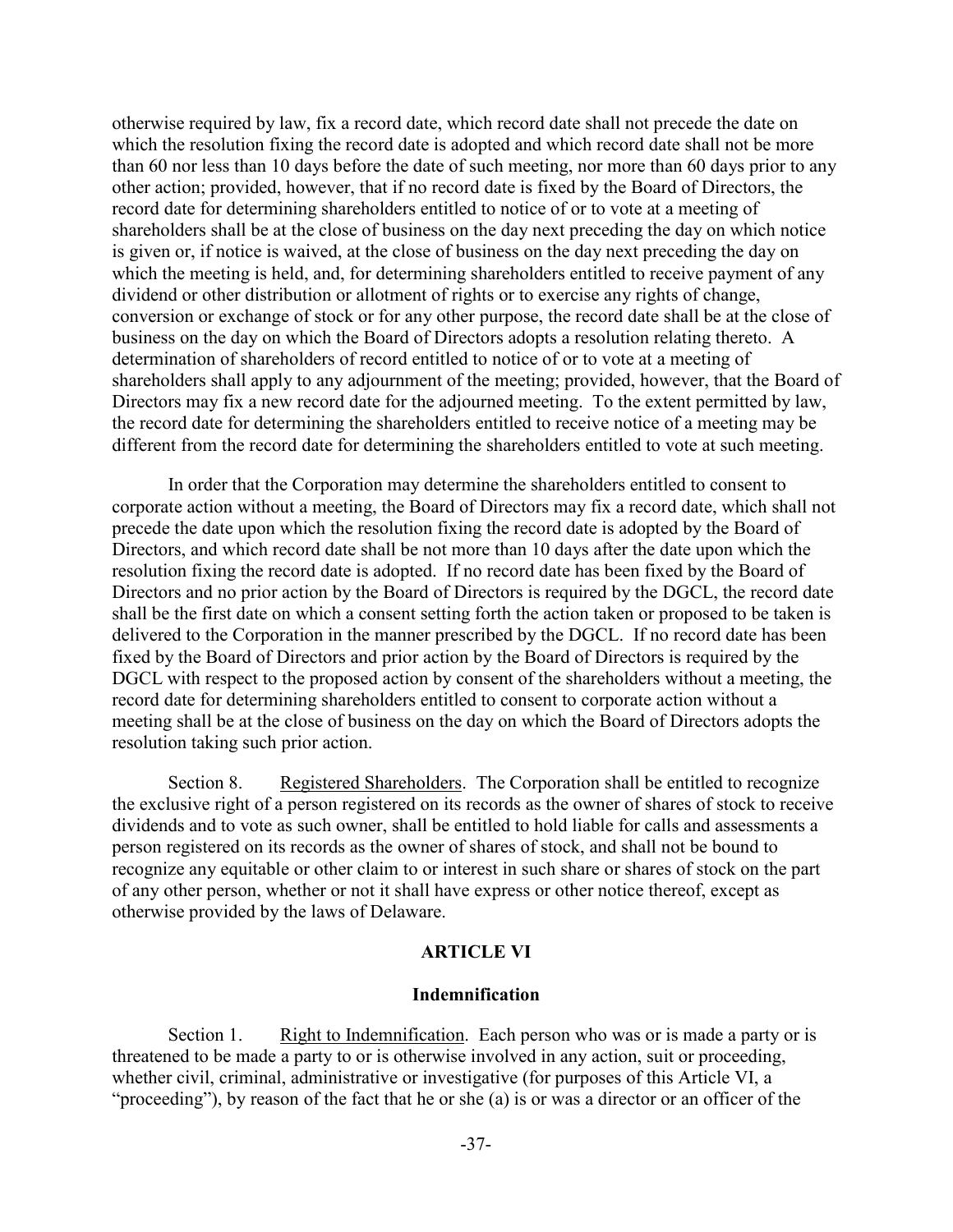otherwise required by law, fix a record date, which record date shall not precede the date on which the resolution fixing the record date is adopted and which record date shall not be more than 60 nor less than 10 days before the date of such meeting, nor more than 60 days prior to any other action; provided, however, that if no record date is fixed by the Board of Directors, the record date for determining shareholders entitled to notice of or to vote at a meeting of shareholders shall be at the close of business on the day next preceding the day on which notice is given or, if notice is waived, at the close of business on the day next preceding the day on which the meeting is held, and, for determining shareholders entitled to receive payment of any dividend or other distribution or allotment of rights or to exercise any rights of change, conversion or exchange of stock or for any other purpose, the record date shall be at the close of business on the day on which the Board of Directors adopts a resolution relating thereto. A determination of shareholders of record entitled to notice of or to vote at a meeting of shareholders shall apply to any adjournment of the meeting; provided, however, that the Board of Directors may fix a new record date for the adjourned meeting. To the extent permitted by law, the record date for determining the shareholders entitled to receive notice of a meeting may be different from the record date for determining the shareholders entitled to vote at such meeting.

In order that the Corporation may determine the shareholders entitled to consent to corporate action without a meeting, the Board of Directors may fix a record date, which shall not precede the date upon which the resolution fixing the record date is adopted by the Board of Directors, and which record date shall be not more than 10 days after the date upon which the resolution fixing the record date is adopted. If no record date has been fixed by the Board of Directors and no prior action by the Board of Directors is required by the DGCL, the record date shall be the first date on which a consent setting forth the action taken or proposed to be taken is delivered to the Corporation in the manner prescribed by the DGCL. If no record date has been fixed by the Board of Directors and prior action by the Board of Directors is required by the DGCL with respect to the proposed action by consent of the shareholders without a meeting, the record date for determining shareholders entitled to consent to corporate action without a meeting shall be at the close of business on the day on which the Board of Directors adopts the resolution taking such prior action.

Section 8. Registered Shareholders. The Corporation shall be entitled to recognize the exclusive right of a person registered on its records as the owner of shares of stock to receive dividends and to vote as such owner, shall be entitled to hold liable for calls and assessments a person registered on its records as the owner of shares of stock, and shall not be bound to recognize any equitable or other claim to or interest in such share or shares of stock on the part of any other person, whether or not it shall have express or other notice thereof, except as otherwise provided by the laws of Delaware.

## ARTICLE VI

## Indemnification

Section 1. Right to Indemnification. Each person who was or is made a party or is threatened to be made a party to or is otherwise involved in any action, suit or proceeding, whether civil, criminal, administrative or investigative (for purposes of this Article VI, a "proceeding"), by reason of the fact that he or she (a) is or was a director or an officer of the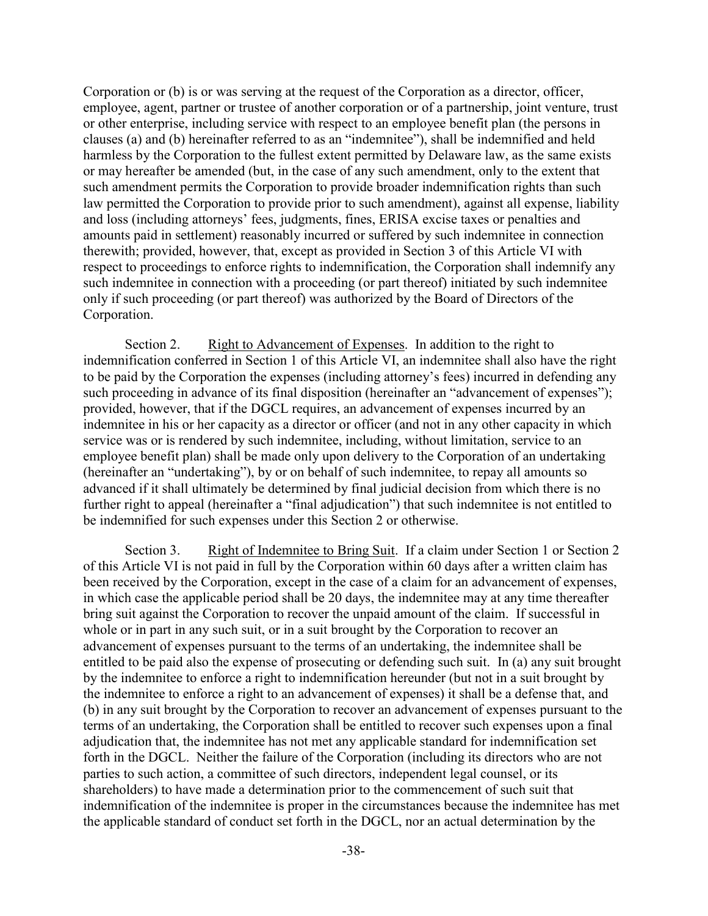Corporation or (b) is or was serving at the request of the Corporation as a director, officer, employee, agent, partner or trustee of another corporation or of a partnership, joint venture, trust or other enterprise, including service with respect to an employee benefit plan (the persons in clauses (a) and (b) hereinafter referred to as an "indemnitee"), shall be indemnified and held harmless by the Corporation to the fullest extent permitted by Delaware law, as the same exists or may hereafter be amended (but, in the case of any such amendment, only to the extent that such amendment permits the Corporation to provide broader indemnification rights than such law permitted the Corporation to provide prior to such amendment), against all expense, liability and loss (including attorneys' fees, judgments, fines, ERISA excise taxes or penalties and amounts paid in settlement) reasonably incurred or suffered by such indemnitee in connection therewith; provided, however, that, except as provided in Section 3 of this Article VI with respect to proceedings to enforce rights to indemnification, the Corporation shall indemnify any such indemnitee in connection with a proceeding (or part thereof) initiated by such indemnitee only if such proceeding (or part thereof) was authorized by the Board of Directors of the Corporation.

Section 2. Right to Advancement of Expenses. In addition to the right to indemnification conferred in Section 1 of this Article VI, an indemnitee shall also have the right to be paid by the Corporation the expenses (including attorney's fees) incurred in defending any such proceeding in advance of its final disposition (hereinafter an "advancement of expenses"); provided, however, that if the DGCL requires, an advancement of expenses incurred by an indemnitee in his or her capacity as a director or officer (and not in any other capacity in which service was or is rendered by such indemnitee, including, without limitation, service to an employee benefit plan) shall be made only upon delivery to the Corporation of an undertaking (hereinafter an "undertaking"), by or on behalf of such indemnitee, to repay all amounts so advanced if it shall ultimately be determined by final judicial decision from which there is no further right to appeal (hereinafter a "final adjudication") that such indemnitee is not entitled to be indemnified for such expenses under this Section 2 or otherwise.

Section 3. Right of Indemnitee to Bring Suit. If a claim under Section 1 or Section 2 of this Article VI is not paid in full by the Corporation within 60 days after a written claim has been received by the Corporation, except in the case of a claim for an advancement of expenses, in which case the applicable period shall be 20 days, the indemnitee may at any time thereafter bring suit against the Corporation to recover the unpaid amount of the claim. If successful in whole or in part in any such suit, or in a suit brought by the Corporation to recover an advancement of expenses pursuant to the terms of an undertaking, the indemnitee shall be entitled to be paid also the expense of prosecuting or defending such suit. In (a) any suit brought by the indemnitee to enforce a right to indemnification hereunder (but not in a suit brought by the indemnitee to enforce a right to an advancement of expenses) it shall be a defense that, and (b) in any suit brought by the Corporation to recover an advancement of expenses pursuant to the terms of an undertaking, the Corporation shall be entitled to recover such expenses upon a final adjudication that, the indemnitee has not met any applicable standard for indemnification set forth in the DGCL. Neither the failure of the Corporation (including its directors who are not parties to such action, a committee of such directors, independent legal counsel, or its shareholders) to have made a determination prior to the commencement of such suit that indemnification of the indemnitee is proper in the circumstances because the indemnitee has met the applicable standard of conduct set forth in the DGCL, nor an actual determination by the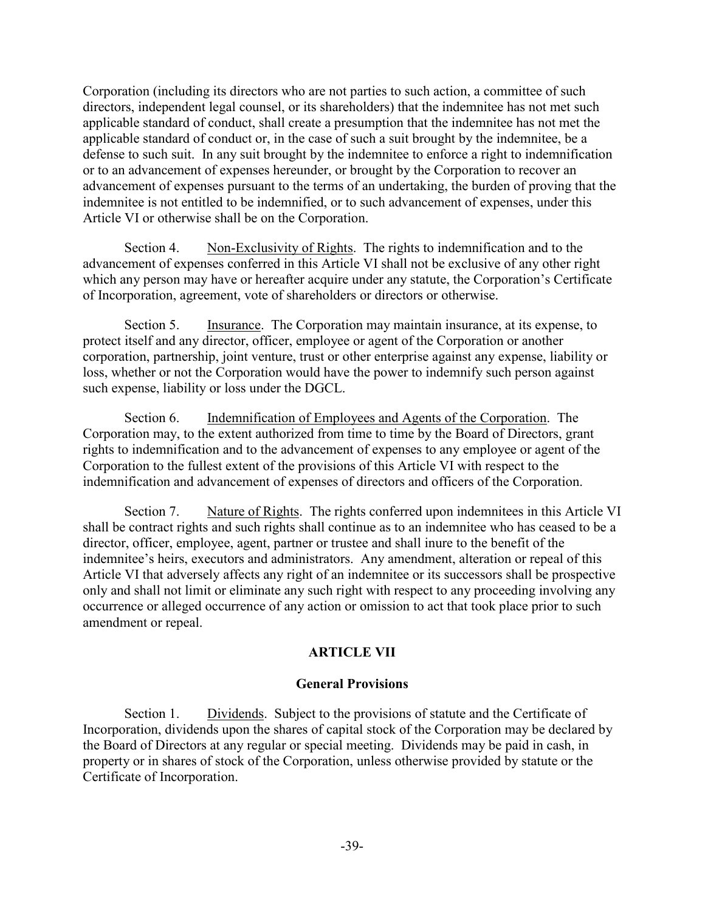Corporation (including its directors who are not parties to such action, a committee of such directors, independent legal counsel, or its shareholders) that the indemnitee has not met such applicable standard of conduct, shall create a presumption that the indemnitee has not met the applicable standard of conduct or, in the case of such a suit brought by the indemnitee, be a defense to such suit. In any suit brought by the indemnitee to enforce a right to indemnification or to an advancement of expenses hereunder, or brought by the Corporation to recover an advancement of expenses pursuant to the terms of an undertaking, the burden of proving that the indemnitee is not entitled to be indemnified, or to such advancement of expenses, under this Article VI or otherwise shall be on the Corporation.

Section 4. Non-Exclusivity of Rights. The rights to indemnification and to the advancement of expenses conferred in this Article VI shall not be exclusive of any other right which any person may have or hereafter acquire under any statute, the Corporation's Certificate of Incorporation, agreement, vote of shareholders or directors or otherwise.

Section 5. Insurance. The Corporation may maintain insurance, at its expense, to protect itself and any director, officer, employee or agent of the Corporation or another corporation, partnership, joint venture, trust or other enterprise against any expense, liability or loss, whether or not the Corporation would have the power to indemnify such person against such expense, liability or loss under the DGCL.

Section 6. Indemnification of Employees and Agents of the Corporation. The Corporation may, to the extent authorized from time to time by the Board of Directors, grant rights to indemnification and to the advancement of expenses to any employee or agent of the Corporation to the fullest extent of the provisions of this Article VI with respect to the indemnification and advancement of expenses of directors and officers of the Corporation.

Section 7. Nature of Rights. The rights conferred upon indemnitees in this Article VI shall be contract rights and such rights shall continue as to an indemnitee who has ceased to be a director, officer, employee, agent, partner or trustee and shall inure to the benefit of the indemnitee's heirs, executors and administrators. Any amendment, alteration or repeal of this Article VI that adversely affects any right of an indemnitee or its successors shall be prospective only and shall not limit or eliminate any such right with respect to any proceeding involving any occurrence or alleged occurrence of any action or omission to act that took place prior to such amendment or repeal.

## ARTICLE VII

## General Provisions

Section 1. Dividends. Subject to the provisions of statute and the Certificate of Incorporation, dividends upon the shares of capital stock of the Corporation may be declared by the Board of Directors at any regular or special meeting. Dividends may be paid in cash, in property or in shares of stock of the Corporation, unless otherwise provided by statute or the Certificate of Incorporation.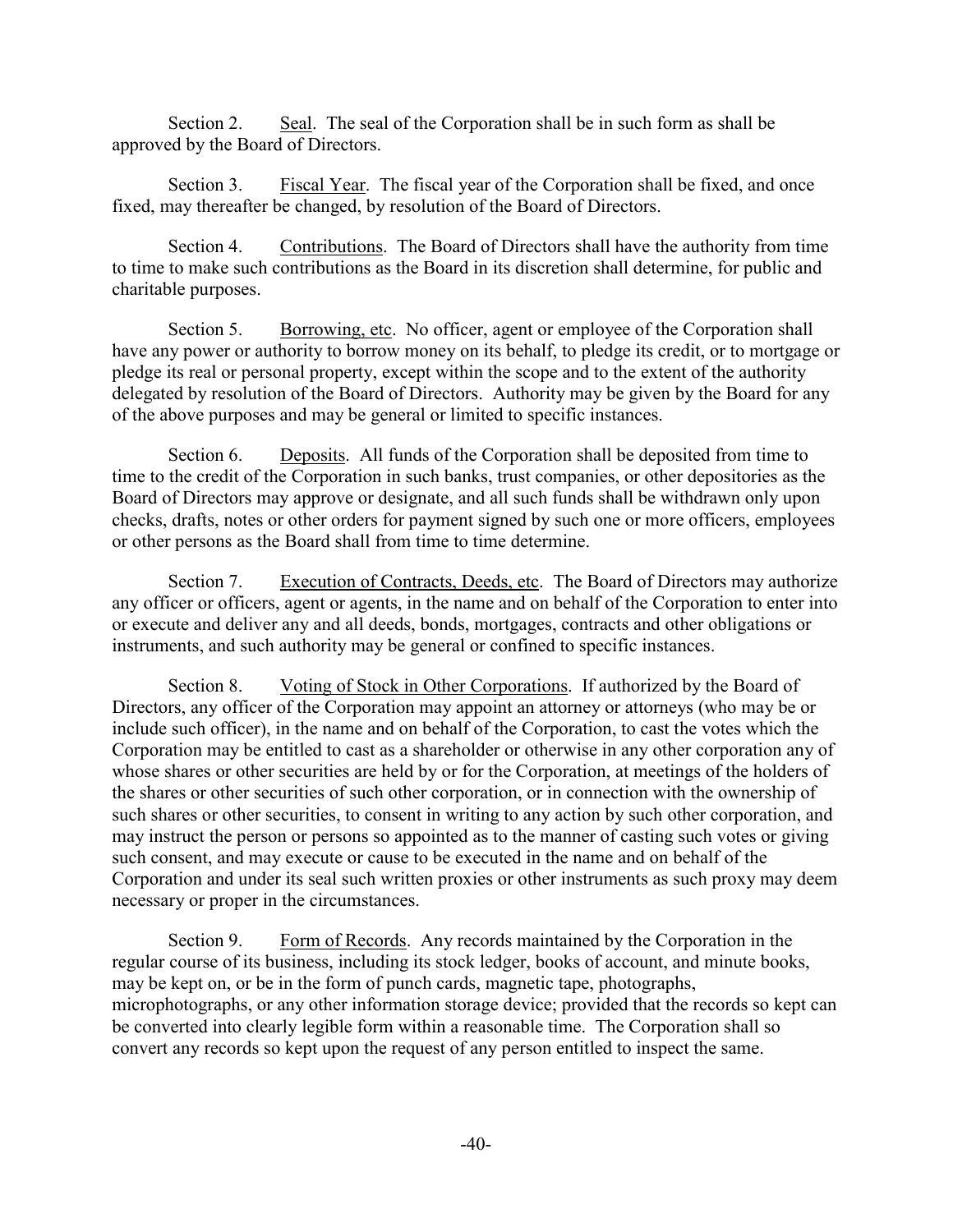Section 2. Seal. The seal of the Corporation shall be in such form as shall be approved by the Board of Directors.

Section 3. Fiscal Year. The fiscal year of the Corporation shall be fixed, and once fixed, may thereafter be changed, by resolution of the Board of Directors.

Section 4. Contributions. The Board of Directors shall have the authority from time to time to make such contributions as the Board in its discretion shall determine, for public and charitable purposes.

Section 5. Borrowing, etc. No officer, agent or employee of the Corporation shall have any power or authority to borrow money on its behalf, to pledge its credit, or to mortgage or pledge its real or personal property, except within the scope and to the extent of the authority delegated by resolution of the Board of Directors. Authority may be given by the Board for any of the above purposes and may be general or limited to specific instances.

Section 6. Deposits. All funds of the Corporation shall be deposited from time to time to the credit of the Corporation in such banks, trust companies, or other depositories as the Board of Directors may approve or designate, and all such funds shall be withdrawn only upon checks, drafts, notes or other orders for payment signed by such one or more officers, employees or other persons as the Board shall from time to time determine.

Section 7. Execution of Contracts, Deeds, etc. The Board of Directors may authorize any officer or officers, agent or agents, in the name and on behalf of the Corporation to enter into or execute and deliver any and all deeds, bonds, mortgages, contracts and other obligations or instruments, and such authority may be general or confined to specific instances.

Section 8. Voting of Stock in Other Corporations. If authorized by the Board of Directors, any officer of the Corporation may appoint an attorney or attorneys (who may be or include such officer), in the name and on behalf of the Corporation, to cast the votes which the Corporation may be entitled to cast as a shareholder or otherwise in any other corporation any of whose shares or other securities are held by or for the Corporation, at meetings of the holders of the shares or other securities of such other corporation, or in connection with the ownership of such shares or other securities, to consent in writing to any action by such other corporation, and may instruct the person or persons so appointed as to the manner of casting such votes or giving such consent, and may execute or cause to be executed in the name and on behalf of the Corporation and under its seal such written proxies or other instruments as such proxy may deem necessary or proper in the circumstances.

Section 9. Form of Records. Any records maintained by the Corporation in the regular course of its business, including its stock ledger, books of account, and minute books, may be kept on, or be in the form of punch cards, magnetic tape, photographs, microphotographs, or any other information storage device; provided that the records so kept can be converted into clearly legible form within a reasonable time. The Corporation shall so convert any records so kept upon the request of any person entitled to inspect the same.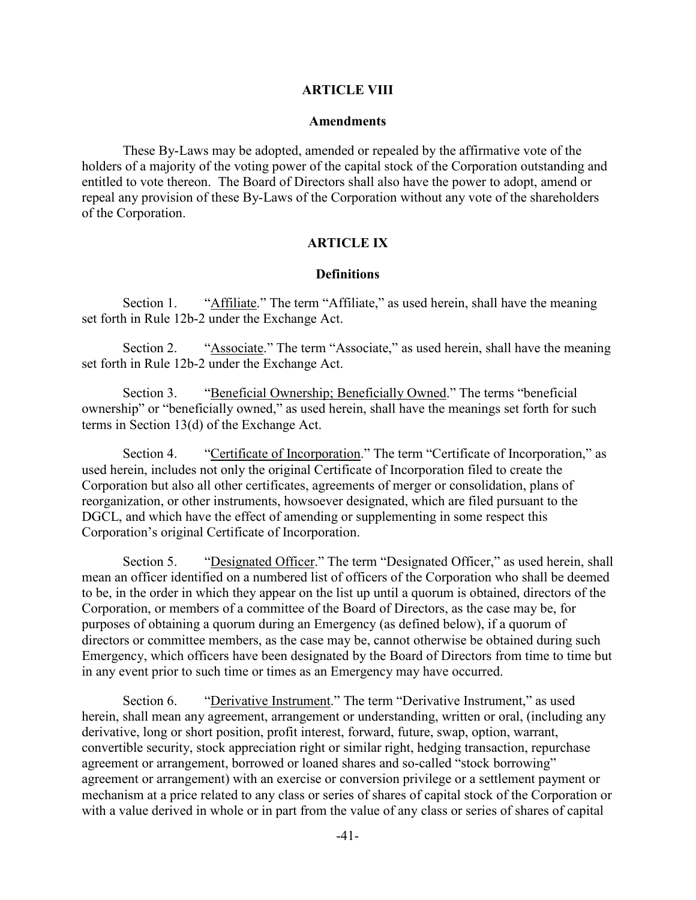## ARTICLE VIII

### Amendments

These By-Laws may be adopted, amended or repealed by the affirmative vote of the holders of a majority of the voting power of the capital stock of the Corporation outstanding and entitled to vote thereon. The Board of Directors shall also have the power to adopt, amend or repeal any provision of these By-Laws of the Corporation without any vote of the shareholders of the Corporation.

## ARTICLE IX

### Definitions

Section 1. "Affiliate." The term "Affiliate," as used herein, shall have the meaning set forth in Rule 12b-2 under the Exchange Act.

Section 2. "Associate." The term "Associate," as used herein, shall have the meaning set forth in Rule 12b-2 under the Exchange Act.

Section 3. "Beneficial Ownership; Beneficially Owned." The terms "beneficial ownership" or "beneficially owned," as used herein, shall have the meanings set forth for such terms in Section 13(d) of the Exchange Act.

Section 4. "Certificate of Incorporation." The term "Certificate of Incorporation," as used herein, includes not only the original Certificate of Incorporation filed to create the Corporation but also all other certificates, agreements of merger or consolidation, plans of reorganization, or other instruments, howsoever designated, which are filed pursuant to the DGCL, and which have the effect of amending or supplementing in some respect this Corporation's original Certificate of Incorporation.

Section 5. "Designated Officer." The term "Designated Officer," as used herein, shall mean an officer identified on a numbered list of officers of the Corporation who shall be deemed to be, in the order in which they appear on the list up until a quorum is obtained, directors of the Corporation, or members of a committee of the Board of Directors, as the case may be, for purposes of obtaining a quorum during an Emergency (as defined below), if a quorum of directors or committee members, as the case may be, cannot otherwise be obtained during such Emergency, which officers have been designated by the Board of Directors from time to time but in any event prior to such time or times as an Emergency may have occurred.

Section 6. "Derivative Instrument." The term "Derivative Instrument," as used herein, shall mean any agreement, arrangement or understanding, written or oral, (including any derivative, long or short position, profit interest, forward, future, swap, option, warrant, convertible security, stock appreciation right or similar right, hedging transaction, repurchase agreement or arrangement, borrowed or loaned shares and so-called "stock borrowing" agreement or arrangement) with an exercise or conversion privilege or a settlement payment or mechanism at a price related to any class or series of shares of capital stock of the Corporation or with a value derived in whole or in part from the value of any class or series of shares of capital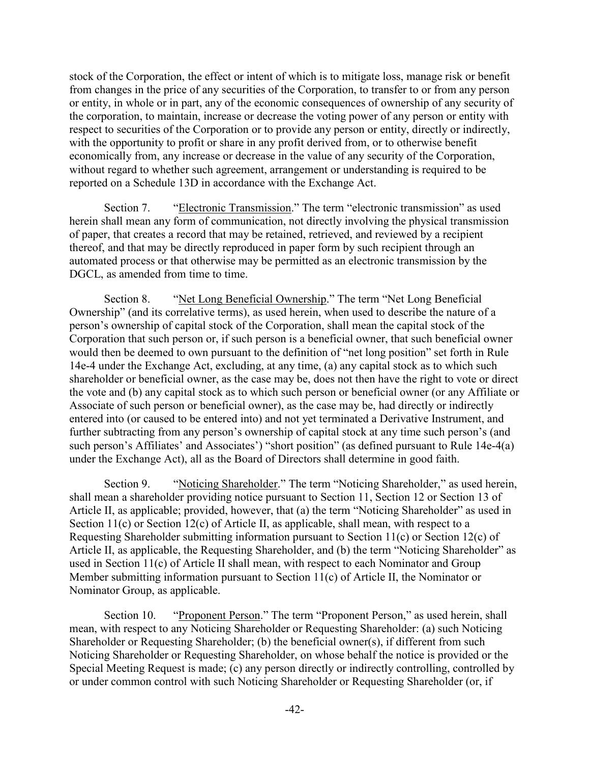stock of the Corporation, the effect or intent of which is to mitigate loss, manage risk or benefit from changes in the price of any securities of the Corporation, to transfer to or from any person or entity, in whole or in part, any of the economic consequences of ownership of any security of the corporation, to maintain, increase or decrease the voting power of any person or entity with respect to securities of the Corporation or to provide any person or entity, directly or indirectly, with the opportunity to profit or share in any profit derived from, or to otherwise benefit economically from, any increase or decrease in the value of any security of the Corporation, without regard to whether such agreement, arrangement or understanding is required to be reported on a Schedule 13D in accordance with the Exchange Act.

Section 7. "Electronic Transmission." The term "electronic transmission" as used herein shall mean any form of communication, not directly involving the physical transmission of paper, that creates a record that may be retained, retrieved, and reviewed by a recipient thereof, and that may be directly reproduced in paper form by such recipient through an automated process or that otherwise may be permitted as an electronic transmission by the DGCL, as amended from time to time.

Section 8. "Net Long Beneficial Ownership." The term "Net Long Beneficial Ownership" (and its correlative terms), as used herein, when used to describe the nature of a person's ownership of capital stock of the Corporation, shall mean the capital stock of the Corporation that such person or, if such person is a beneficial owner, that such beneficial owner would then be deemed to own pursuant to the definition of "net long position" set forth in Rule 14e-4 under the Exchange Act, excluding, at any time, (a) any capital stock as to which such shareholder or beneficial owner, as the case may be, does not then have the right to vote or direct the vote and (b) any capital stock as to which such person or beneficial owner (or any Affiliate or Associate of such person or beneficial owner), as the case may be, had directly or indirectly entered into (or caused to be entered into) and not yet terminated a Derivative Instrument, and further subtracting from any person's ownership of capital stock at any time such person's (and such person's Affiliates' and Associates') "short position" (as defined pursuant to Rule 14e-4(a) under the Exchange Act), all as the Board of Directors shall determine in good faith.

Section 9. "Noticing Shareholder." The term "Noticing Shareholder," as used herein, shall mean a shareholder providing notice pursuant to Section 11, Section 12 or Section 13 of Article II, as applicable; provided, however, that (a) the term "Noticing Shareholder" as used in Section 11(c) or Section 12(c) of Article II, as applicable, shall mean, with respect to a Requesting Shareholder submitting information pursuant to Section 11(c) or Section 12(c) of Article II, as applicable, the Requesting Shareholder, and (b) the term "Noticing Shareholder" as used in Section 11(c) of Article II shall mean, with respect to each Nominator and Group Member submitting information pursuant to Section 11(c) of Article II, the Nominator or Nominator Group, as applicable.

Section 10. "Proponent Person." The term "Proponent Person," as used herein, shall mean, with respect to any Noticing Shareholder or Requesting Shareholder: (a) such Noticing Shareholder or Requesting Shareholder; (b) the beneficial owner(s), if different from such Noticing Shareholder or Requesting Shareholder, on whose behalf the notice is provided or the Special Meeting Request is made; (c) any person directly or indirectly controlling, controlled by or under common control with such Noticing Shareholder or Requesting Shareholder (or, if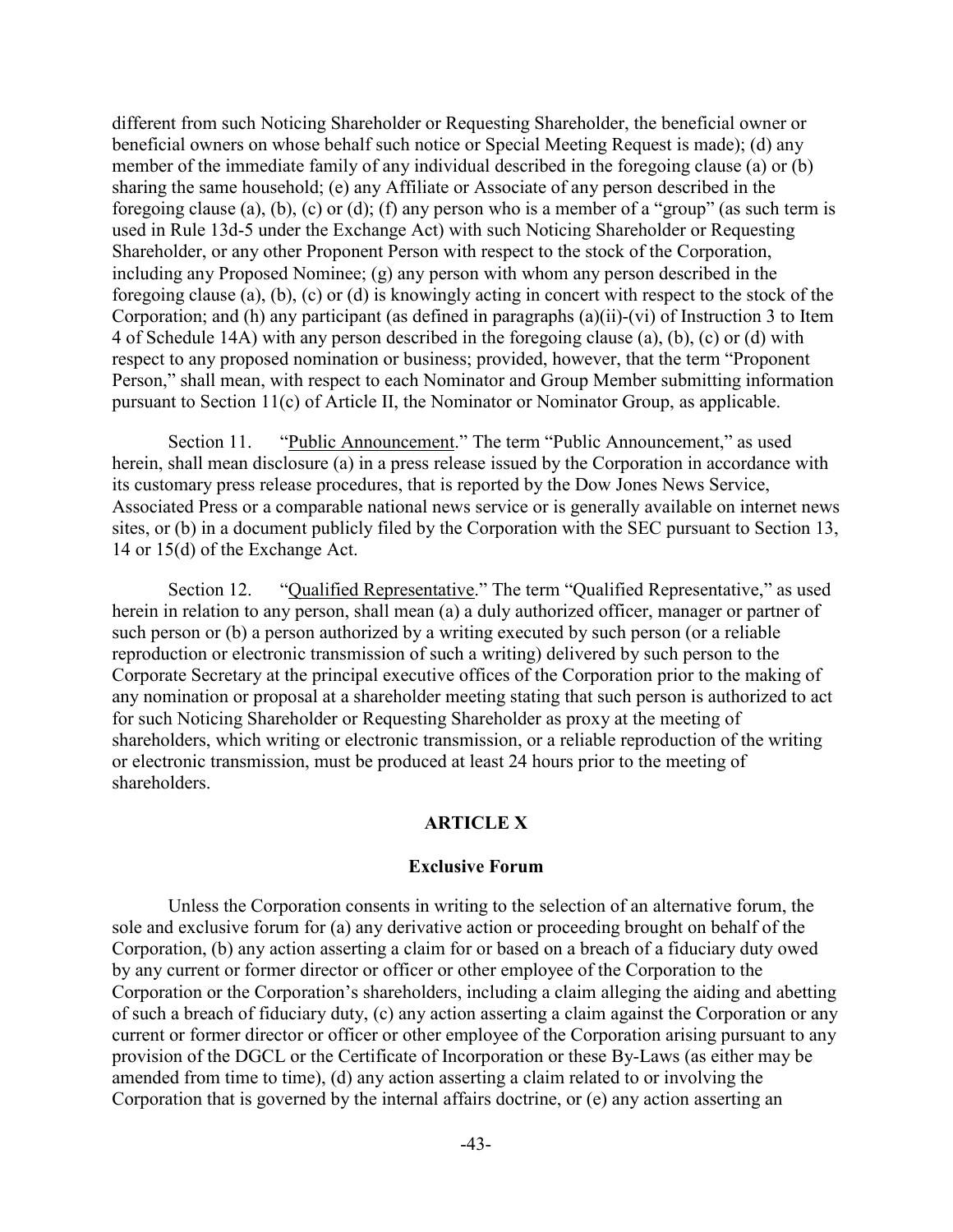different from such Noticing Shareholder or Requesting Shareholder, the beneficial owner or beneficial owners on whose behalf such notice or Special Meeting Request is made); (d) any member of the immediate family of any individual described in the foregoing clause (a) or (b) sharing the same household; (e) any Affiliate or Associate of any person described in the foregoing clause (a), (b), (c) or (d); (f) any person who is a member of a "group" (as such term is used in Rule 13d-5 under the Exchange Act) with such Noticing Shareholder or Requesting Shareholder, or any other Proponent Person with respect to the stock of the Corporation, including any Proposed Nominee; (g) any person with whom any person described in the foregoing clause (a), (b), (c) or (d) is knowingly acting in concert with respect to the stock of the Corporation; and (h) any participant (as defined in paragraphs (a)(ii)-(vi) of Instruction 3 to Item 4 of Schedule 14A) with any person described in the foregoing clause (a), (b), (c) or (d) with respect to any proposed nomination or business; provided, however, that the term "Proponent Person," shall mean, with respect to each Nominator and Group Member submitting information pursuant to Section 11(c) of Article II, the Nominator or Nominator Group, as applicable.

Section 11. "Public Announcement." The term "Public Announcement," as used herein, shall mean disclosure (a) in a press release issued by the Corporation in accordance with its customary press release procedures, that is reported by the Dow Jones News Service, Associated Press or a comparable national news service or is generally available on internet news sites, or (b) in a document publicly filed by the Corporation with the SEC pursuant to Section 13, 14 or 15(d) of the Exchange Act.

Section 12. "Qualified Representative." The term "Qualified Representative," as used herein in relation to any person, shall mean (a) a duly authorized officer, manager or partner of such person or (b) a person authorized by a writing executed by such person (or a reliable reproduction or electronic transmission of such a writing) delivered by such person to the Corporate Secretary at the principal executive offices of the Corporation prior to the making of any nomination or proposal at a shareholder meeting stating that such person is authorized to act for such Noticing Shareholder or Requesting Shareholder as proxy at the meeting of shareholders, which writing or electronic transmission, or a reliable reproduction of the writing or electronic transmission, must be produced at least 24 hours prior to the meeting of shareholders.

## ARTICLE X

### Exclusive Forum

Unless the Corporation consents in writing to the selection of an alternative forum, the sole and exclusive forum for (a) any derivative action or proceeding brought on behalf of the Corporation, (b) any action asserting a claim for or based on a breach of a fiduciary duty owed by any current or former director or officer or other employee of the Corporation to the Corporation or the Corporation's shareholders, including a claim alleging the aiding and abetting of such a breach of fiduciary duty, (c) any action asserting a claim against the Corporation or any current or former director or officer or other employee of the Corporation arising pursuant to any provision of the DGCL or the Certificate of Incorporation or these By-Laws (as either may be amended from time to time), (d) any action asserting a claim related to or involving the Corporation that is governed by the internal affairs doctrine, or (e) any action asserting an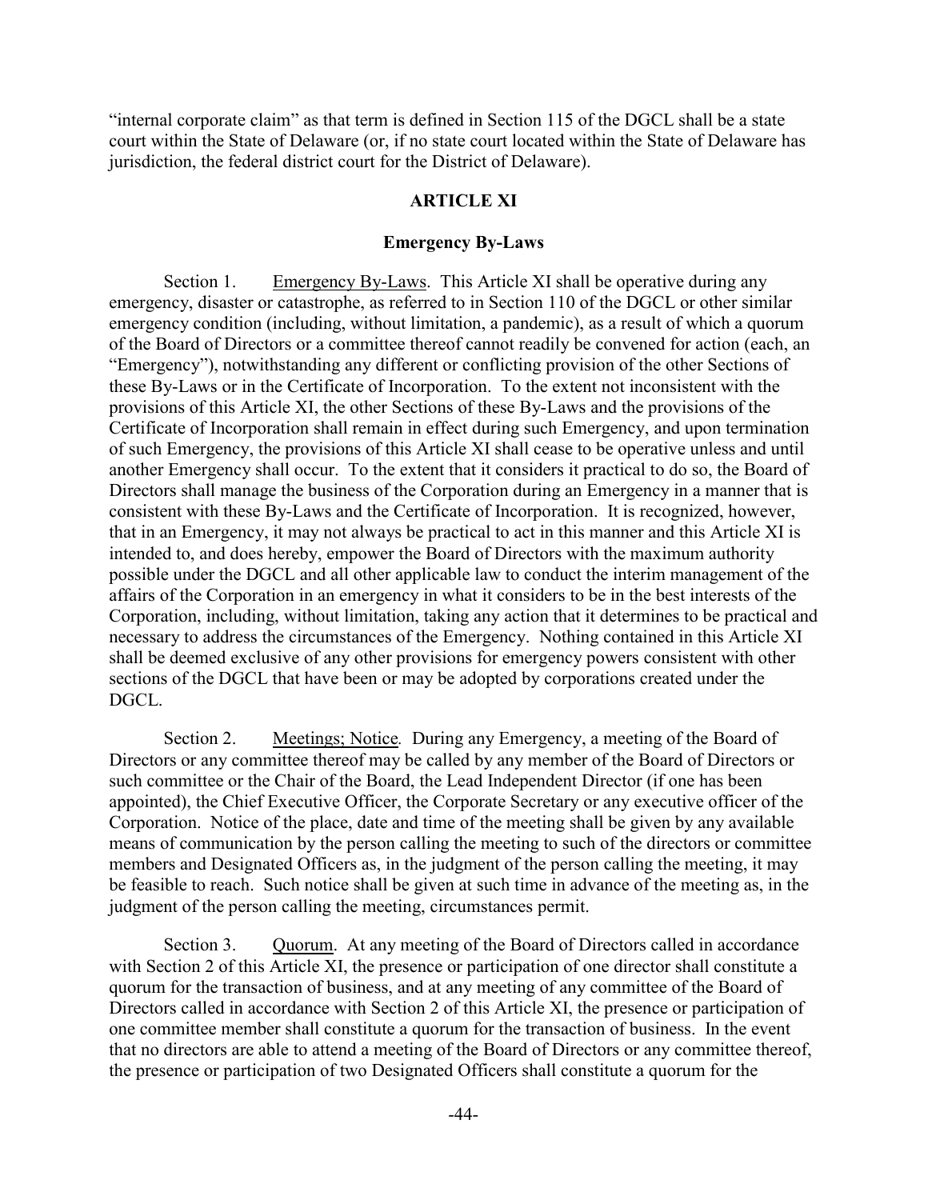"internal corporate claim" as that term is defined in Section 115 of the DGCL shall be a state court within the State of Delaware (or, if no state court located within the State of Delaware has jurisdiction, the federal district court for the District of Delaware).

## ARTICLE XI

### Emergency By-Laws

Section 1. Emergency By-Laws. This Article XI shall be operative during any emergency, disaster or catastrophe, as referred to in Section 110 of the DGCL or other similar emergency condition (including, without limitation, a pandemic), as a result of which a quorum of the Board of Directors or a committee thereof cannot readily be convened for action (each, an "Emergency"), notwithstanding any different or conflicting provision of the other Sections of these By-Laws or in the Certificate of Incorporation. To the extent not inconsistent with the provisions of this Article XI, the other Sections of these By-Laws and the provisions of the Certificate of Incorporation shall remain in effect during such Emergency, and upon termination of such Emergency, the provisions of this Article XI shall cease to be operative unless and until another Emergency shall occur. To the extent that it considers it practical to do so, the Board of Directors shall manage the business of the Corporation during an Emergency in a manner that is consistent with these By-Laws and the Certificate of Incorporation. It is recognized, however, that in an Emergency, it may not always be practical to act in this manner and this Article XI is intended to, and does hereby, empower the Board of Directors with the maximum authority possible under the DGCL and all other applicable law to conduct the interim management of the affairs of the Corporation in an emergency in what it considers to be in the best interests of the Corporation, including, without limitation, taking any action that it determines to be practical and necessary to address the circumstances of the Emergency. Nothing contained in this Article XI shall be deemed exclusive of any other provisions for emergency powers consistent with other sections of the DGCL that have been or may be adopted by corporations created under the DGCL.

Section 2. Meetings; Notice*.* During any Emergency, a meeting of the Board of Directors or any committee thereof may be called by any member of the Board of Directors or such committee or the Chair of the Board, the Lead Independent Director (if one has been appointed), the Chief Executive Officer, the Corporate Secretary or any executive officer of the Corporation. Notice of the place, date and time of the meeting shall be given by any available means of communication by the person calling the meeting to such of the directors or committee members and Designated Officers as, in the judgment of the person calling the meeting, it may be feasible to reach. Such notice shall be given at such time in advance of the meeting as, in the judgment of the person calling the meeting, circumstances permit.

Section 3. Quorum. At any meeting of the Board of Directors called in accordance with Section 2 of this Article XI, the presence or participation of one director shall constitute a quorum for the transaction of business, and at any meeting of any committee of the Board of Directors called in accordance with Section 2 of this Article XI, the presence or participation of one committee member shall constitute a quorum for the transaction of business. In the event that no directors are able to attend a meeting of the Board of Directors or any committee thereof, the presence or participation of two Designated Officers shall constitute a quorum for the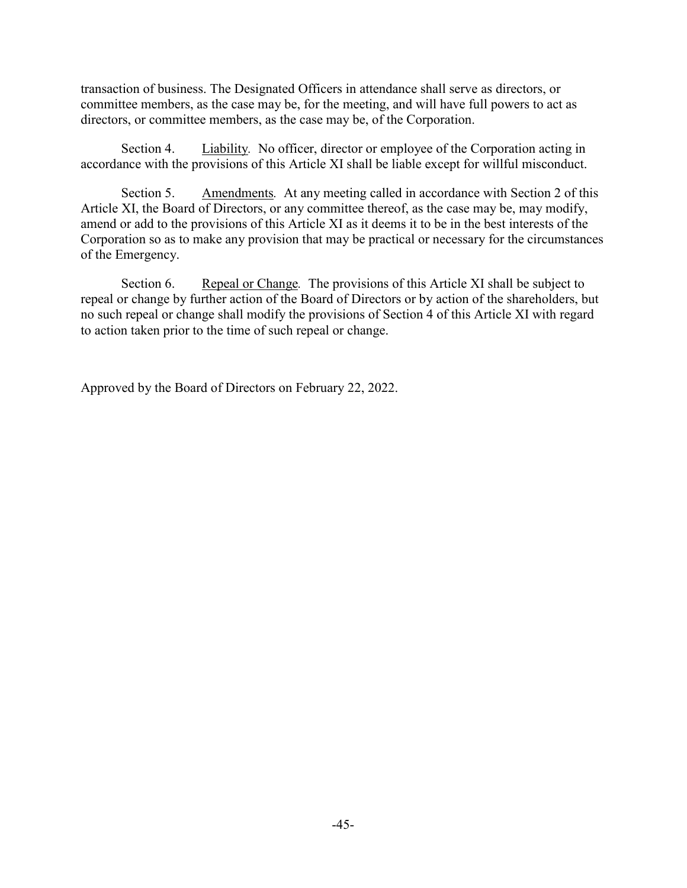transaction of business. The Designated Officers in attendance shall serve as directors, or committee members, as the case may be, for the meeting, and will have full powers to act as directors, or committee members, as the case may be, of the Corporation.

Section 4. Liability. No officer, director or employee of the Corporation acting in accordance with the provisions of this Article XI shall be liable except for willful misconduct.

Section 5. Amendments. At any meeting called in accordance with Section 2 of this Article XI, the Board of Directors, or any committee thereof, as the case may be, may modify, amend or add to the provisions of this Article XI as it deems it to be in the best interests of the Corporation so as to make any provision that may be practical or necessary for the circumstances of the Emergency.

Section 6. Repeal or Change. The provisions of this Article XI shall be subject to repeal or change by further action of the Board of Directors or by action of the shareholders, but no such repeal or change shall modify the provisions of Section 4 of this Article XI with regard to action taken prior to the time of such repeal or change.

Approved by the Board of Directors on February 22, 2022.